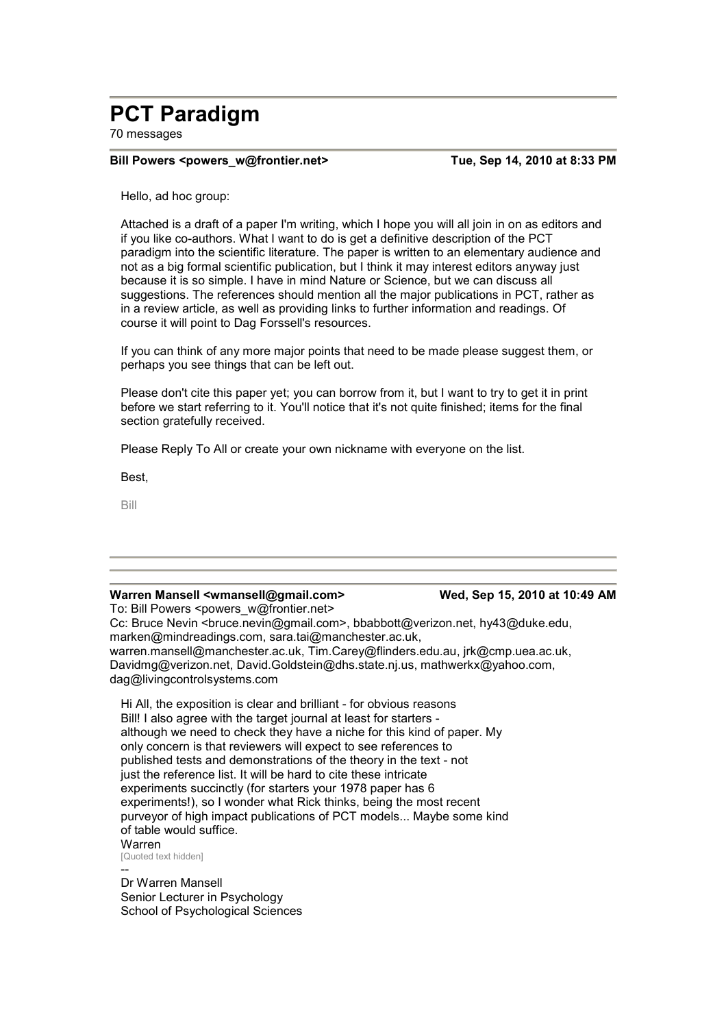# PCT Paradigm

70 messages

**Bill Powers <powers_w@frontier.net>** **Tue, Sep 14, 2010 at 8:33 PM**

Hello, ad hoc group:

Attached is a draft of a paper I'm writing, which I hope you will all join in on as editors and if you like co-authors. What I want to do is get a definitive description of the PCT paradigm into the scientific literature. The paper is written to an elementary audience and not as a big formal scientific publication, but I think it may interest editors anyway just because it is so simple. I have in mind Nature or Science, but we can discuss all suggestions. The references should mention all the major publications in PCT, rather as in a review article, as well as providing links to further information and readings. Of course it will point to Dag Forssell's resources.

If you can think of any more major points that need to be made please suggest them, or perhaps you see things that can be left out.

Please don't cite this paper yet; you can borrow from it, but I want to try to get it in print before we start referring to it. You'll notice that it's not quite finished; items for the final section gratefully received.

Please Reply To All or create your own nickname with everyone on the list.

Best,

Bill

---

**Warren Mansell <wmansell@gmail.com>** **Wed, Sep 15, 2010 at 10:49 AM**

To: Bill Powers <powers_w@frontier.net>
Cc: Bruce Nevin <bruce.nevin@gmail.com>, bbabbott@verizon.net, hy43@duke.edu, marken@mindreadings.com, sara.tai@manchester.ac.uk, warren.mansell@manchester.ac.uk, Tim.Carey@flinders.edu.au, jrk@cmp.uea.ac.uk, Davidmg@verizon.net, David.Goldstein@dhs.state.nj.us, mathwerkx@yahoo.com, dag@livingcontrolsystems.com

Hi All, the exposition is clear and brilliant - for obvious reasons Bill! I also agree with the target journal at least for starters - although we need to check they have a niche for this kind of paper. My only concern is that reviewers will expect to see references to published tests and demonstrations of the theory in the text - not just the reference list. It will be hard to cite these intricate experiments succinctly (for starters your 1978 paper has 6 experiments!), so I wonder what Rick thinks, being the most recent purveyor of high impact publications of PCT models... Maybe some kind of table would suffice.
Warren
[Quoted text hidden]

--
Dr Warren Mansell
Senior Lecturer in Psychology
School of Psychological Sciences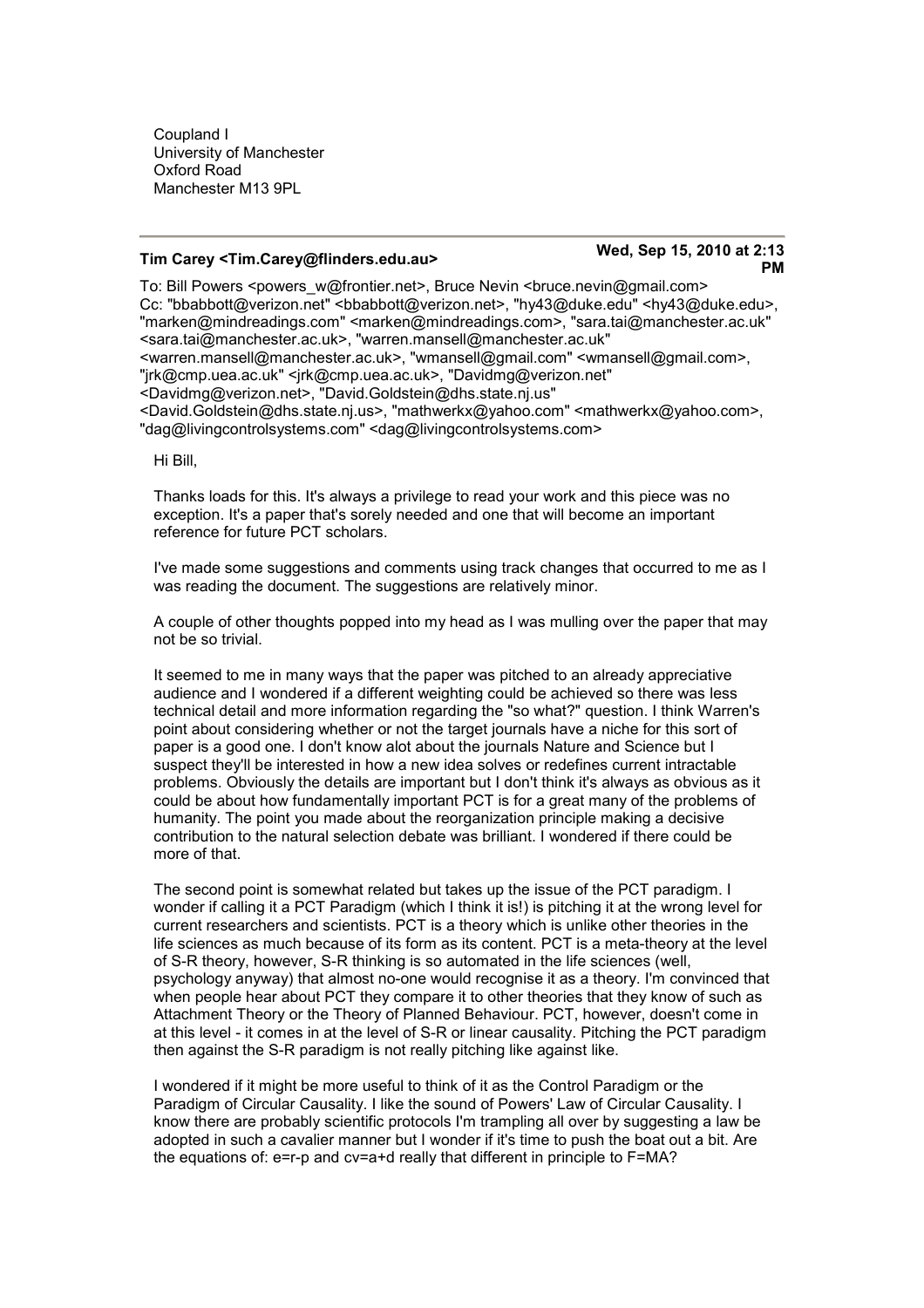Coupland I
University of Manchester
Oxford Road
Manchester M13 9PL

---

**Tim Carey <Tim.Carey@flinders.edu.au>** — **Wed, Sep 15, 2010 at 2:13 PM**

To: Bill Powers <powers_w@frontier.net>, Bruce Nevin <bruce.nevin@gmail.com>
Cc: "bbabbott@verizon.net" <bbabbott@verizon.net>, "hy43@duke.edu" <hy43@duke.edu>, "marken@mindreadings.com" <marken@mindreadings.com>, "sara.tai@manchester.ac.uk" <sara.tai@manchester.ac.uk>, "warren.mansell@manchester.ac.uk" <warren.mansell@manchester.ac.uk>, "wmansell@gmail.com" <wmansell@gmail.com>, "jrk@cmp.uea.ac.uk" <jrk@cmp.uea.ac.uk>, "Davidmg@verizon.net" <Davidmg@verizon.net>, "David.Goldstein@dhs.state.nj.us" <David.Goldstein@dhs.state.nj.us>, "mathwerkx@yahoo.com" <mathwerkx@yahoo.com>, "dag@livingcontrolsystems.com" <dag@livingcontrolsystems.com>

Hi Bill,

Thanks loads for this. It's always a privilege to read your work and this piece was no exception. It's a paper that's sorely needed and one that will become an important reference for future PCT scholars.

I've made some suggestions and comments using track changes that occurred to me as I was reading the document. The suggestions are relatively minor.

A couple of other thoughts popped into my head as I was mulling over the paper that may not be so trivial.

It seemed to me in many ways that the paper was pitched to an already appreciative audience and I wondered if a different weighting could be achieved so there was less technical detail and more information regarding the "so what?" question. I think Warren's point about considering whether or not the target journals have a niche for this sort of paper is a good one. I don't know alot about the journals Nature and Science but I suspect they'll be interested in how a new idea solves or redefines current intractable problems. Obviously the details are important but I don't think it's always as obvious as it could be about how fundamentally important PCT is for a great many of the problems of humanity. The point you made about the reorganization principle making a decisive contribution to the natural selection debate was brilliant. I wondered if there could be more of that.

The second point is somewhat related but takes up the issue of the PCT paradigm. I wonder if calling it a PCT Paradigm (which I think it is!) is pitching it at the wrong level for current researchers and scientists. PCT is a theory which is unlike other theories in the life sciences as much because of its form as its content. PCT is a meta-theory at the level of S-R theory, however, S-R thinking is so automated in the life sciences (well, psychology anyway) that almost no-one would recognise it as a theory. I'm convinced that when people hear about PCT they compare it to other theories that they know of such as Attachment Theory or the Theory of Planned Behaviour. PCT, however, doesn't come in at this level - it comes in at the level of S-R or linear causality. Pitching the PCT paradigm then against the S-R paradigm is not really pitching like against like.

I wondered if it might be more useful to think of it as the Control Paradigm or the Paradigm of Circular Causality. I like the sound of Powers' Law of Circular Causality. I know there are probably scientific protocols I'm trampling all over by suggesting a law be adopted in such a cavalier manner but I wonder if it's time to push the boat out a bit. Are the equations of: e=r-p and cv=a+d really that different in principle to F=MA?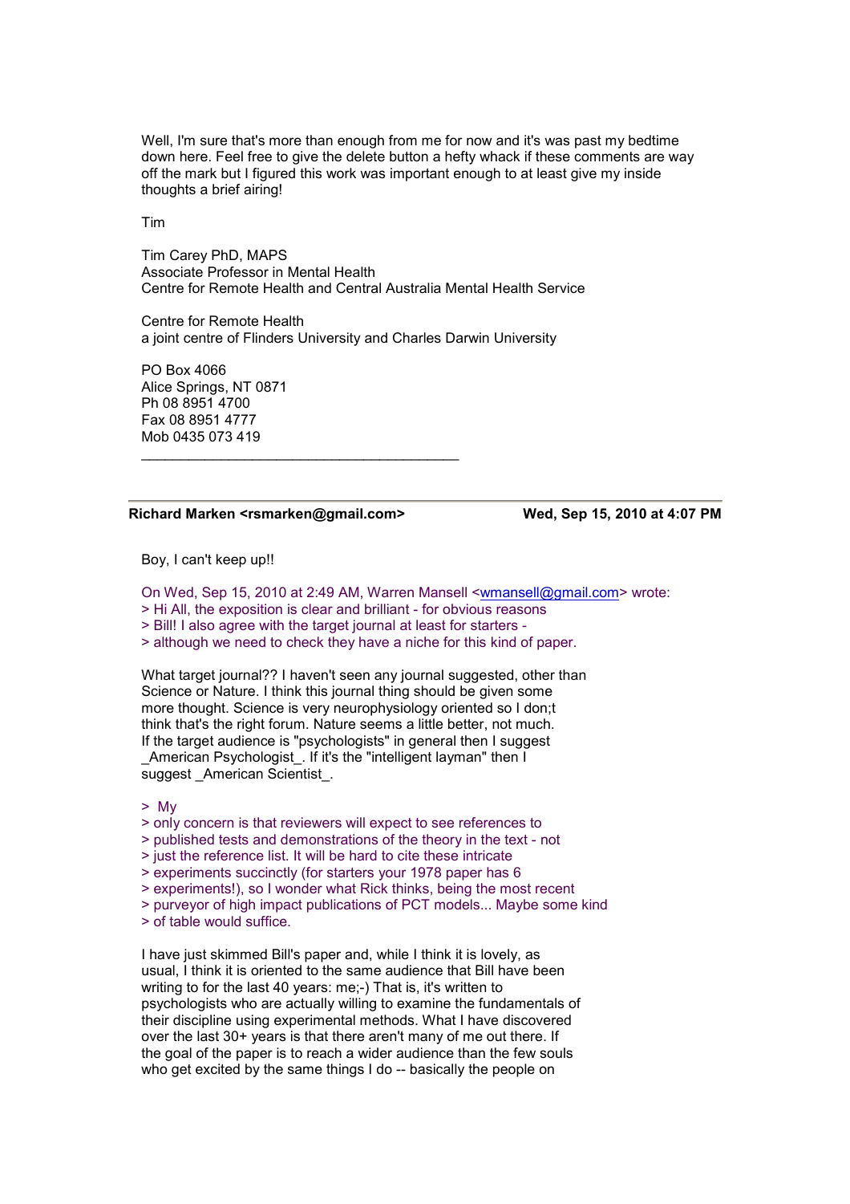Well, I'm sure that's more than enough from me for now and it's was past my bedtime down here. Feel free to give the delete button a hefty whack if these comments are way off the mark but I figured this work was important enough to at least give my inside thoughts a brief airing!

Tim

Tim Carey PhD, MAPS
Associate Professor in Mental Health
Centre for Remote Health and Central Australia Mental Health Service

Centre for Remote Health
a joint centre of Flinders University and Charles Darwin University

PO Box 4066
Alice Springs, NT 0871
Ph 08 8951 4700
Fax 08 8951 4777
Mob 0435 073 419

\_\_\_\_\_\_\_\_\_\_\_\_\_\_\_\_\_\_\_\_\_\_\_\_\_\_\_\_\_\_\_\_\_\_\_\_\_\_\_\_\_\_

---

**Richard Marken <rsmarken@gmail.com>** **Wed, Sep 15, 2010 at 4:07 PM**

Boy, I can't keep up!!

On Wed, Sep 15, 2010 at 2:49 AM, Warren Mansell <wmansell@gmail.com> wrote:
> Hi All, the exposition is clear and brilliant - for obvious reasons
> Bill! I also agree with the target journal at least for starters -
> although we need to check they have a niche for this kind of paper.

What target journal?? I haven't seen any journal suggested, other than Science or Nature. I think this journal thing should be given some more thought. Science is very neurophysiology oriented so I don;t think that's the right forum. Nature seems a little better, not much. If the target audience is "psychologists" in general then I suggest _American Psychologist_. If it's the "intelligent layman" then I suggest _American Scientist_.

> My
> only concern is that reviewers will expect to see references to
> published tests and demonstrations of the theory in the text - not
> just the reference list. It will be hard to cite these intricate
> experiments succinctly (for starters your 1978 paper has 6
> experiments!), so I wonder what Rick thinks, being the most recent
> purveyor of high impact publications of PCT models... Maybe some kind
> of table would suffice.

I have just skimmed Bill's paper and, while I think it is lovely, as usual, I think it is oriented to the same audience that Bill have been writing to for the last 40 years: me;-) That is, it's written to psychologists who are actually willing to examine the fundamentals of their discipline using experimental methods. What I have discovered over the last 30+ years is that there aren't many of me out there. If the goal of the paper is to reach a wider audience than the few souls who get excited by the same things I do -- basically the people on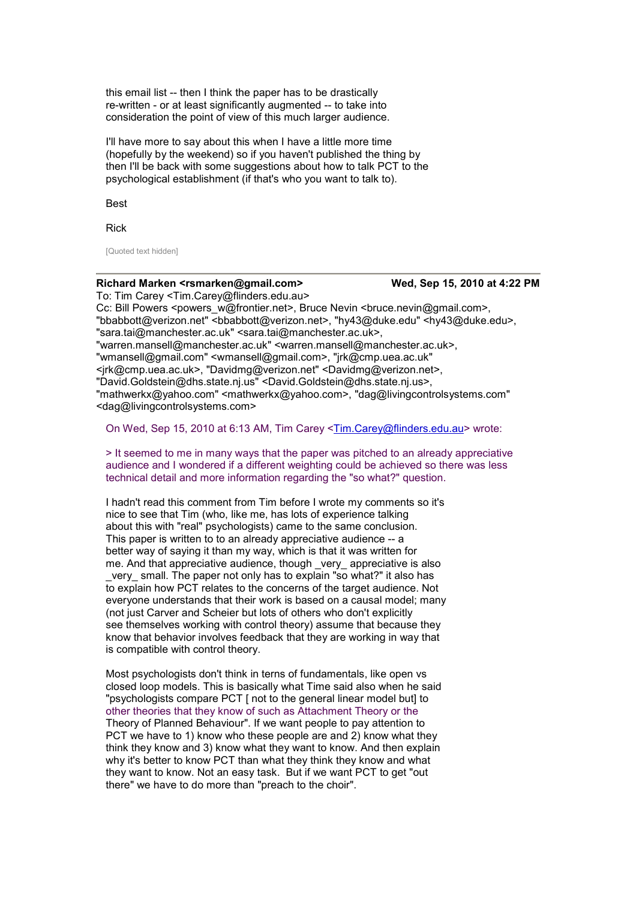this email list -- then I think the paper has to be drastically re-written - or at least significantly augmented -- to take into consideration the point of view of this much larger audience.

I'll have more to say about this when I have a little more time (hopefully by the weekend) so if you haven't published the thing by then I'll be back with some suggestions about how to talk PCT to the psychological establishment (if that's who you want to talk to).

Best

Rick

[Quoted text hidden]

---

**Richard Marken <rsmarken@gmail.com>** **Wed, Sep 15, 2010 at 4:22 PM**
To: Tim Carey <Tim.Carey@flinders.edu.au>
Cc: Bill Powers <powers_w@frontier.net>, Bruce Nevin <bruce.nevin@gmail.com>, "bbabbott@verizon.net" <bbabbott@verizon.net>, "hy43@duke.edu" <hy43@duke.edu>, "sara.tai@manchester.ac.uk" <sara.tai@manchester.ac.uk>, "warren.mansell@manchester.ac.uk" <warren.mansell@manchester.ac.uk>, "wmansell@gmail.com" <wmansell@gmail.com>, "jrk@cmp.uea.ac.uk" <jrk@cmp.uea.ac.uk>, "Davidmg@verizon.net" <Davidmg@verizon.net>, "David.Goldstein@dhs.state.nj.us" <David.Goldstein@dhs.state.nj.us>, "mathwerkx@yahoo.com" <mathwerkx@yahoo.com>, "dag@livingcontrolsystems.com" <dag@livingcontrolsystems.com>

On Wed, Sep 15, 2010 at 6:13 AM, Tim Carey <Tim.Carey@flinders.edu.au> wrote:

> It seemed to me in many ways that the paper was pitched to an already appreciative audience and I wondered if a different weighting could be achieved so there was less technical detail and more information regarding the "so what?" question.

I hadn't read this comment from Tim before I wrote my comments so it's nice to see that Tim (who, like me, has lots of experience talking about this with "real" psychologists) came to the same conclusion. This paper is written to to an already appreciative audience -- a better way of saying it than my way, which is that it was written for me. And that appreciative audience, though _very_ appreciative is also _very_ small. The paper not only has to explain "so what?" it also has to explain how PCT relates to the concerns of the target audience. Not everyone understands that their work is based on a causal model; many (not just Carver and Scheier but lots of others who don't explicitly see themselves working with control theory) assume that because they know that behavior involves feedback that they are working in way that is compatible with control theory.

Most psychologists don't think in terns of fundamentals, like open vs closed loop models. This is basically what Time said also when he said "psychologists compare PCT [ not to the general linear model but] to other theories that they know of such as Attachment Theory or the Theory of Planned Behaviour". If we want people to pay attention to PCT we have to 1) know who these people are and 2) know what they think they know and 3) know what they want to know. And then explain why it's better to know PCT than what they think they know and what they want to know. Not an easy task. But if we want PCT to get "out there" we have to do more than "preach to the choir".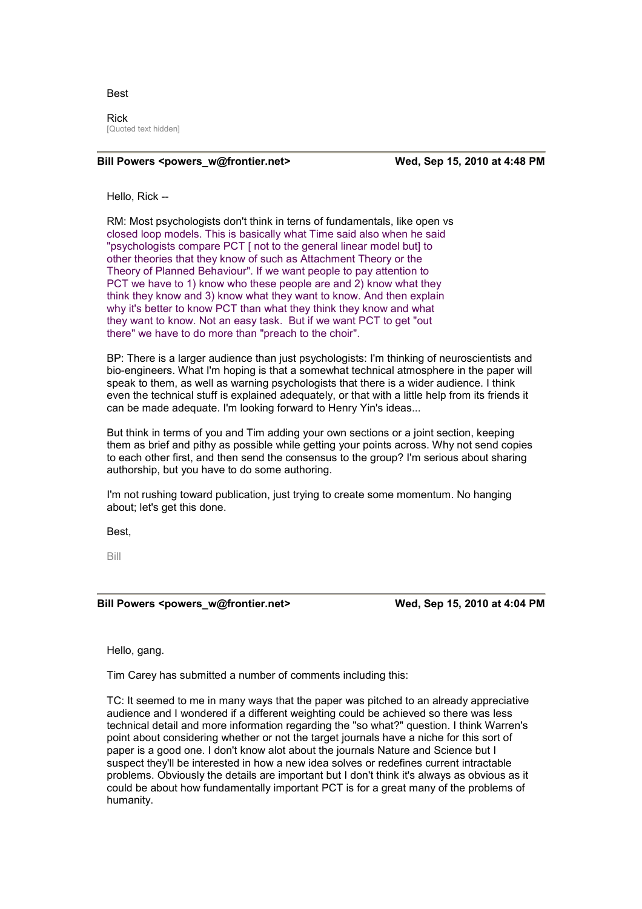Best

Rick

[Quoted text hidden]

---

**Bill Powers <powers_w@frontier.net>** **Wed, Sep 15, 2010 at 4:48 PM**

Hello, Rick --

RM: Most psychologists don't think in terns of fundamentals, like open vs closed loop models. This is basically what Time said also when he said "psychologists compare PCT [ not to the general linear model but] to other theories that they know of such as Attachment Theory or the Theory of Planned Behaviour". If we want people to pay attention to PCT we have to 1) know who these people are and 2) know what they think they know and 3) know what they want to know. And then explain why it's better to know PCT than what they think they know and what they want to know. Not an easy task. But if we want PCT to get "out there" we have to do more than "preach to the choir".

BP: There is a larger audience than just psychologists: I'm thinking of neuroscientists and bio-engineers. What I'm hoping is that a somewhat technical atmosphere in the paper will speak to them, as well as warning psychologists that there is a wider audience. I think even the technical stuff is explained adequately, or that with a little help from its friends it can be made adequate. I'm looking forward to Henry Yin's ideas...

But think in terms of you and Tim adding your own sections or a joint section, keeping them as brief and pithy as possible while getting your points across. Why not send copies to each other first, and then send the consensus to the group? I'm serious about sharing authorship, but you have to do some authoring.

I'm not rushing toward publication, just trying to create some momentum. No hanging about; let's get this done.

Best,

Bill

---

**Bill Powers <powers_w@frontier.net>** **Wed, Sep 15, 2010 at 4:04 PM**

Hello, gang.

Tim Carey has submitted a number of comments including this:

TC: It seemed to me in many ways that the paper was pitched to an already appreciative audience and I wondered if a different weighting could be achieved so there was less technical detail and more information regarding the "so what?" question. I think Warren's point about considering whether or not the target journals have a niche for this sort of paper is a good one. I don't know alot about the journals Nature and Science but I suspect they'll be interested in how a new idea solves or redefines current intractable problems. Obviously the details are important but I don't think it's always as obvious as it could be about how fundamentally important PCT is for a great many of the problems of humanity.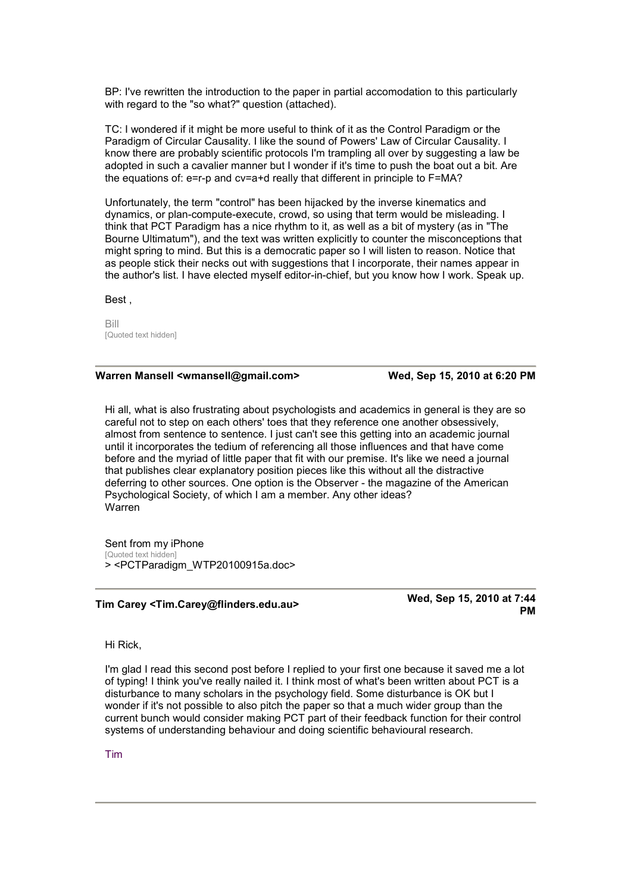BP: I've rewritten the introduction to the paper in partial accomodation to this particularly with regard to the "so what?" question (attached).

TC: I wondered if it might be more useful to think of it as the Control Paradigm or the Paradigm of Circular Causality. I like the sound of Powers' Law of Circular Causality. I know there are probably scientific protocols I'm trampling all over by suggesting a law be adopted in such a cavalier manner but I wonder if it's time to push the boat out a bit. Are the equations of: $e=r-p$ and $cv=a+d$ really that different in principle to $F=MA$?

Unfortunately, the term "control" has been hijacked by the inverse kinematics and dynamics, or plan-compute-execute, crowd, so using that term would be misleading. I think that PCT Paradigm has a nice rhythm to it, as well as a bit of mystery (as in "The Bourne Ultimatum"), and the text was written explicitly to counter the misconceptions that might spring to mind. But this is a democratic paper so I will listen to reason. Notice that as people stick their necks out with suggestions that I incorporate, their names appear in the author's list. I have elected myself editor-in-chief, but you know how I work. Speak up.

Best ,

Bill

[Quoted text hidden]

---

**Warren Mansell <wmansell@gmail.com>** — **Wed, Sep 15, 2010 at 6:20 PM**

Hi all, what is also frustrating about psychologists and academics in general is they are so careful not to step on each others' toes that they reference one another obsessively, almost from sentence to sentence. I just can't see this getting into an academic journal until it incorporates the tedium of referencing all those influences and that have come before and the myriad of little paper that fit with our premise. It's like we need a journal that publishes clear explanatory position pieces like this without all the distractive deferring to other sources. One option is the Observer - the magazine of the American Psychological Society, of which I am a member. Any other ideas?
Warren

Sent from my iPhone
[Quoted text hidden]
> <PCTParadigm_WTP20100915a.doc>

---

**Tim Carey <Tim.Carey@flinders.edu.au>** — **Wed, Sep 15, 2010 at 7:44 PM**

Hi Rick,

I'm glad I read this second post before I replied to your first one because it saved me a lot of typing! I think you've really nailed it. I think most of what's been written about PCT is a disturbance to many scholars in the psychology field. Some disturbance is OK but I wonder if it's not possible to also pitch the paper so that a much wider group than the current bunch would consider making PCT part of their feedback function for their control systems of understanding behaviour and doing scientific behavioural research.

Tim

---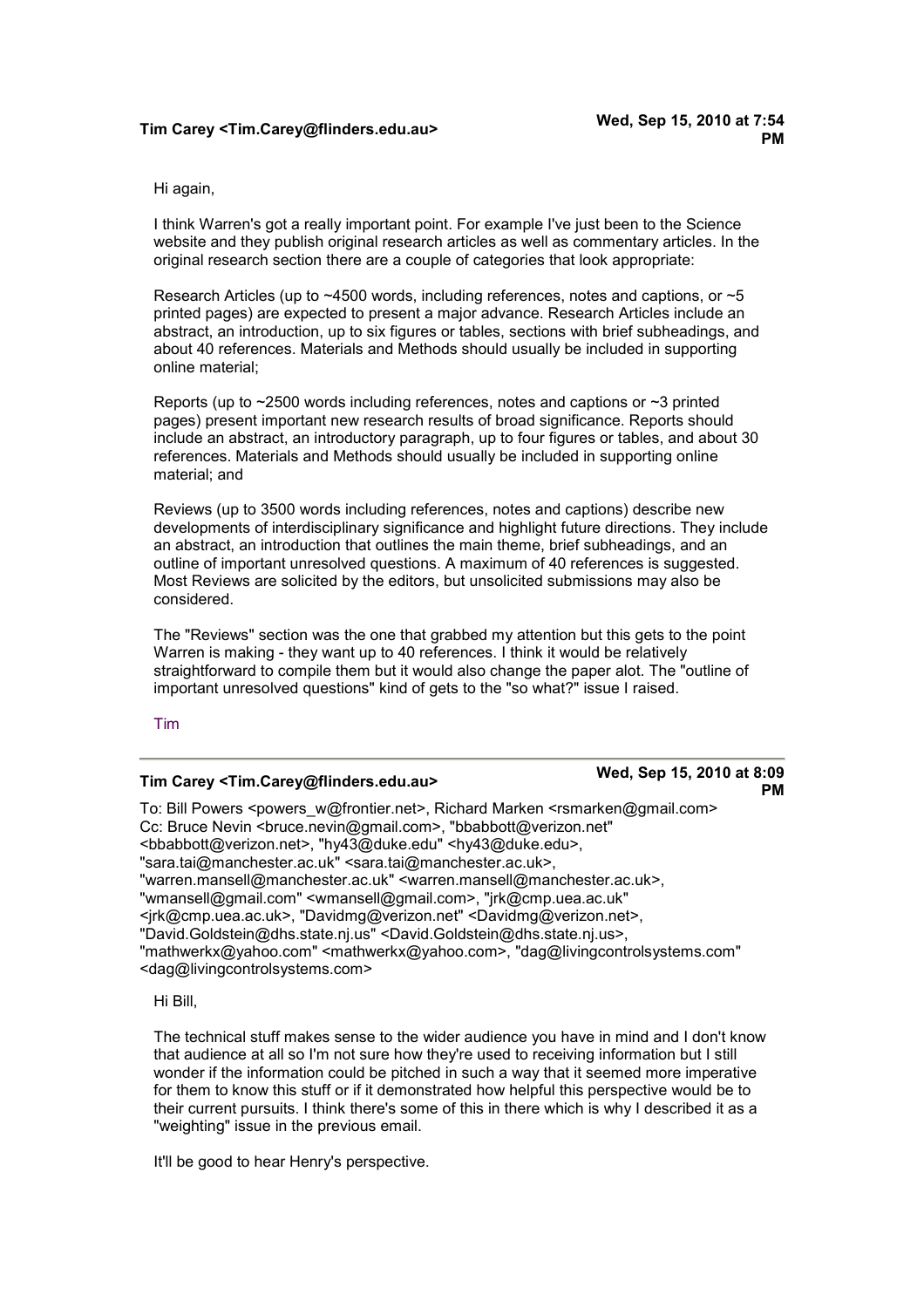**Tim Carey <Tim.Carey@flinders.edu.au>** — **Wed, Sep 15, 2010 at 7:54 PM**

Hi again,

I think Warren's got a really important point. For example I've just been to the Science website and they publish original research articles as well as commentary articles. In the original research section there are a couple of categories that look appropriate:

Research Articles (up to ~4500 words, including references, notes and captions, or ~5 printed pages) are expected to present a major advance. Research Articles include an abstract, an introduction, up to six figures or tables, sections with brief subheadings, and about 40 references. Materials and Methods should usually be included in supporting online material;

Reports (up to ~2500 words including references, notes and captions or ~3 printed pages) present important new research results of broad significance. Reports should include an abstract, an introductory paragraph, up to four figures or tables, and about 30 references. Materials and Methods should usually be included in supporting online material; and

Reviews (up to 3500 words including references, notes and captions) describe new developments of interdisciplinary significance and highlight future directions. They include an abstract, an introduction that outlines the main theme, brief subheadings, and an outline of important unresolved questions. A maximum of 40 references is suggested. Most Reviews are solicited by the editors, but unsolicited submissions may also be considered.

The "Reviews" section was the one that grabbed my attention but this gets to the point Warren is making - they want up to 40 references. I think it would be relatively straightforward to compile them but it would also change the paper alot. The "outline of important unresolved questions" kind of gets to the "so what?" issue I raised.

Tim

---

**Tim Carey <Tim.Carey@flinders.edu.au>** — **Wed, Sep 15, 2010 at 8:09 PM**

To: Bill Powers <powers_w@frontier.net>, Richard Marken <rsmarken@gmail.com>
Cc: Bruce Nevin <bruce.nevin@gmail.com>, "bbabbott@verizon.net" <bbabbott@verizon.net>, "hy43@duke.edu" <hy43@duke.edu>, "sara.tai@manchester.ac.uk" <sara.tai@manchester.ac.uk>, "warren.mansell@manchester.ac.uk" <warren.mansell@manchester.ac.uk>, "wmansell@gmail.com" <wmansell@gmail.com>, "jrk@cmp.uea.ac.uk" <jrk@cmp.uea.ac.uk>, "Davidmg@verizon.net" <Davidmg@verizon.net>, "David.Goldstein@dhs.state.nj.us" <David.Goldstein@dhs.state.nj.us>, "mathwerkx@yahoo.com" <mathwerkx@yahoo.com>, "dag@livingcontrolsystems.com" <dag@livingcontrolsystems.com>

Hi Bill,

The technical stuff makes sense to the wider audience you have in mind and I don't know that audience at all so I'm not sure how they're used to receiving information but I still wonder if the information could be pitched in such a way that it seemed more imperative for them to know this stuff or if it demonstrated how helpful this perspective would be to their current pursuits. I think there's some of this in there which is why I described it as a "weighting" issue in the previous email.

It'll be good to hear Henry's perspective.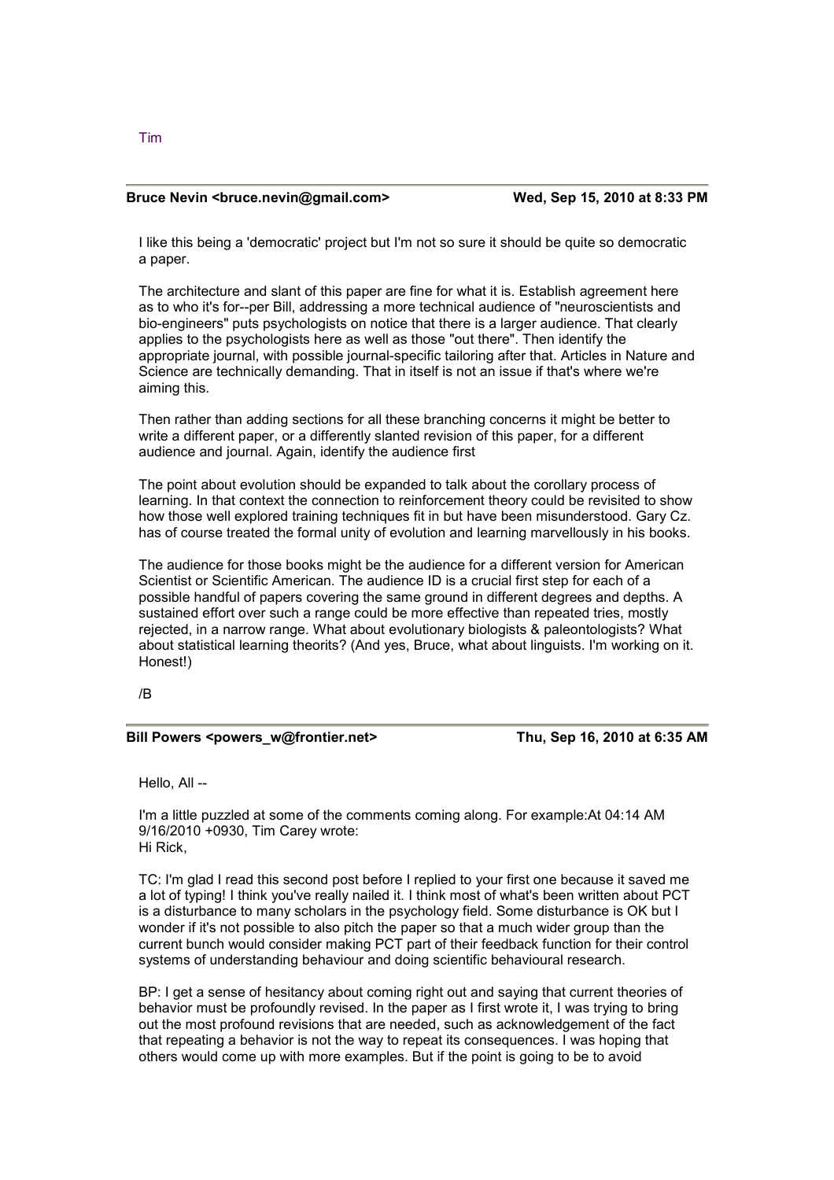Tim

---

**Bruce Nevin <bruce.nevin@gmail.com>** **Wed, Sep 15, 2010 at 8:33 PM**

I like this being a 'democratic' project but I'm not so sure it should be quite so democratic a paper.

The architecture and slant of this paper are fine for what it is. Establish agreement here as to who it's for--per Bill, addressing a more technical audience of "neuroscientists and bio-engineers" puts psychologists on notice that there is a larger audience. That clearly applies to the psychologists here as well as those "out there". Then identify the appropriate journal, with possible journal-specific tailoring after that. Articles in Nature and Science are technically demanding. That in itself is not an issue if that's where we're aiming this.

Then rather than adding sections for all these branching concerns it might be better to write a different paper, or a differently slanted revision of this paper, for a different audience and journal. Again, identify the audience first

The point about evolution should be expanded to talk about the corollary process of learning. In that context the connection to reinforcement theory could be revisited to show how those well explored training techniques fit in but have been misunderstood. Gary Cz. has of course treated the formal unity of evolution and learning marvellously in his books.

The audience for those books might be the audience for a different version for American Scientist or Scientific American. The audience ID is a crucial first step for each of a possible handful of papers covering the same ground in different degrees and depths. A sustained effort over such a range could be more effective than repeated tries, mostly rejected, in a narrow range. What about evolutionary biologists & paleontologists? What about statistical learning theorits? (And yes, Bruce, what about linguists. I'm working on it. Honest!)

/B

---

**Bill Powers <powers_w@frontier.net>** **Thu, Sep 16, 2010 at 6:35 AM**

Hello, All --

I'm a little puzzled at some of the comments coming along. For example:At 04:14 AM 9/16/2010 +0930, Tim Carey wrote:
Hi Rick,

TC: I'm glad I read this second post before I replied to your first one because it saved me a lot of typing! I think you've really nailed it. I think most of what's been written about PCT is a disturbance to many scholars in the psychology field. Some disturbance is OK but I wonder if it's not possible to also pitch the paper so that a much wider group than the current bunch would consider making PCT part of their feedback function for their control systems of understanding behaviour and doing scientific behavioural research.

BP: I get a sense of hesitancy about coming right out and saying that current theories of behavior must be profoundly revised. In the paper as I first wrote it, I was trying to bring out the most profound revisions that are needed, such as acknowledgement of the fact that repeating a behavior is not the way to repeat its consequences. I was hoping that others would come up with more examples. But if the point is going to be to avoid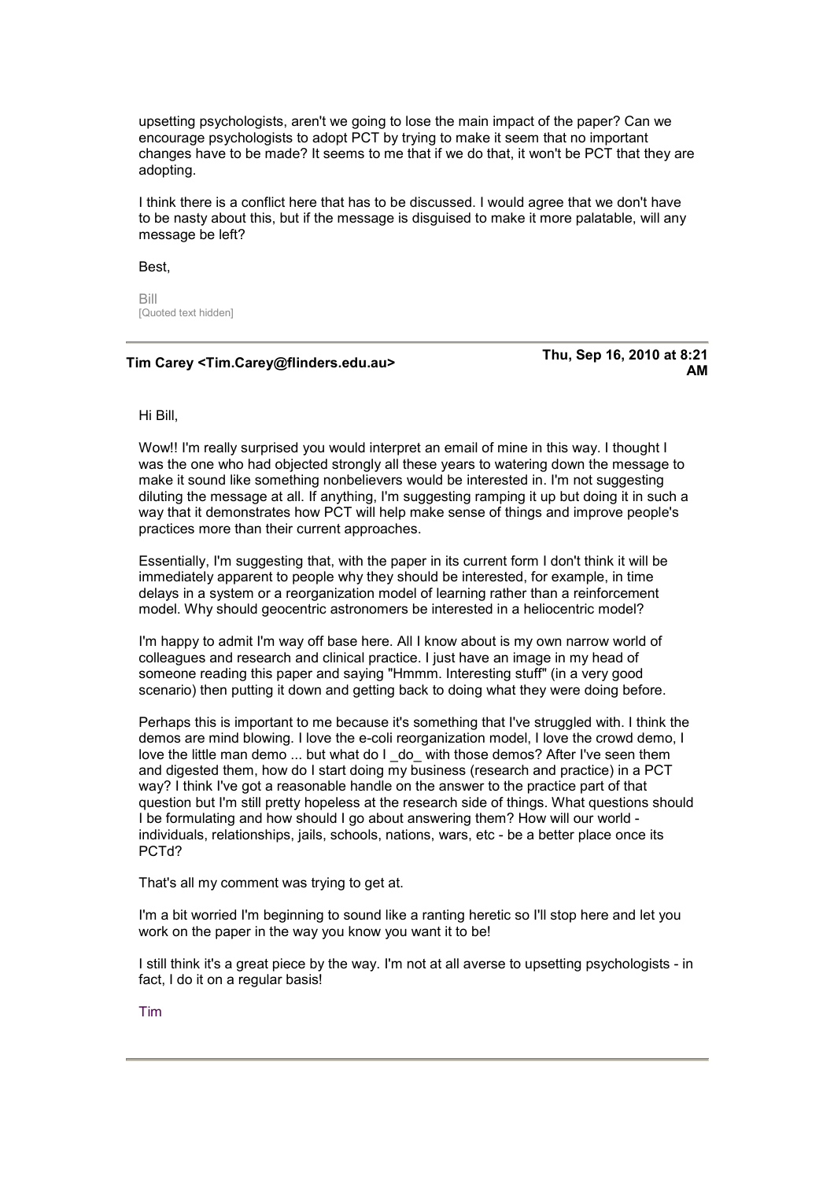upsetting psychologists, aren't we going to lose the main impact of the paper? Can we encourage psychologists to adopt PCT by trying to make it seem that no important changes have to be made? It seems to me that if we do that, it won't be PCT that they are adopting.

I think there is a conflict here that has to be discussed. I would agree that we don't have to be nasty about this, but if the message is disguised to make it more palatable, will any message be left?

Best,

Bill
[Quoted text hidden]

---

**Tim Carey <Tim.Carey@flinders.edu.au>** **Thu, Sep 16, 2010 at 8:21 AM**

Hi Bill,

Wow!! I'm really surprised you would interpret an email of mine in this way. I thought I was the one who had objected strongly all these years to watering down the message to make it sound like something nonbelievers would be interested in. I'm not suggesting diluting the message at all. If anything, I'm suggesting ramping it up but doing it in such a way that it demonstrates how PCT will help make sense of things and improve people's practices more than their current approaches.

Essentially, I'm suggesting that, with the paper in its current form I don't think it will be immediately apparent to people why they should be interested, for example, in time delays in a system or a reorganization model of learning rather than a reinforcement model. Why should geocentric astronomers be interested in a heliocentric model?

I'm happy to admit I'm way off base here. All I know about is my own narrow world of colleagues and research and clinical practice. I just have an image in my head of someone reading this paper and saying "Hmmm. Interesting stuff" (in a very good scenario) then putting it down and getting back to doing what they were doing before.

Perhaps this is important to me because it's something that I've struggled with. I think the demos are mind blowing. I love the e-coli reorganization model, I love the crowd demo, I love the little man demo ... but what do I _do_ with those demos? After I've seen them and digested them, how do I start doing my business (research and practice) in a PCT way? I think I've got a reasonable handle on the answer to the practice part of that question but I'm still pretty hopeless at the research side of things. What questions should I be formulating and how should I go about answering them? How will our world - individuals, relationships, jails, schools, nations, wars, etc - be a better place once its PCTd?

That's all my comment was trying to get at.

I'm a bit worried I'm beginning to sound like a ranting heretic so I'll stop here and let you work on the paper in the way you know you want it to be!

I still think it's a great piece by the way. I'm not at all averse to upsetting psychologists - in fact, I do it on a regular basis!

Tim

---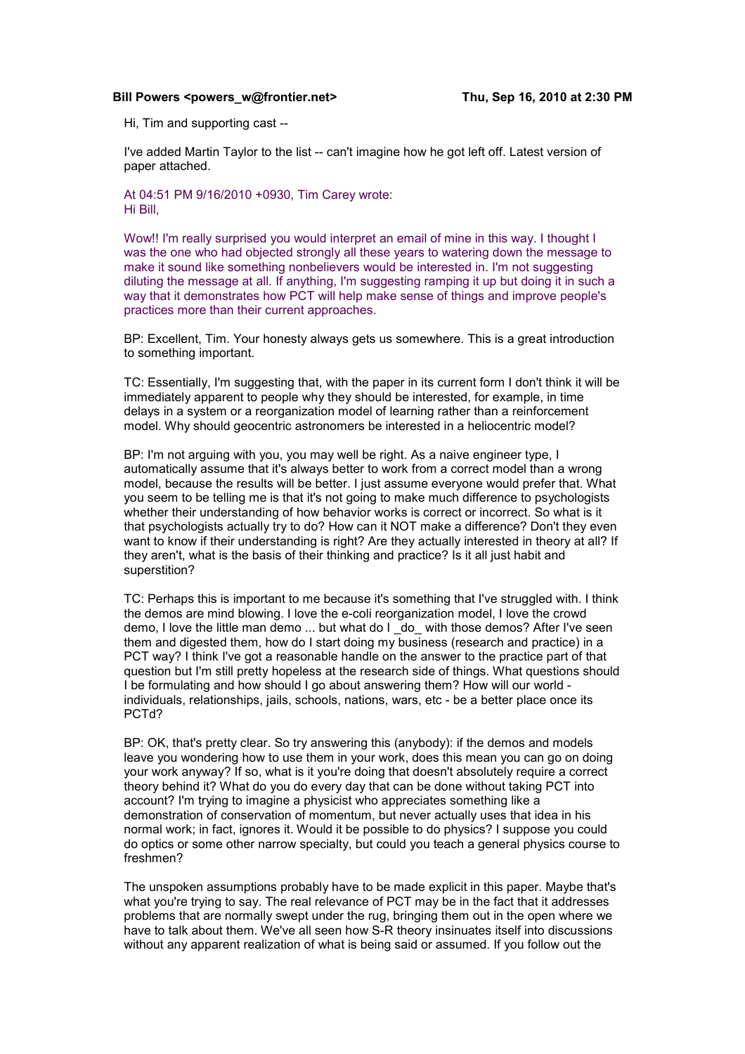**Bill Powers <powers_w@frontier.net>** **Thu, Sep 16, 2010 at 2:30 PM**

Hi, Tim and supporting cast --

I've added Martin Taylor to the list -- can't imagine how he got left off. Latest version of paper attached.

At 04:51 PM 9/16/2010 +0930, Tim Carey wrote:
Hi Bill,

Wow!! I'm really surprised you would interpret an email of mine in this way. I thought I was the one who had objected strongly all these years to watering down the message to make it sound like something nonbelievers would be interested in. I'm not suggesting diluting the message at all. If anything, I'm suggesting ramping it up but doing it in such a way that it demonstrates how PCT will help make sense of things and improve people's practices more than their current approaches.

BP: Excellent, Tim. Your honesty always gets us somewhere. This is a great introduction to something important.

TC: Essentially, I'm suggesting that, with the paper in its current form I don't think it will be immediately apparent to people why they should be interested, for example, in time delays in a system or a reorganization model of learning rather than a reinforcement model. Why should geocentric astronomers be interested in a heliocentric model?

BP: I'm not arguing with you, you may well be right. As a naive engineer type, I automatically assume that it's always better to work from a correct model than a wrong model, because the results will be better. I just assume everyone would prefer that. What you seem to be telling me is that it's not going to make much difference to psychologists whether their understanding of how behavior works is correct or incorrect. So what is it that psychologists actually try to do? How can it NOT make a difference? Don't they even want to know if their understanding is right? Are they actually interested in theory at all? If they aren't, what is the basis of their thinking and practice? Is it all just habit and superstition?

TC: Perhaps this is important to me because it's something that I've struggled with. I think the demos are mind blowing. I love the e-coli reorganization model, I love the crowd demo, I love the little man demo ... but what do I _do_ with those demos? After I've seen them and digested them, how do I start doing my business (research and practice) in a PCT way? I think I've got a reasonable handle on the answer to the practice part of that question but I'm still pretty hopeless at the research side of things. What questions should I be formulating and how should I go about answering them? How will our world - individuals, relationships, jails, schools, nations, wars, etc - be a better place once its PCTd?

BP: OK, that's pretty clear. So try answering this (anybody): if the demos and models leave you wondering how to use them in your work, does this mean you can go on doing your work anyway? If so, what is it you're doing that doesn't absolutely require a correct theory behind it? What do you do every day that can be done without taking PCT into account? I'm trying to imagine a physicist who appreciates something like a demonstration of conservation of momentum, but never actually uses that idea in his normal work; in fact, ignores it. Would it be possible to do physics? I suppose you could do optics or some other narrow specialty, but could you teach a general physics course to freshmen?

The unspoken assumptions probably have to be made explicit in this paper. Maybe that's what you're trying to say. The real relevance of PCT may be in the fact that it addresses problems that are normally swept under the rug, bringing them out in the open where we have to talk about them. We've all seen how S-R theory insinuates itself into discussions without any apparent realization of what is being said or assumed. If you follow out the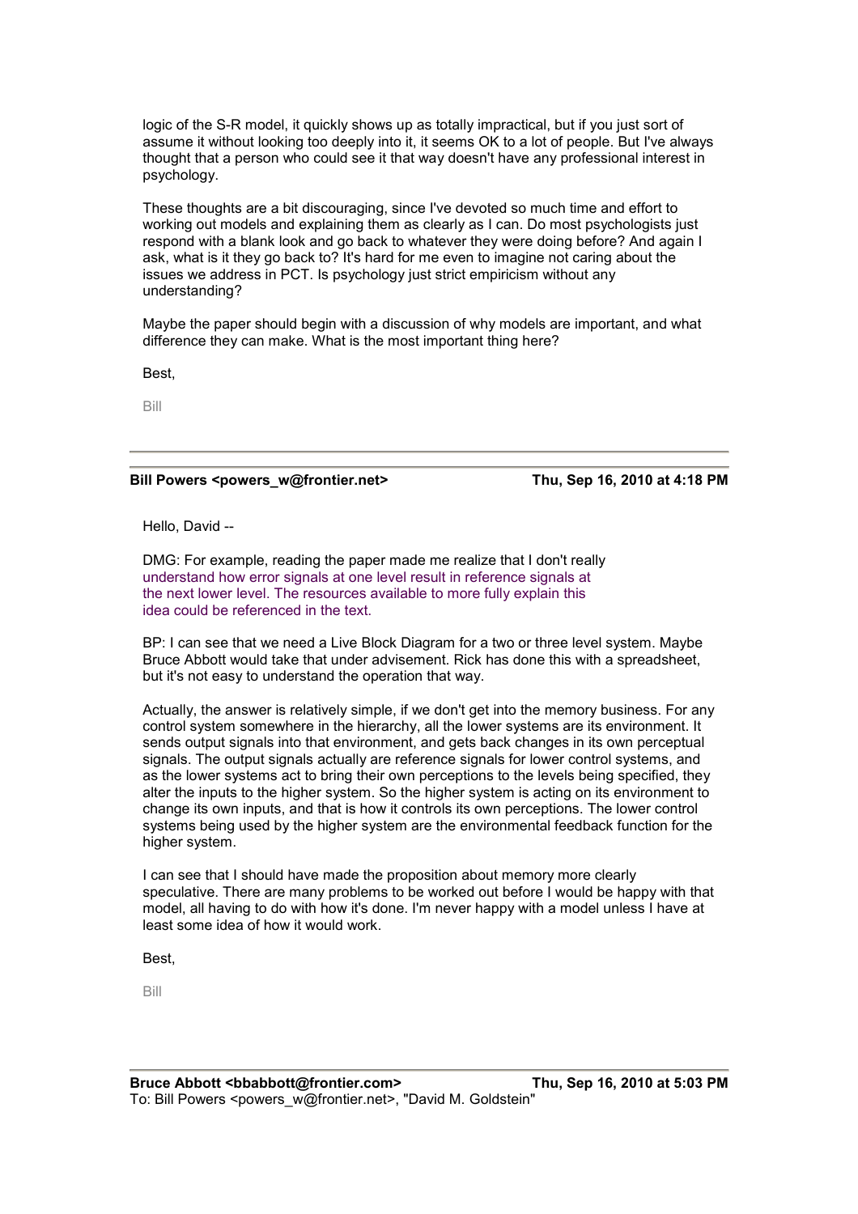logic of the S-R model, it quickly shows up as totally impractical, but if you just sort of assume it without looking too deeply into it, it seems OK to a lot of people. But I've always thought that a person who could see it that way doesn't have any professional interest in psychology.

These thoughts are a bit discouraging, since I've devoted so much time and effort to working out models and explaining them as clearly as I can. Do most psychologists just respond with a blank look and go back to whatever they were doing before? And again I ask, what is it they go back to? It's hard for me even to imagine not caring about the issues we address in PCT. Is psychology just strict empiricism without any understanding?

Maybe the paper should begin with a discussion of why models are important, and what difference they can make. What is the most important thing here?

Best,

Bill

---

**Bill Powers <powers_w@frontier.net>** — **Thu, Sep 16, 2010 at 4:18 PM**

Hello, David --

DMG: For example, reading the paper made me realize that I don't really understand how error signals at one level result in reference signals at the next lower level. The resources available to more fully explain this idea could be referenced in the text.

BP: I can see that we need a Live Block Diagram for a two or three level system. Maybe Bruce Abbott would take that under advisement. Rick has done this with a spreadsheet, but it's not easy to understand the operation that way.

Actually, the answer is relatively simple, if we don't get into the memory business. For any control system somewhere in the hierarchy, all the lower systems are its environment. It sends output signals into that environment, and gets back changes in its own perceptual signals. The output signals actually are reference signals for lower control systems, and as the lower systems act to bring their own perceptions to the levels being specified, they alter the inputs to the higher system. So the higher system is acting on its environment to change its own inputs, and that is how it controls its own perceptions. The lower control systems being used by the higher system are the environmental feedback function for the higher system.

I can see that I should have made the proposition about memory more clearly speculative. There are many problems to be worked out before I would be happy with that model, all having to do with how it's done. I'm never happy with a model unless I have at least some idea of how it would work.

Best,

Bill

---

**Bruce Abbott <bbabbott@frontier.com>** — **Thu, Sep 16, 2010 at 5:03 PM**
To: Bill Powers <powers_w@frontier.net>, "David M. Goldstein"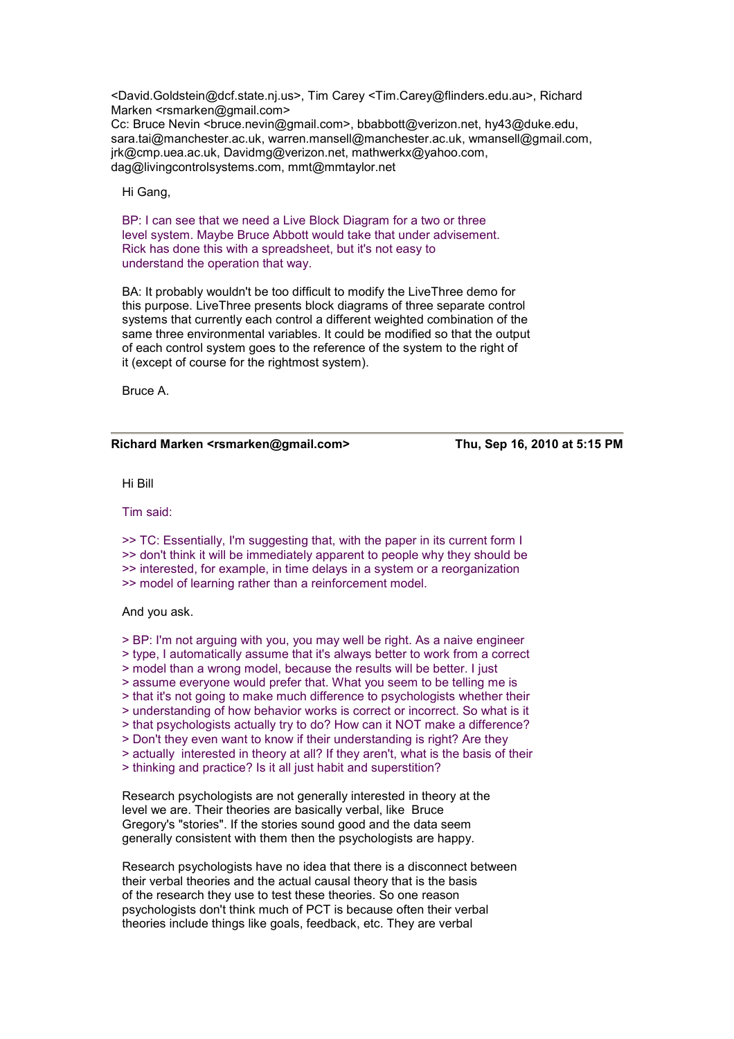<David.Goldstein@dcf.state.nj.us>, Tim Carey <Tim.Carey@flinders.edu.au>, Richard Marken <rsmarken@gmail.com>
Cc: Bruce Nevin <bruce.nevin@gmail.com>, bbabbott@verizon.net, hy43@duke.edu, sara.tai@manchester.ac.uk, warren.mansell@manchester.ac.uk, wmansell@gmail.com, jrk@cmp.uea.ac.uk, Davidmg@verizon.net, mathwerkx@yahoo.com, dag@livingcontrolsystems.com, mmt@mmtaylor.net

Hi Gang,

BP: I can see that we need a Live Block Diagram for a two or three level system. Maybe Bruce Abbott would take that under advisement. Rick has done this with a spreadsheet, but it's not easy to understand the operation that way.

BA: It probably wouldn't be too difficult to modify the LiveThree demo for this purpose. LiveThree presents block diagrams of three separate control systems that currently each control a different weighted combination of the same three environmental variables. It could be modified so that the output of each control system goes to the reference of the system to the right of it (except of course for the rightmost system).

Bruce A.

---

**Richard Marken <rsmarken@gmail.com>** — **Thu, Sep 16, 2010 at 5:15 PM**

Hi Bill

Tim said:

>> TC: Essentially, I'm suggesting that, with the paper in its current form I
>> don't think it will be immediately apparent to people why they should be
>> interested, for example, in time delays in a system or a reorganization
>> model of learning rather than a reinforcement model.

And you ask.

> BP: I'm not arguing with you, you may well be right. As a naive engineer
> type, I automatically assume that it's always better to work from a correct
> model than a wrong model, because the results will be better. I just
> assume everyone would prefer that. What you seem to be telling me is
> that it's not going to make much difference to psychologists whether their
> understanding of how behavior works is correct or incorrect. So what is it
> that psychologists actually try to do? How can it NOT make a difference?
> Don't they even want to know if their understanding is right? Are they
> actually interested in theory at all? If they aren't, what is the basis of their
> thinking and practice? Is it all just habit and superstition?

Research psychologists are not generally interested in theory at the level we are. Their theories are basically verbal, like Bruce Gregory's "stories". If the stories sound good and the data seem generally consistent with them then the psychologists are happy.

Research psychologists have no idea that there is a disconnect between their verbal theories and the actual causal theory that is the basis of the research they use to test these theories. So one reason psychologists don't think much of PCT is because often their verbal theories include things like goals, feedback, etc. They are verbal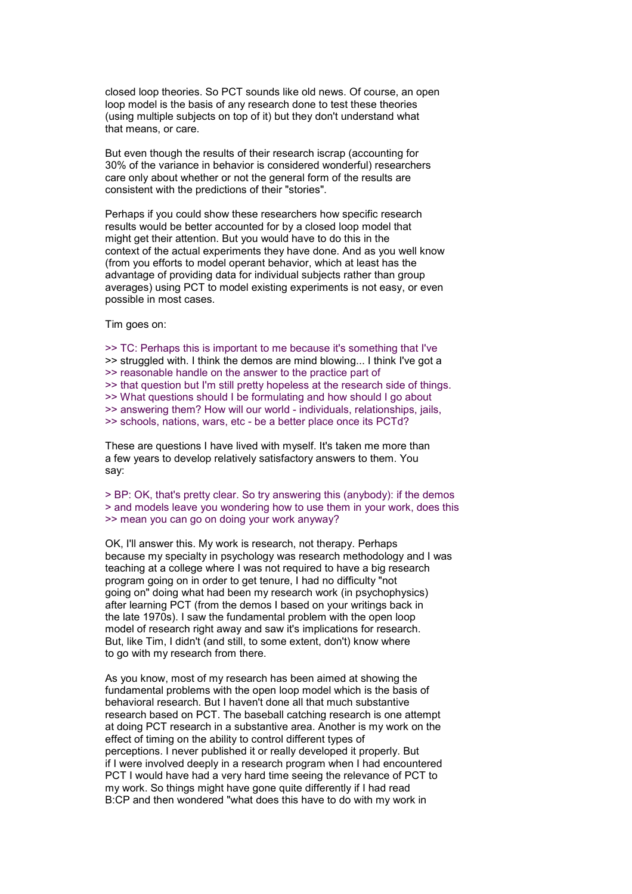closed loop theories. So PCT sounds like old news. Of course, an open loop model is the basis of any research done to test these theories (using multiple subjects on top of it) but they don't understand what that means, or care.

But even though the results of their research iscrap (accounting for 30% of the variance in behavior is considered wonderful) researchers care only about whether or not the general form of the results are consistent with the predictions of their "stories".

Perhaps if you could show these researchers how specific research results would be better accounted for by a closed loop model that might get their attention. But you would have to do this in the context of the actual experiments they have done. And as you well know (from you efforts to model operant behavior, which at least has the advantage of providing data for individual subjects rather than group averages) using PCT to model existing experiments is not easy, or even possible in most cases.

Tim goes on:

>> TC: Perhaps this is important to me because it's something that I've
>> struggled with. I think the demos are mind blowing... I think I've got a
>> reasonable handle on the answer to the practice part of
>> that question but I'm still pretty hopeless at the research side of things.
>> What questions should I be formulating and how should I go about
>> answering them? How will our world - individuals, relationships, jails,
>> schools, nations, wars, etc - be a better place once its PCTd?

These are questions I have lived with myself. It's taken me more than a few years to develop relatively satisfactory answers to them. You say:

> BP: OK, that's pretty clear. So try answering this (anybody): if the demos
> and models leave you wondering how to use them in your work, does this
>> mean you can go on doing your work anyway?

OK, I'll answer this. My work is research, not therapy. Perhaps because my specialty in psychology was research methodology and I was teaching at a college where I was not required to have a big research program going on in order to get tenure, I had no difficulty "not going on" doing what had been my research work (in psychophysics) after learning PCT (from the demos I based on your writings back in the late 1970s). I saw the fundamental problem with the open loop model of research right away and saw it's implications for research. But, like Tim, I didn't (and still, to some extent, don't) know where to go with my research from there.

As you know, most of my research has been aimed at showing the fundamental problems with the open loop model which is the basis of behavioral research. But I haven't done all that much substantive research based on PCT. The baseball catching research is one attempt at doing PCT research in a substantive area. Another is my work on the effect of timing on the ability to control different types of perceptions. I never published it or really developed it properly. But if I were involved deeply in a research program when I had encountered PCT I would have had a very hard time seeing the relevance of PCT to my work. So things might have gone quite differently if I had read B:CP and then wondered "what does this have to do with my work in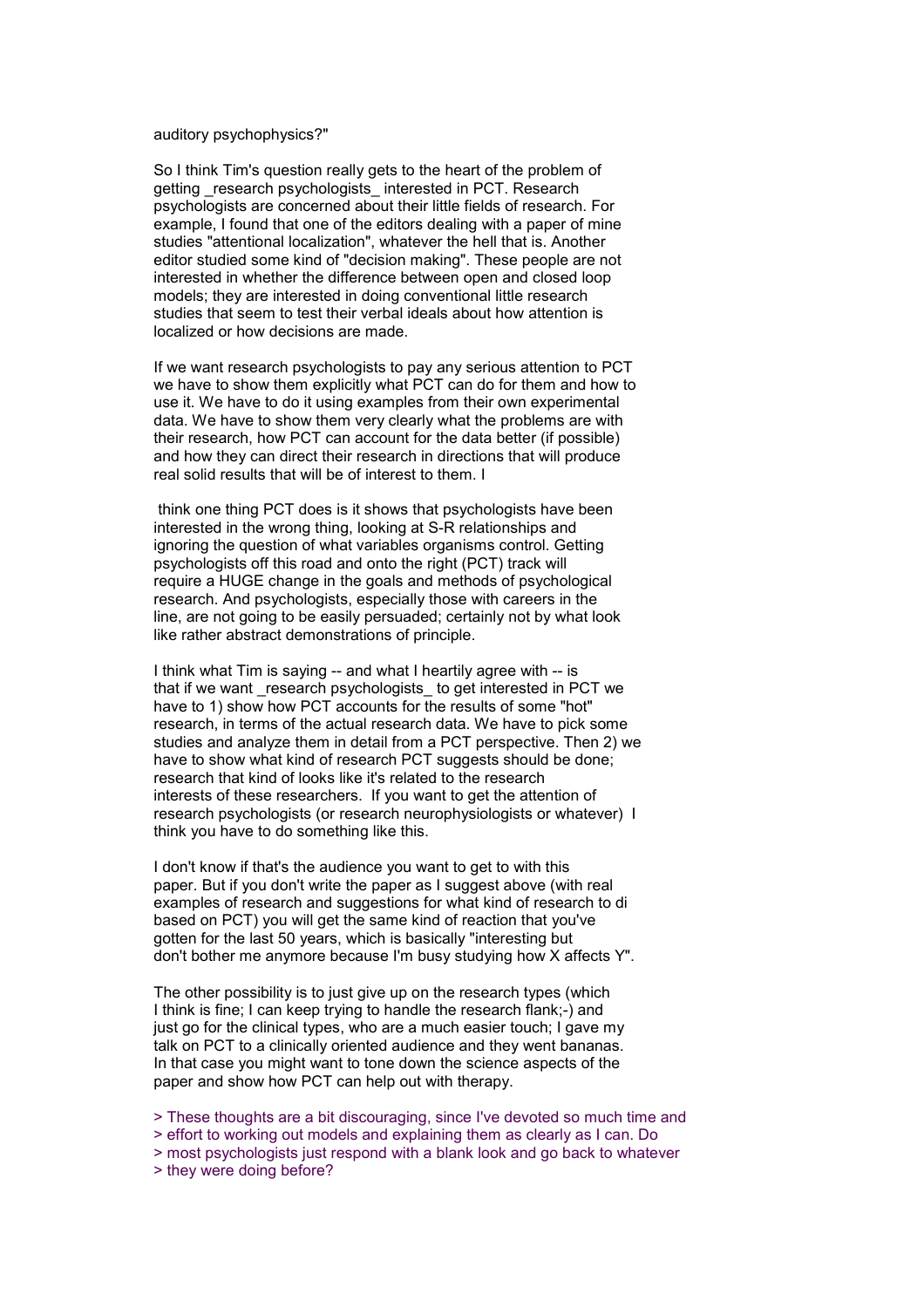auditory psychophysics?"

So I think Tim's question really gets to the heart of the problem of getting _research psychologists_ interested in PCT. Research psychologists are concerned about their little fields of research. For example, I found that one of the editors dealing with a paper of mine studies "attentional localization", whatever the hell that is. Another editor studied some kind of "decision making". These people are not interested in whether the difference between open and closed loop models; they are interested in doing conventional little research studies that seem to test their verbal ideals about how attention is localized or how decisions are made.

If we want research psychologists to pay any serious attention to PCT we have to show them explicitly what PCT can do for them and how to use it. We have to do it using examples from their own experimental data. We have to show them very clearly what the problems are with their research, how PCT can account for the data better (if possible) and how they can direct their research in directions that will produce real solid results that will be of interest to them. I

think one thing PCT does is it shows that psychologists have been interested in the wrong thing, looking at S-R relationships and ignoring the question of what variables organisms control. Getting psychologists off this road and onto the right (PCT) track will require a HUGE change in the goals and methods of psychological research. And psychologists, especially those with careers in the line, are not going to be easily persuaded; certainly not by what look like rather abstract demonstrations of principle.

I think what Tim is saying -- and what I heartily agree with -- is that if we want _research psychologists_ to get interested in PCT we have to 1) show how PCT accounts for the results of some "hot" research, in terms of the actual research data. We have to pick some studies and analyze them in detail from a PCT perspective. Then 2) we have to show what kind of research PCT suggests should be done; research that kind of looks like it's related to the research interests of these researchers. If you want to get the attention of research psychologists (or research neurophysiologists or whatever) I think you have to do something like this.

I don't know if that's the audience you want to get to with this paper. But if you don't write the paper as I suggest above (with real examples of research and suggestions for what kind of research to di based on PCT) you will get the same kind of reaction that you've gotten for the last 50 years, which is basically "interesting but don't bother me anymore because I'm busy studying how X affects Y".

The other possibility is to just give up on the research types (which I think is fine; I can keep trying to handle the research flank;-) and just go for the clinical types, who are a much easier touch; I gave my talk on PCT to a clinically oriented audience and they went bananas. In that case you might want to tone down the science aspects of the paper and show how PCT can help out with therapy.

> These thoughts are a bit discouraging, since I've devoted so much time and
> effort to working out models and explaining them as clearly as I can. Do
> most psychologists just respond with a blank look and go back to whatever
> they were doing before?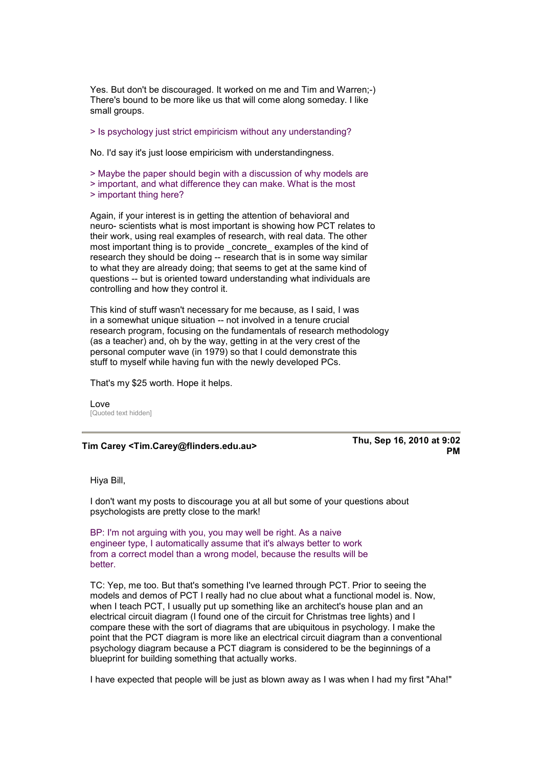Yes. But don't be discouraged. It worked on me and Tim and Warren;-) There's bound to be more like us that will come along someday. I like small groups.

> Is psychology just strict empiricism without any understanding?

No. I'd say it's just loose empiricism with understandingness.

> Maybe the paper should begin with a discussion of why models are
> important, and what difference they can make. What is the most
> important thing here?

Again, if your interest is in getting the attention of behavioral and neuro- scientists what is most important is showing how PCT relates to their work, using real examples of research, with real data. The other most important thing is to provide _concrete_ examples of the kind of research they should be doing -- research that is in some way similar to what they are already doing; that seems to get at the same kind of questions -- but is oriented toward understanding what individuals are controlling and how they control it.

This kind of stuff wasn't necessary for me because, as I said, I was in a somewhat unique situation -- not involved in a tenure crucial research program, focusing on the fundamentals of research methodology (as a teacher) and, oh by the way, getting in at the very crest of the personal computer wave (in 1979) so that I could demonstrate this stuff to myself while having fun with the newly developed PCs.

That's my $25 worth. Hope it helps.

Love
[Quoted text hidden]

---

**Tim Carey <Tim.Carey@flinders.edu.au>** — **Thu, Sep 16, 2010 at 9:02 PM**

Hiya Bill,

I don't want my posts to discourage you at all but some of your questions about psychologists are pretty close to the mark!

BP: I'm not arguing with you, you may well be right. As a naive engineer type, I automatically assume that it's always better to work from a correct model than a wrong model, because the results will be better.

TC: Yep, me too. But that's something I've learned through PCT. Prior to seeing the models and demos of PCT I really had no clue about what a functional model is. Now, when I teach PCT, I usually put up something like an architect's house plan and an electrical circuit diagram (I found one of the circuit for Christmas tree lights) and I compare these with the sort of diagrams that are ubiquitous in psychology. I make the point that the PCT diagram is more like an electrical circuit diagram than a conventional psychology diagram because a PCT diagram is considered to be the beginnings of a blueprint for building something that actually works.

I have expected that people will be just as blown away as I was when I had my first "Aha!"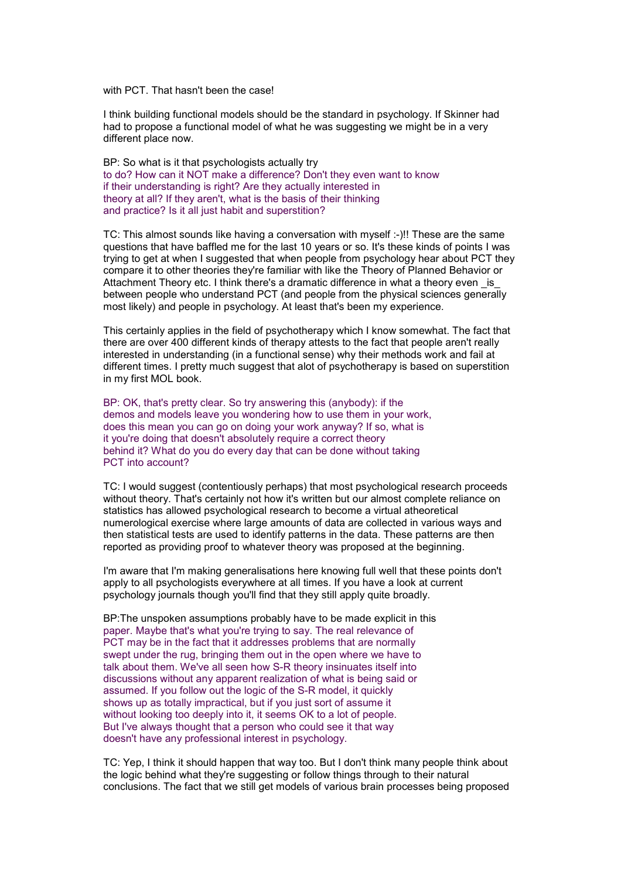with PCT. That hasn't been the case!

I think building functional models should be the standard in psychology. If Skinner had had to propose a functional model of what he was suggesting we might be in a very different place now.

BP: So what is it that psychologists actually try to do? How can it NOT make a difference? Don't they even want to know if their understanding is right? Are they actually interested in theory at all? If they aren't, what is the basis of their thinking and practice? Is it all just habit and superstition?

TC: This almost sounds like having a conversation with myself :-)!! These are the same questions that have baffled me for the last 10 years or so. It's these kinds of points I was trying to get at when I suggested that when people from psychology hear about PCT they compare it to other theories they're familiar with like the Theory of Planned Behavior or Attachment Theory etc. I think there's a dramatic difference in what a theory even _is_ between people who understand PCT (and people from the physical sciences generally most likely) and people in psychology. At least that's been my experience.

This certainly applies in the field of psychotherapy which I know somewhat. The fact that there are over 400 different kinds of therapy attests to the fact that people aren't really interested in understanding (in a functional sense) why their methods work and fail at different times. I pretty much suggest that alot of psychotherapy is based on superstition in my first MOL book.

BP: OK, that's pretty clear. So try answering this (anybody): if the demos and models leave you wondering how to use them in your work, does this mean you can go on doing your work anyway? If so, what is it you're doing that doesn't absolutely require a correct theory behind it? What do you do every day that can be done without taking PCT into account?

TC: I would suggest (contentiously perhaps) that most psychological research proceeds without theory. That's certainly not how it's written but our almost complete reliance on statistics has allowed psychological research to become a virtual atheoretical numerological exercise where large amounts of data are collected in various ways and then statistical tests are used to identify patterns in the data. These patterns are then reported as providing proof to whatever theory was proposed at the beginning.

I'm aware that I'm making generalisations here knowing full well that these points don't apply to all psychologists everywhere at all times. If you have a look at current psychology journals though you'll find that they still apply quite broadly.

BP:The unspoken assumptions probably have to be made explicit in this paper. Maybe that's what you're trying to say. The real relevance of PCT may be in the fact that it addresses problems that are normally swept under the rug, bringing them out in the open where we have to talk about them. We've all seen how S-R theory insinuates itself into discussions without any apparent realization of what is being said or assumed. If you follow out the logic of the S-R model, it quickly shows up as totally impractical, but if you just sort of assume it without looking too deeply into it, it seems OK to a lot of people. But I've always thought that a person who could see it that way doesn't have any professional interest in psychology.

TC: Yep, I think it should happen that way too. But I don't think many people think about the logic behind what they're suggesting or follow things through to their natural conclusions. The fact that we still get models of various brain processes being proposed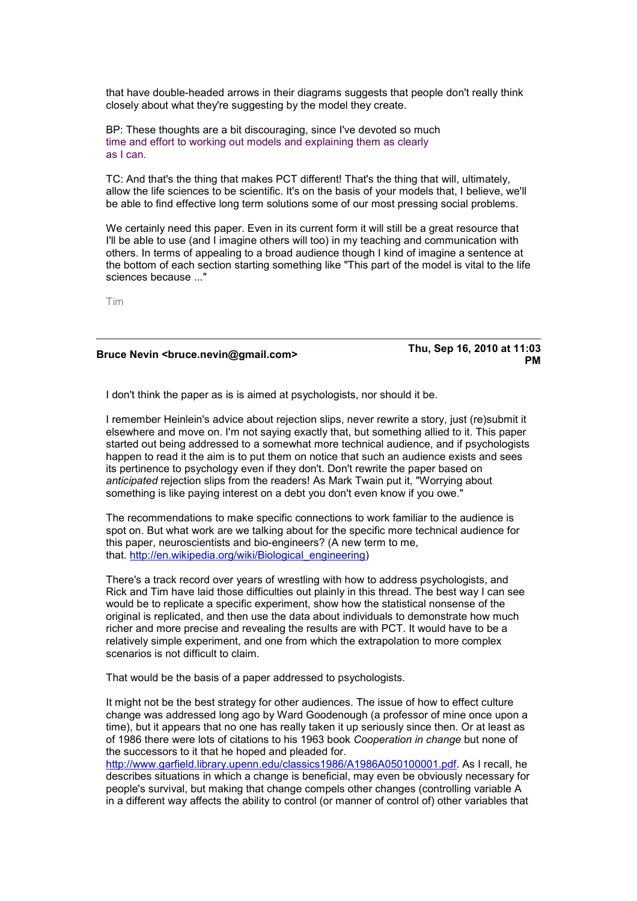that have double-headed arrows in their diagrams suggests that people don't really think closely about what they're suggesting by the model they create.

BP: These thoughts are a bit discouraging, since I've devoted so much time and effort to working out models and explaining them as clearly as I can.

TC: And that's the thing that makes PCT different! That's the thing that will, ultimately, allow the life sciences to be scientific. It's on the basis of your models that, I believe, we'll be able to find effective long term solutions some of our most pressing social problems.

We certainly need this paper. Even in its current form it will still be a great resource that I'll be able to use (and I imagine others will too) in my teaching and communication with others. In terms of appealing to a broad audience though I kind of imagine a sentence at the bottom of each section starting something like "This part of the model is vital to the life sciences because ..."

Tim

---

**Bruce Nevin <bruce.nevin@gmail.com>** — **Thu, Sep 16, 2010 at 11:03 PM**

I don't think the paper as is is aimed at psychologists, nor should it be.

I remember Heinlein's advice about rejection slips, never rewrite a story, just (re)submit it elsewhere and move on. I'm not saying exactly that, but something allied to it. This paper started out being addressed to a somewhat more technical audience, and if psychologists happen to read it the aim is to put them on notice that such an audience exists and sees its pertinence to psychology even if they don't. Don't rewrite the paper based on *anticipated* rejection slips from the readers! As Mark Twain put it, "Worrying about something is like paying interest on a debt you don't even know if you owe."

The recommendations to make specific connections to work familiar to the audience is spot on. But what work are we talking about for the specific more technical audience for this paper, neuroscientists and bio-engineers? (A new term to me, that. http://en.wikipedia.org/wiki/Biological_engineering)

There's a track record over years of wrestling with how to address psychologists, and Rick and Tim have laid those difficulties out plainly in this thread. The best way I can see would be to replicate a specific experiment, show how the statistical nonsense of the original is replicated, and then use the data about individuals to demonstrate how much richer and more precise and revealing the results are with PCT. It would have to be a relatively simple experiment, and one from which the extrapolation to more complex scenarios is not difficult to claim.

That would be the basis of a paper addressed to psychologists.

It might not be the best strategy for other audiences. The issue of how to effect culture change was addressed long ago by Ward Goodenough (a professor of mine once upon a time), but it appears that no one has really taken it up seriously since then. Or at least as of 1986 there were lots of citations to his 1963 book *Cooperation in change* but none of the successors to it that he hoped and pleaded for. http://www.garfield.library.upenn.edu/classics1986/A1986A050100001.pdf. As I recall, he describes situations in which a change is beneficial, may even be obviously necessary for people's survival, but making that change compels other changes (controlling variable A in a different way affects the ability to control (or manner of control of) other variables that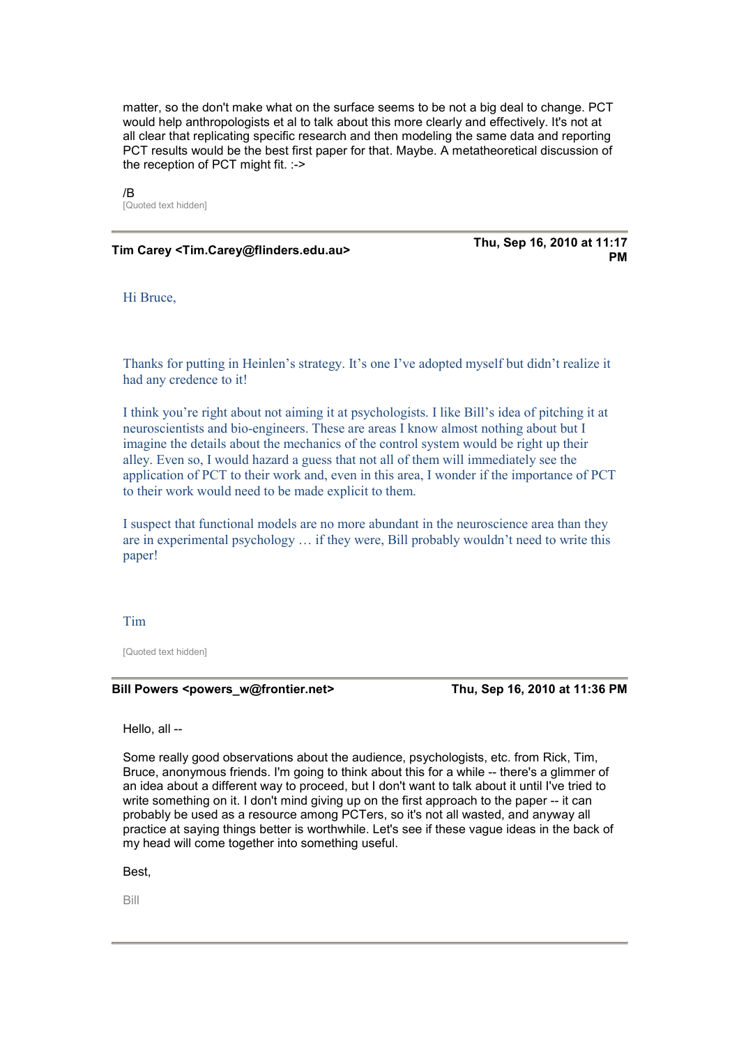matter, so the don't make what on the surface seems to be not a big deal to change. PCT would help anthropologists et al to talk about this more clearly and effectively. It's not at all clear that replicating specific research and then modeling the same data and reporting PCT results would be the best first paper for that. Maybe. A metatheoretical discussion of the reception of PCT might fit. :->

/B

[Quoted text hidden]

---

**Tim Carey <Tim.Carey@flinders.edu.au>** **Thu, Sep 16, 2010 at 11:17 PM**

Hi Bruce,

Thanks for putting in Heinlen's strategy. It's one I've adopted myself but didn't realize it had any credence to it!

I think you're right about not aiming it at psychologists. I like Bill's idea of pitching it at neuroscientists and bio-engineers. These are areas I know almost nothing about but I imagine the details about the mechanics of the control system would be right up their alley. Even so, I would hazard a guess that not all of them will immediately see the application of PCT to their work and, even in this area, I wonder if the importance of PCT to their work would need to be made explicit to them.

I suspect that functional models are no more abundant in the neuroscience area than they are in experimental psychology … if they were, Bill probably wouldn't need to write this paper!

Tim

[Quoted text hidden]

---

**Bill Powers <powers_w@frontier.net>** **Thu, Sep 16, 2010 at 11:36 PM**

Hello, all --

Some really good observations about the audience, psychologists, etc. from Rick, Tim, Bruce, anonymous friends. I'm going to think about this for a while -- there's a glimmer of an idea about a different way to proceed, but I don't want to talk about it until I've tried to write something on it. I don't mind giving up on the first approach to the paper -- it can probably be used as a resource among PCTers, so it's not all wasted, and anyway all practice at saying things better is worthwhile. Let's see if these vague ideas in the back of my head will come together into something useful.

Best,

Bill

---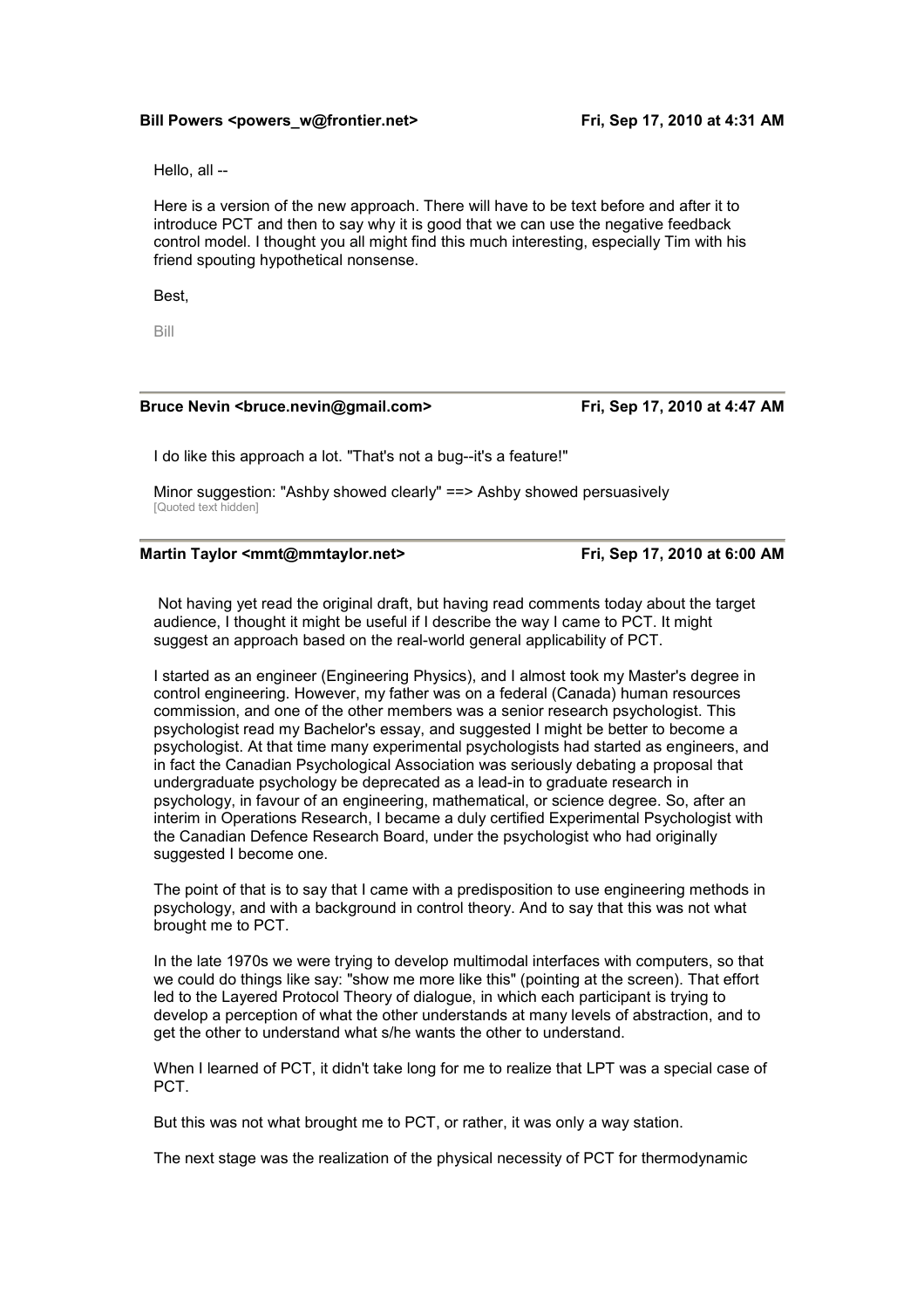**Bill Powers <powers_w@frontier.net>** Fri, Sep 17, 2010 at 4:31 AM

Hello, all --

Here is a version of the new approach. There will have to be text before and after it to introduce PCT and then to say why it is good that we can use the negative feedback control model. I thought you all might find this much interesting, especially Tim with his friend spouting hypothetical nonsense.

Best,

Bill

---

**Bruce Nevin <bruce.nevin@gmail.com>** Fri, Sep 17, 2010 at 4:47 AM

I do like this approach a lot. "That's not a bug--it's a feature!"

Minor suggestion: "Ashby showed clearly" ==> Ashby showed persuasively
[Quoted text hidden]

---

**Martin Taylor <mmt@mmtaylor.net>** Fri, Sep 17, 2010 at 6:00 AM

Not having yet read the original draft, but having read comments today about the target audience, I thought it might be useful if I describe the way I came to PCT. It might suggest an approach based on the real-world general applicability of PCT.

I started as an engineer (Engineering Physics), and I almost took my Master's degree in control engineering. However, my father was on a federal (Canada) human resources commission, and one of the other members was a senior research psychologist. This psychologist read my Bachelor's essay, and suggested I might be better to become a psychologist. At that time many experimental psychologists had started as engineers, and in fact the Canadian Psychological Association was seriously debating a proposal that undergraduate psychology be deprecated as a lead-in to graduate research in psychology, in favour of an engineering, mathematical, or science degree. So, after an interim in Operations Research, I became a duly certified Experimental Psychologist with the Canadian Defence Research Board, under the psychologist who had originally suggested I become one.

The point of that is to say that I came with a predisposition to use engineering methods in psychology, and with a background in control theory. And to say that this was not what brought me to PCT.

In the late 1970s we were trying to develop multimodal interfaces with computers, so that we could do things like say: "show me more like this" (pointing at the screen). That effort led to the Layered Protocol Theory of dialogue, in which each participant is trying to develop a perception of what the other understands at many levels of abstraction, and to get the other to understand what s/he wants the other to understand.

When I learned of PCT, it didn't take long for me to realize that LPT was a special case of PCT.

But this was not what brought me to PCT, or rather, it was only a way station.

The next stage was the realization of the physical necessity of PCT for thermodynamic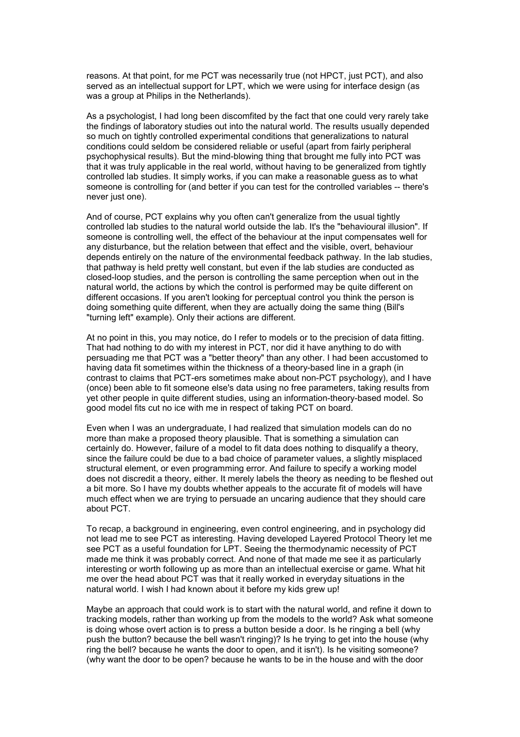reasons. At that point, for me PCT was necessarily true (not HPCT, just PCT), and also served as an intellectual support for LPT, which we were using for interface design (as was a group at Philips in the Netherlands).

As a psychologist, I had long been discomfited by the fact that one could very rarely take the findings of laboratory studies out into the natural world. The results usually depended so much on tightly controlled experimental conditions that generalizations to natural conditions could seldom be considered reliable or useful (apart from fairly peripheral psychophysical results). But the mind-blowing thing that brought me fully into PCT was that it was truly applicable in the real world, without having to be generalized from tightly controlled lab studies. It simply works, if you can make a reasonable guess as to what someone is controlling for (and better if you can test for the controlled variables -- there's never just one).

And of course, PCT explains why you often can't generalize from the usual tightly controlled lab studies to the natural world outside the lab. It's the "behavioural illusion". If someone is controlling well, the effect of the behaviour at the input compensates well for any disturbance, but the relation between that effect and the visible, overt, behaviour depends entirely on the nature of the environmental feedback pathway. In the lab studies, that pathway is held pretty well constant, but even if the lab studies are conducted as closed-loop studies, and the person is controlling the same perception when out in the natural world, the actions by which the control is performed may be quite different on different occasions. If you aren't looking for perceptual control you think the person is doing something quite different, when they are actually doing the same thing (Bill's "turning left" example). Only their actions are different.

At no point in this, you may notice, do I refer to models or to the precision of data fitting. That had nothing to do with my interest in PCT, nor did it have anything to do with persuading me that PCT was a "better theory" than any other. I had been accustomed to having data fit sometimes within the thickness of a theory-based line in a graph (in contrast to claims that PCT-ers sometimes make about non-PCT psychology), and I have (once) been able to fit someone else's data using no free parameters, taking results from yet other people in quite different studies, using an information-theory-based model. So good model fits cut no ice with me in respect of taking PCT on board.

Even when I was an undergraduate, I had realized that simulation models can do no more than make a proposed theory plausible. That is something a simulation can certainly do. However, failure of a model to fit data does nothing to disqualify a theory, since the failure could be due to a bad choice of parameter values, a slightly misplaced structural element, or even programming error. And failure to specify a working model does not discredit a theory, either. It merely labels the theory as needing to be fleshed out a bit more. So I have my doubts whether appeals to the accurate fit of models will have much effect when we are trying to persuade an uncaring audience that they should care about PCT.

To recap, a background in engineering, even control engineering, and in psychology did not lead me to see PCT as interesting. Having developed Layered Protocol Theory let me see PCT as a useful foundation for LPT. Seeing the thermodynamic necessity of PCT made me think it was probably correct. And none of that made me see it as particularly interesting or worth following up as more than an intellectual exercise or game. What hit me over the head about PCT was that it really worked in everyday situations in the natural world. I wish I had known about it before my kids grew up!

Maybe an approach that could work is to start with the natural world, and refine it down to tracking models, rather than working up from the models to the world? Ask what someone is doing whose overt action is to press a button beside a door. Is he ringing a bell (why push the button? because the bell wasn't ringing)? Is he trying to get into the house (why ring the bell? because he wants the door to open, and it isn't). Is he visiting someone? (why want the door to be open? because he wants to be in the house and with the door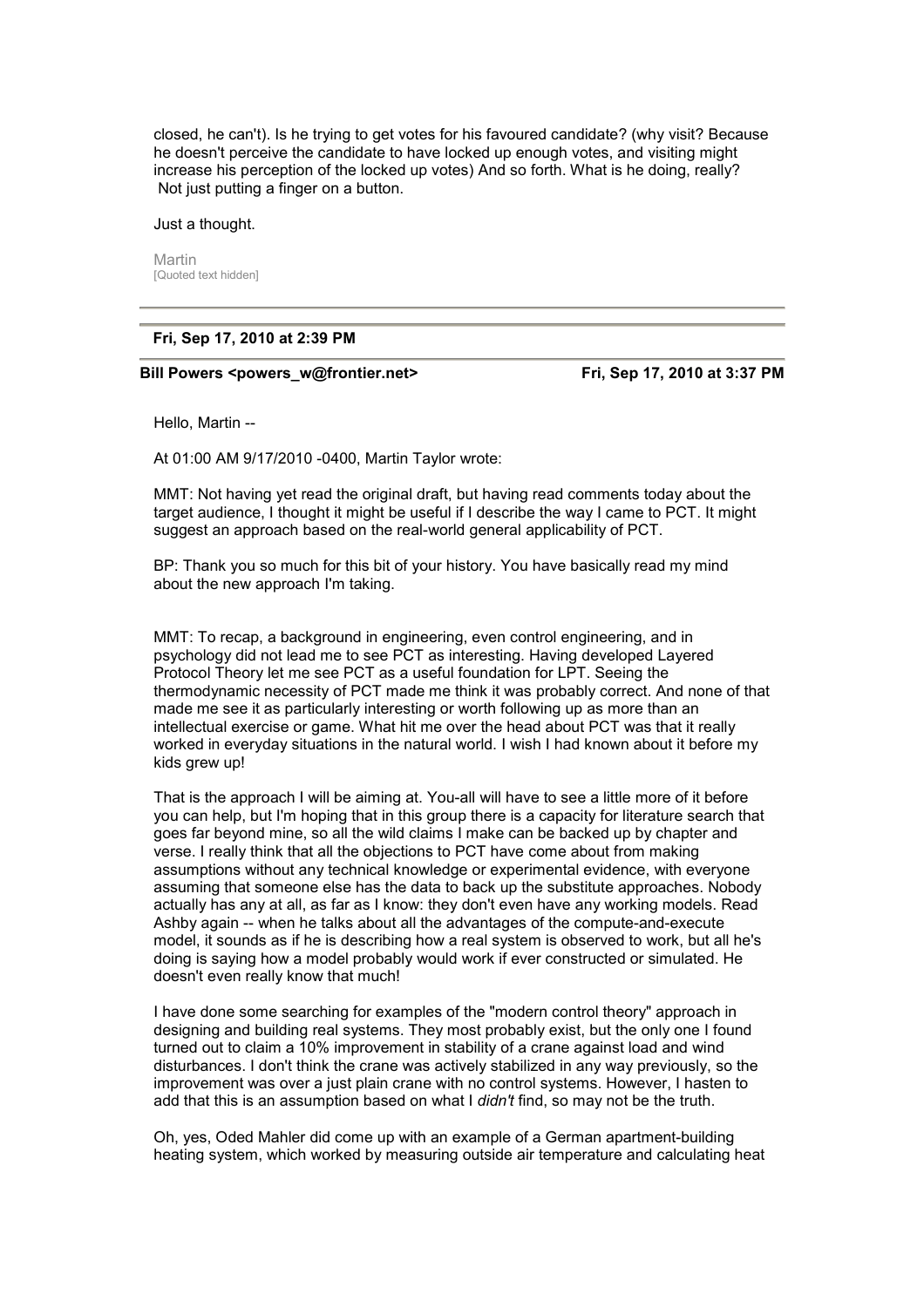closed, he can't). Is he trying to get votes for his favoured candidate? (why visit? Because he doesn't perceive the candidate to have locked up enough votes, and visiting might increase his perception of the locked up votes) And so forth. What is he doing, really? Not just putting a finger on a button.

Just a thought.

Martin
[Quoted text hidden]

---

**Fri, Sep 17, 2010 at 2:39 PM**

---

**Bill Powers <powers_w@frontier.net>** **Fri, Sep 17, 2010 at 3:37 PM**

Hello, Martin --

At 01:00 AM 9/17/2010 -0400, Martin Taylor wrote:

MMT: Not having yet read the original draft, but having read comments today about the target audience, I thought it might be useful if I describe the way I came to PCT. It might suggest an approach based on the real-world general applicability of PCT.

BP: Thank you so much for this bit of your history. You have basically read my mind about the new approach I'm taking.

MMT: To recap, a background in engineering, even control engineering, and in psychology did not lead me to see PCT as interesting. Having developed Layered Protocol Theory let me see PCT as a useful foundation for LPT. Seeing the thermodynamic necessity of PCT made me think it was probably correct. And none of that made me see it as particularly interesting or worth following up as more than an intellectual exercise or game. What hit me over the head about PCT was that it really worked in everyday situations in the natural world. I wish I had known about it before my kids grew up!

That is the approach I will be aiming at. You-all will have to see a little more of it before you can help, but I'm hoping that in this group there is a capacity for literature search that goes far beyond mine, so all the wild claims I make can be backed up by chapter and verse. I really think that all the objections to PCT have come about from making assumptions without any technical knowledge or experimental evidence, with everyone assuming that someone else has the data to back up the substitute approaches. Nobody actually has any at all, as far as I know: they don't even have any working models. Read Ashby again -- when he talks about all the advantages of the compute-and-execute model, it sounds as if he is describing how a real system is observed to work, but all he's doing is saying how a model probably would work if ever constructed or simulated. He doesn't even really know that much!

I have done some searching for examples of the "modern control theory" approach in designing and building real systems. They most probably exist, but the only one I found turned out to claim a 10% improvement in stability of a crane against load and wind disturbances. I don't think the crane was actively stabilized in any way previously, so the improvement was over a just plain crane with no control systems. However, I hasten to add that this is an assumption based on what I *didn't* find, so may not be the truth.

Oh, yes, Oded Mahler did come up with an example of a German apartment-building heating system, which worked by measuring outside air temperature and calculating heat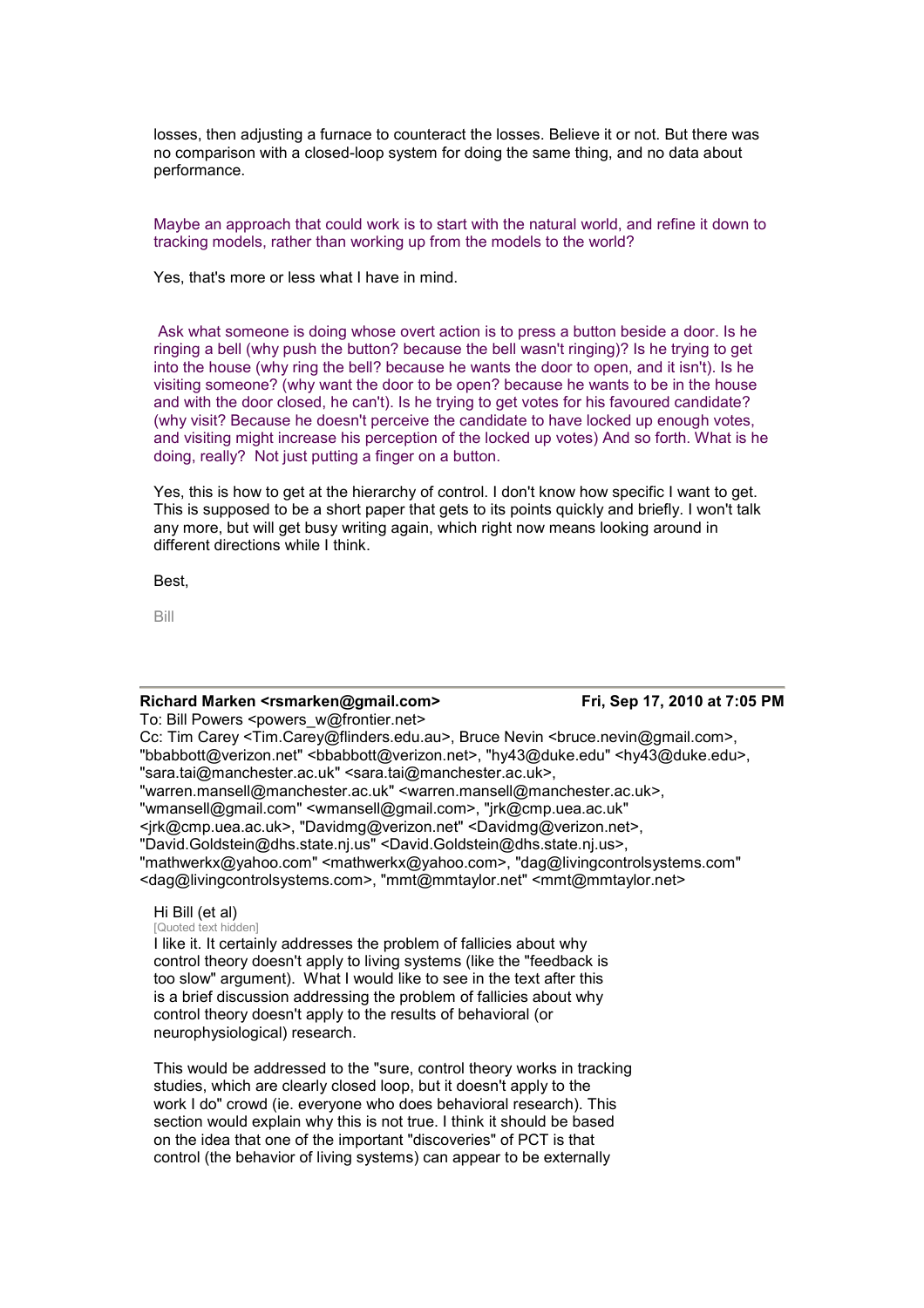losses, then adjusting a furnace to counteract the losses. Believe it or not. But there was no comparison with a closed-loop system for doing the same thing, and no data about performance.

Maybe an approach that could work is to start with the natural world, and refine it down to tracking models, rather than working up from the models to the world?

Yes, that's more or less what I have in mind.

Ask what someone is doing whose overt action is to press a button beside a door. Is he ringing a bell (why push the button? because the bell wasn't ringing)? Is he trying to get into the house (why ring the bell? because he wants the door to open, and it isn't). Is he visiting someone? (why want the door to be open? because he wants to be in the house and with the door closed, he can't). Is he trying to get votes for his favoured candidate? (why visit? Because he doesn't perceive the candidate to have locked up enough votes, and visiting might increase his perception of the locked up votes) And so forth. What is he doing, really? Not just putting a finger on a button.

Yes, this is how to get at the hierarchy of control. I don't know how specific I want to get. This is supposed to be a short paper that gets to its points quickly and briefly. I won't talk any more, but will get busy writing again, which right now means looking around in different directions while I think.

Best,

Bill

---

**Richard Marken <rsmarken@gmail.com>** **Fri, Sep 17, 2010 at 7:05 PM**
To: Bill Powers <powers_w@frontier.net>
Cc: Tim Carey <Tim.Carey@flinders.edu.au>, Bruce Nevin <bruce.nevin@gmail.com>, "bbabbott@verizon.net" <bbabbott@verizon.net>, "hy43@duke.edu" <hy43@duke.edu>, "sara.tai@manchester.ac.uk" <sara.tai@manchester.ac.uk>, "warren.mansell@manchester.ac.uk" <warren.mansell@manchester.ac.uk>, "wmansell@gmail.com" <wmansell@gmail.com>, "jrk@cmp.uea.ac.uk" <jrk@cmp.uea.ac.uk>, "Davidmg@verizon.net" <Davidmg@verizon.net>, "David.Goldstein@dhs.state.nj.us" <David.Goldstein@dhs.state.nj.us>, "mathwerkx@yahoo.com" <mathwerkx@yahoo.com>, "dag@livingcontrolsystems.com" <dag@livingcontrolsystems.com>, "mmt@mmtaylor.net" <mmt@mmtaylor.net>

Hi Bill (et al)
[Quoted text hidden]
I like it. It certainly addresses the problem of fallicies about why control theory doesn't apply to living systems (like the "feedback is too slow" argument). What I would like to see in the text after this is a brief discussion addressing the problem of fallicies about why control theory doesn't apply to the results of behavioral (or neurophysiological) research.

This would be addressed to the "sure, control theory works in tracking studies, which are clearly closed loop, but it doesn't apply to the work I do" crowd (ie. everyone who does behavioral research). This section would explain why this is not true. I think it should be based on the idea that one of the important "discoveries" of PCT is that control (the behavior of living systems) can appear to be externally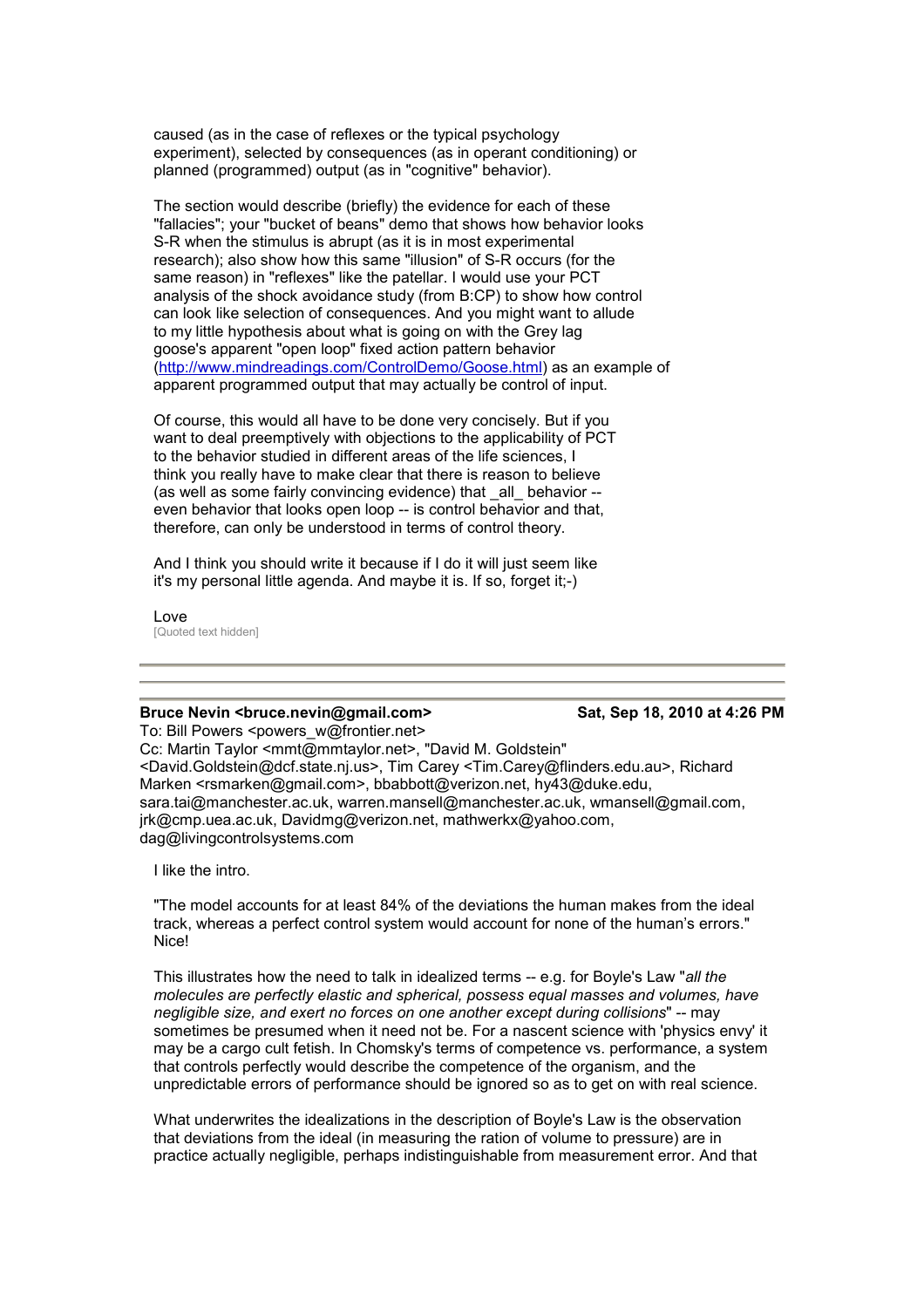caused (as in the case of reflexes or the typical psychology experiment), selected by consequences (as in operant conditioning) or planned (programmed) output (as in "cognitive" behavior).

The section would describe (briefly) the evidence for each of these "fallacies"; your "bucket of beans" demo that shows how behavior looks S-R when the stimulus is abrupt (as it is in most experimental research); also show how this same "illusion" of S-R occurs (for the same reason) in "reflexes" like the patellar. I would use your PCT analysis of the shock avoidance study (from B:CP) to show how control can look like selection of consequences. And you might want to allude to my little hypothesis about what is going on with the Grey lag goose's apparent "open loop" fixed action pattern behavior (http://www.mindreadings.com/ControlDemo/Goose.html) as an example of apparent programmed output that may actually be control of input.

Of course, this would all have to be done very concisely. But if you want to deal preemptively with objections to the applicability of PCT to the behavior studied in different areas of the life sciences, I think you really have to make clear that there is reason to believe (as well as some fairly convincing evidence) that _all_ behavior -- even behavior that looks open loop -- is control behavior and that, therefore, can only be understood in terms of control theory.

And I think you should write it because if I do it will just seem like it's my personal little agenda. And maybe it is. If so, forget it;-)

Love

[Quoted text hidden]

---

**Bruce Nevin <bruce.nevin@gmail.com>** **Sat, Sep 18, 2010 at 4:26 PM**

To: Bill Powers <powers_w@frontier.net>

Cc: Martin Taylor <mmt@mmtaylor.net>, "David M. Goldstein" <David.Goldstein@dcf.state.nj.us>, Tim Carey <Tim.Carey@flinders.edu.au>, Richard Marken <rsmarken@gmail.com>, bbabbott@verizon.net, hy43@duke.edu, sara.tai@manchester.ac.uk, warren.mansell@manchester.ac.uk, wmansell@gmail.com, jrk@cmp.uea.ac.uk, Davidmg@verizon.net, mathwerkx@yahoo.com, dag@livingcontrolsystems.com

I like the intro.

"The model accounts for at least 84% of the deviations the human makes from the ideal track, whereas a perfect control system would account for none of the human's errors." Nice!

This illustrates how the need to talk in idealized terms -- e.g. for Boyle's Law "*all the molecules are perfectly elastic and spherical, possess equal masses and volumes, have negligible size, and exert no forces on one another except during collisions*" -- may sometimes be presumed when it need not be. For a nascent science with 'physics envy' it may be a cargo cult fetish. In Chomsky's terms of competence vs. performance, a system that controls perfectly would describe the competence of the organism, and the unpredictable errors of performance should be ignored so as to get on with real science.

What underwrites the idealizations in the description of Boyle's Law is the observation that deviations from the ideal (in measuring the ration of volume to pressure) are in practice actually negligible, perhaps indistinguishable from measurement error. And that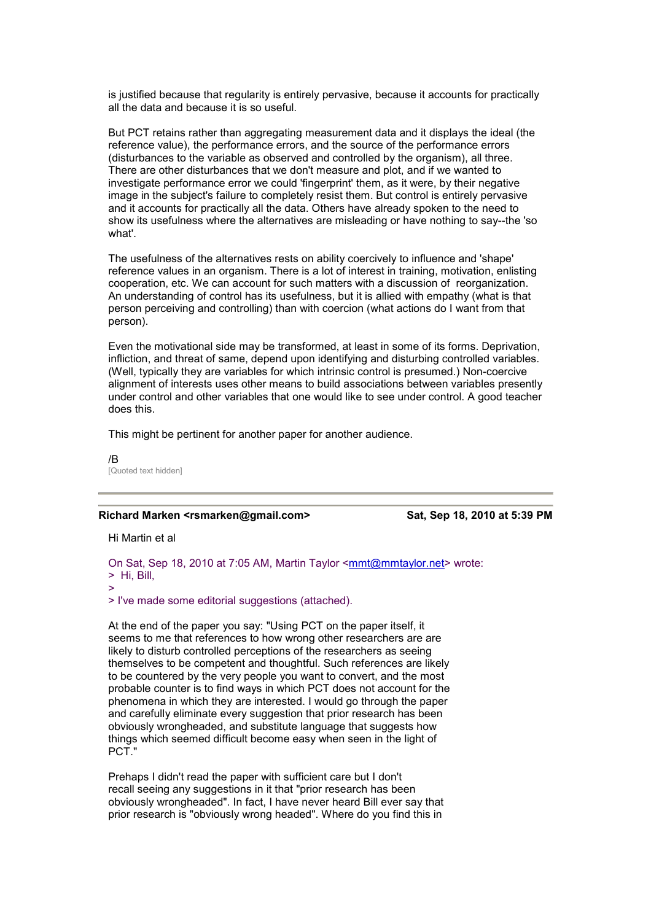is justified because that regularity is entirely pervasive, because it accounts for practically all the data and because it is so useful.

But PCT retains rather than aggregating measurement data and it displays the ideal (the reference value), the performance errors, and the source of the performance errors (disturbances to the variable as observed and controlled by the organism), all three. There are other disturbances that we don't measure and plot, and if we wanted to investigate performance error we could 'fingerprint' them, as it were, by their negative image in the subject's failure to completely resist them. But control is entirely pervasive and it accounts for practically all the data. Others have already spoken to the need to show its usefulness where the alternatives are misleading or have nothing to say--the 'so what'.

The usefulness of the alternatives rests on ability coercively to influence and 'shape' reference values in an organism. There is a lot of interest in training, motivation, enlisting cooperation, etc. We can account for such matters with a discussion of reorganization. An understanding of control has its usefulness, but it is allied with empathy (what is that person perceiving and controlling) than with coercion (what actions do I want from that person).

Even the motivational side may be transformed, at least in some of its forms. Deprivation, infliction, and threat of same, depend upon identifying and disturbing controlled variables. (Well, typically they are variables for which intrinsic control is presumed.) Non-coercive alignment of interests uses other means to build associations between variables presently under control and other variables that one would like to see under control. A good teacher does this.

This might be pertinent for another paper for another audience.

/B
[Quoted text hidden]

---

**Richard Marken <rsmarken@gmail.com>** **Sat, Sep 18, 2010 at 5:39 PM**

Hi Martin et al

On Sat, Sep 18, 2010 at 7:05 AM, Martin Taylor <mmt@mmtaylor.net> wrote:
> Hi, Bill,
>
> I've made some editorial suggestions (attached).

At the end of the paper you say: "Using PCT on the paper itself, it seems to me that references to how wrong other researchers are are likely to disturb controlled perceptions of the researchers as seeing themselves to be competent and thoughtful. Such references are likely to be countered by the very people you want to convert, and the most probable counter is to find ways in which PCT does not account for the phenomena in which they are interested. I would go through the paper and carefully eliminate every suggestion that prior research has been obviously wrongheaded, and substitute language that suggests how things which seemed difficult become easy when seen in the light of PCT."

Prehaps I didn't read the paper with sufficient care but I don't recall seeing any suggestions in it that "prior research has been obviously wrongheaded". In fact, I have never heard Bill ever say that prior research is "obviously wrong headed". Where do you find this in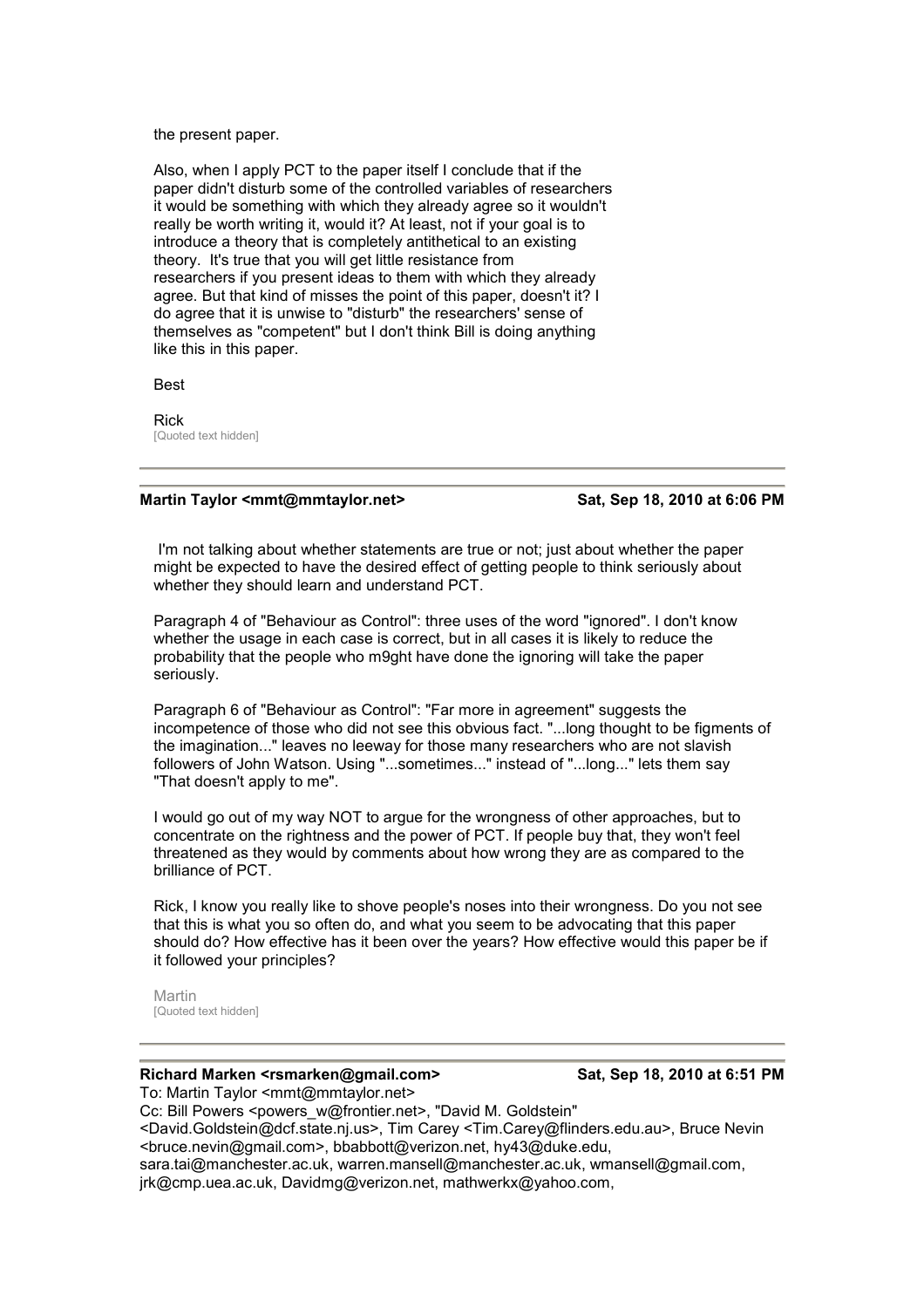the present paper.

Also, when I apply PCT to the paper itself I conclude that if the paper didn't disturb some of the controlled variables of researchers it would be something with which they already agree so it wouldn't really be worth writing it, would it? At least, not if your goal is to introduce a theory that is completely antithetical to an existing theory. It's true that you will get little resistance from researchers if you present ideas to them with which they already agree. But that kind of misses the point of this paper, doesn't it? I do agree that it is unwise to "disturb" the researchers' sense of themselves as "competent" but I don't think Bill is doing anything like this in this paper.

Best

Rick
[Quoted text hidden]

---

**Martin Taylor <mmt@mmtaylor.net>** **Sat, Sep 18, 2010 at 6:06 PM**

I'm not talking about whether statements are true or not; just about whether the paper might be expected to have the desired effect of getting people to think seriously about whether they should learn and understand PCT.

Paragraph 4 of "Behaviour as Control": three uses of the word "ignored". I don't know whether the usage in each case is correct, but in all cases it is likely to reduce the probability that the people who m9ght have done the ignoring will take the paper seriously.

Paragraph 6 of "Behaviour as Control": "Far more in agreement" suggests the incompetence of those who did not see this obvious fact. "...long thought to be figments of the imagination..." leaves no leeway for those many researchers who are not slavish followers of John Watson. Using "...sometimes..." instead of "...long..." lets them say "That doesn't apply to me".

I would go out of my way NOT to argue for the wrongness of other approaches, but to concentrate on the rightness and the power of PCT. If people buy that, they won't feel threatened as they would by comments about how wrong they are as compared to the brilliance of PCT.

Rick, I know you really like to shove people's noses into their wrongness. Do you not see that this is what you so often do, and what you seem to be advocating that this paper should do? How effective has it been over the years? How effective would this paper be if it followed your principles?

Martin
[Quoted text hidden]

---

**Richard Marken <rsmarken@gmail.com>** **Sat, Sep 18, 2010 at 6:51 PM**
To: Martin Taylor <mmt@mmtaylor.net>
Cc: Bill Powers <powers_w@frontier.net>, "David M. Goldstein" <David.Goldstein@dcf.state.nj.us>, Tim Carey <Tim.Carey@flinders.edu.au>, Bruce Nevin <bruce.nevin@gmail.com>, bbabbott@verizon.net, hy43@duke.edu, sara.tai@manchester.ac.uk, warren.mansell@manchester.ac.uk, wmansell@gmail.com, jrk@cmp.uea.ac.uk, Davidmg@verizon.net, mathwerkx@yahoo.com,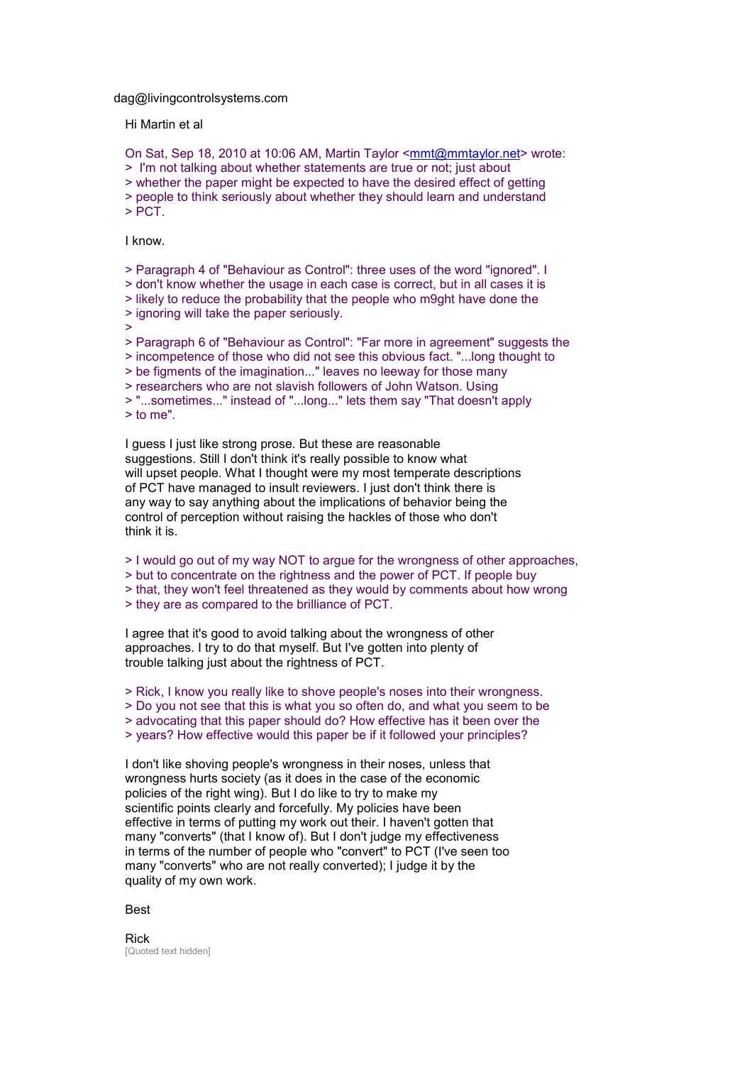dag@livingcontrolsystems.com

Hi Martin et al

On Sat, Sep 18, 2010 at 10:06 AM, Martin Taylor <mmt@mmtaylor.net> wrote:
> I'm not talking about whether statements are true or not; just about
> whether the paper might be expected to have the desired effect of getting
> people to think seriously about whether they should learn and understand
> PCT.

I know.

> Paragraph 4 of "Behaviour as Control": three uses of the word "ignored". I
> don't know whether the usage in each case is correct, but in all cases it is
> likely to reduce the probability that the people who m9ght have done the
> ignoring will take the paper seriously.
>
> Paragraph 6 of "Behaviour as Control": "Far more in agreement" suggests the
> incompetence of those who did not see this obvious fact. "...long thought to
> be figments of the imagination..." leaves no leeway for those many
> researchers who are not slavish followers of John Watson. Using
> "...sometimes..." instead of "...long..." lets them say "That doesn't apply
> to me".

I guess I just like strong prose. But these are reasonable
suggestions. Still I don't think it's really possible to know what
will upset people. What I thought were my most temperate descriptions
of PCT have managed to insult reviewers. I just don't think there is
any way to say anything about the implications of behavior being the
control of perception without raising the hackles of those who don't
think it is.

> I would go out of my way NOT to argue for the wrongness of other approaches,
> but to concentrate on the rightness and the power of PCT. If people buy
> that, they won't feel threatened as they would by comments about how wrong
> they are as compared to the brilliance of PCT.

I agree that it's good to avoid talking about the wrongness of other
approaches. I try to do that myself. But I've gotten into plenty of
trouble talking just about the rightness of PCT.

> Rick, I know you really like to shove people's noses into their wrongness.
> Do you not see that this is what you so often do, and what you seem to be
> advocating that this paper should do? How effective has it been over the
> years? How effective would this paper be if it followed your principles?

I don't like shoving people's wrongness in their noses, unless that
wrongness hurts society (as it does in the case of the economic
policies of the right wing). But I do like to try to make my
scientific points clearly and forcefully. My policies have been
effective in terms of putting my work out their. I haven't gotten that
many "converts" (that I know of). But I don't judge my effectiveness
in terms of the number of people who "convert" to PCT (I've seen too
many "converts" who are not really converted); I judge it by the
quality of my own work.

Best

Rick

[Quoted text hidden]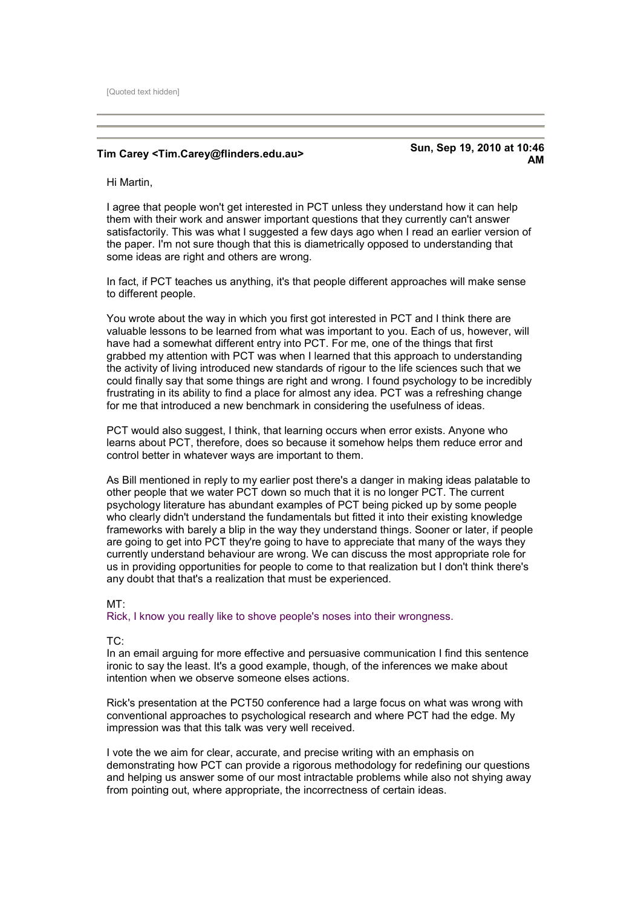[Quoted text hidden]

---

---

**Tim Carey <Tim.Carey@flinders.edu.au>** **Sun, Sep 19, 2010 at 10:46 AM**

Hi Martin,

I agree that people won't get interested in PCT unless they understand how it can help them with their work and answer important questions that they currently can't answer satisfactorily. This was what I suggested a few days ago when I read an earlier version of the paper. I'm not sure though that this is diametrically opposed to understanding that some ideas are right and others are wrong.

In fact, if PCT teaches us anything, it's that people different approaches will make sense to different people.

You wrote about the way in which you first got interested in PCT and I think there are valuable lessons to be learned from what was important to you. Each of us, however, will have had a somewhat different entry into PCT. For me, one of the things that first grabbed my attention with PCT was when I learned that this approach to understanding the activity of living introduced new standards of rigour to the life sciences such that we could finally say that some things are right and wrong. I found psychology to be incredibly frustrating in its ability to find a place for almost any idea. PCT was a refreshing change for me that introduced a new benchmark in considering the usefulness of ideas.

PCT would also suggest, I think, that learning occurs when error exists. Anyone who learns about PCT, therefore, does so because it somehow helps them reduce error and control better in whatever ways are important to them.

As Bill mentioned in reply to my earlier post there's a danger in making ideas palatable to other people that we water PCT down so much that it is no longer PCT. The current psychology literature has abundant examples of PCT being picked up by some people who clearly didn't understand the fundamentals but fitted it into their existing knowledge frameworks with barely a blip in the way they understand things. Sooner or later, if people are going to get into PCT they're going to have to appreciate that many of the ways they currently understand behaviour are wrong. We can discuss the most appropriate role for us in providing opportunities for people to come to that realization but I don't think there's any doubt that that's a realization that must be experienced.

MT:
Rick, I know you really like to shove people's noses into their wrongness.

TC:
In an email arguing for more effective and persuasive communication I find this sentence ironic to say the least. It's a good example, though, of the inferences we make about intention when we observe someone elses actions.

Rick's presentation at the PCT50 conference had a large focus on what was wrong with conventional approaches to psychological research and where PCT had the edge. My impression was that this talk was very well received.

I vote the we aim for clear, accurate, and precise writing with an emphasis on demonstrating how PCT can provide a rigorous methodology for redefining our questions and helping us answer some of our most intractable problems while also not shying away from pointing out, where appropriate, the incorrectness of certain ideas.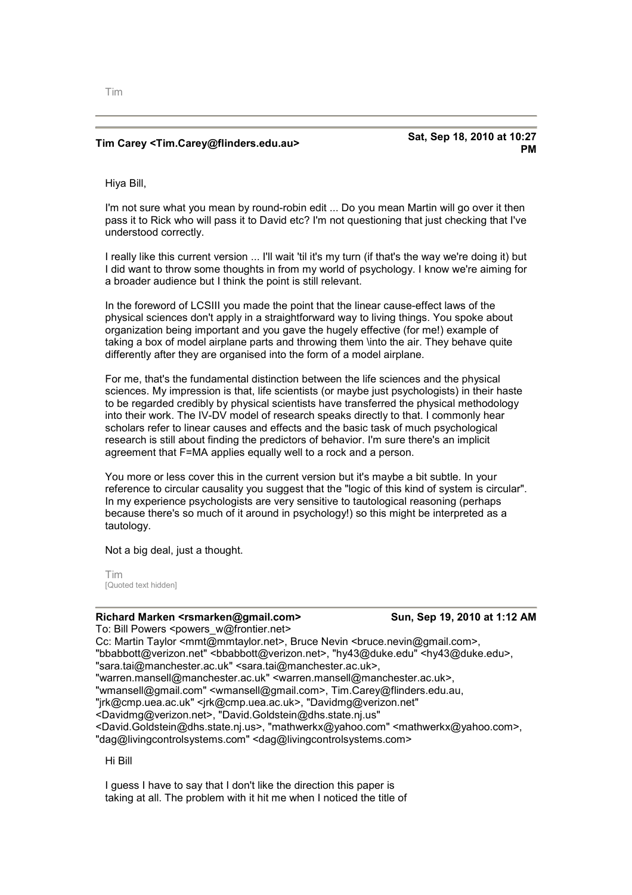Tim

---

**Tim Carey <Tim.Carey@flinders.edu.au>** **Sat, Sep 18, 2010 at 10:27 PM**

Hiya Bill,

I'm not sure what you mean by round-robin edit ... Do you mean Martin will go over it then pass it to Rick who will pass it to David etc? I'm not questioning that just checking that I've understood correctly.

I really like this current version ... I'll wait 'til it's my turn (if that's the way we're doing it) but I did want to throw some thoughts in from my world of psychology. I know we're aiming for a broader audience but I think the point is still relevant.

In the foreword of LCSIII you made the point that the linear cause-effect laws of the physical sciences don't apply in a straightforward way to living things. You spoke about organization being important and you gave the hugely effective (for me!) example of taking a box of model airplane parts and throwing them \into the air. They behave quite differently after they are organised into the form of a model airplane.

For me, that's the fundamental distinction between the life sciences and the physical sciences. My impression is that, life scientists (or maybe just psychologists) in their haste to be regarded credibly by physical scientists have transferred the physical methodology into their work. The IV-DV model of research speaks directly to that. I commonly hear scholars refer to linear causes and effects and the basic task of much psychological research is still about finding the predictors of behavior. I'm sure there's an implicit agreement that F=MA applies equally well to a rock and a person.

You more or less cover this in the current version but it's maybe a bit subtle. In your reference to circular causality you suggest that the "logic of this kind of system is circular". In my experience psychologists are very sensitive to tautological reasoning (perhaps because there's so much of it around in psychology!) so this might be interpreted as a tautology.

Not a big deal, just a thought.

Tim
[Quoted text hidden]

---

**Richard Marken <rsmarken@gmail.com>** **Sun, Sep 19, 2010 at 1:12 AM**

To: Bill Powers <powers_w@frontier.net>
Cc: Martin Taylor <mmt@mmtaylor.net>, Bruce Nevin <bruce.nevin@gmail.com>, "bbabbott@verizon.net" <bbabbott@verizon.net>, "hy43@duke.edu" <hy43@duke.edu>, "sara.tai@manchester.ac.uk" <sara.tai@manchester.ac.uk>, "warren.mansell@manchester.ac.uk" <warren.mansell@manchester.ac.uk>, "wmansell@gmail.com" <wmansell@gmail.com>, Tim.Carey@flinders.edu.au, "jrk@cmp.uea.ac.uk" <jrk@cmp.uea.ac.uk>, "Davidmg@verizon.net" <Davidmg@verizon.net>, "David.Goldstein@dhs.state.nj.us" <David.Goldstein@dhs.state.nj.us>, "mathwerkx@yahoo.com" <mathwerkx@yahoo.com>, "dag@livingcontrolsystems.com" <dag@livingcontrolsystems.com>

Hi Bill

I guess I have to say that I don't like the direction this paper is taking at all. The problem with it hit me when I noticed the title of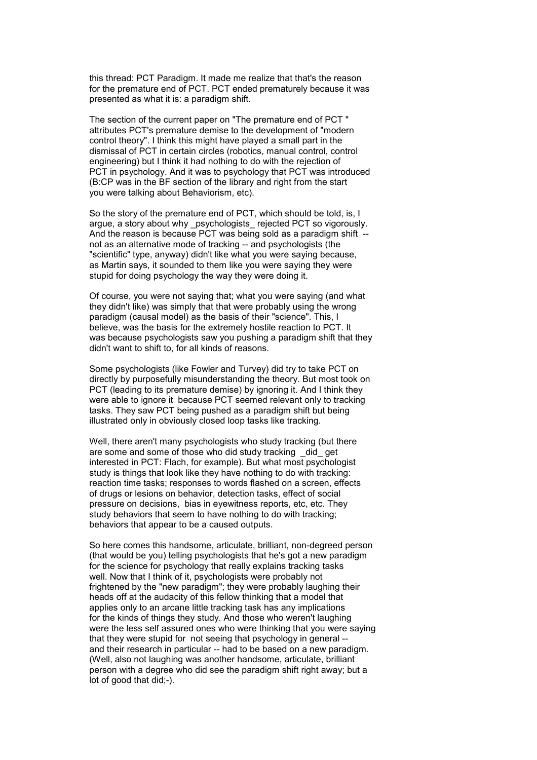this thread: PCT Paradigm. It made me realize that that's the reason for the premature end of PCT. PCT ended prematurely because it was presented as what it is: a paradigm shift.

The section of the current paper on "The premature end of PCT " attributes PCT's premature demise to the development of "modern control theory". I think this might have played a small part in the dismissal of PCT in certain circles (robotics, manual control, control engineering) but I think it had nothing to do with the rejection of PCT in psychology. And it was to psychology that PCT was introduced (B:CP was in the BF section of the library and right from the start you were talking about Behaviorism, etc).

So the story of the premature end of PCT, which should be told, is, I argue, a story about why _psychologists_ rejected PCT so vigorously. And the reason is because PCT was being sold as a paradigm shift -- not as an alternative mode of tracking -- and psychologists (the "scientific" type, anyway) didn't like what you were saying because, as Martin says, it sounded to them like you were saying they were stupid for doing psychology the way they were doing it.

Of course, you were not saying that; what you were saying (and what they didn't like) was simply that that were probably using the wrong paradigm (causal model) as the basis of their "science". This, I believe, was the basis for the extremely hostile reaction to PCT. It was because psychologists saw you pushing a paradigm shift that they didn't want to shift to, for all kinds of reasons.

Some psychologists (like Fowler and Turvey) did try to take PCT on directly by purposefully misunderstanding the theory. But most took on PCT (leading to its premature demise) by ignoring it. And I think they were able to ignore it because PCT seemed relevant only to tracking tasks. They saw PCT being pushed as a paradigm shift but being illustrated only in obviously closed loop tasks like tracking.

Well, there aren't many psychologists who study tracking (but there are some and some of those who did study tracking _did_ get interested in PCT: Flach, for example). But what most psychologist study is things that look like they have nothing to do with tracking: reaction time tasks; responses to words flashed on a screen, effects of drugs or lesions on behavior, detection tasks, effect of social pressure on decisions, bias in eyewitness reports, etc, etc. They study behaviors that seem to have nothing to do with tracking; behaviors that appear to be a caused outputs.

So here comes this handsome, articulate, brilliant, non-degreed person (that would be you) telling psychologists that he's got a new paradigm for the science for psychology that really explains tracking tasks well. Now that I think of it, psychologists were probably not frightened by the "new paradigm"; they were probably laughing their heads off at the audacity of this fellow thinking that a model that applies only to an arcane little tracking task has any implications for the kinds of things they study. And those who weren't laughing were the less self assured ones who were thinking that you were saying that they were stupid for not seeing that psychology in general -- and their research in particular -- had to be based on a new paradigm. (Well, also not laughing was another handsome, articulate, brilliant person with a degree who did see the paradigm shift right away; but a lot of good that did;-).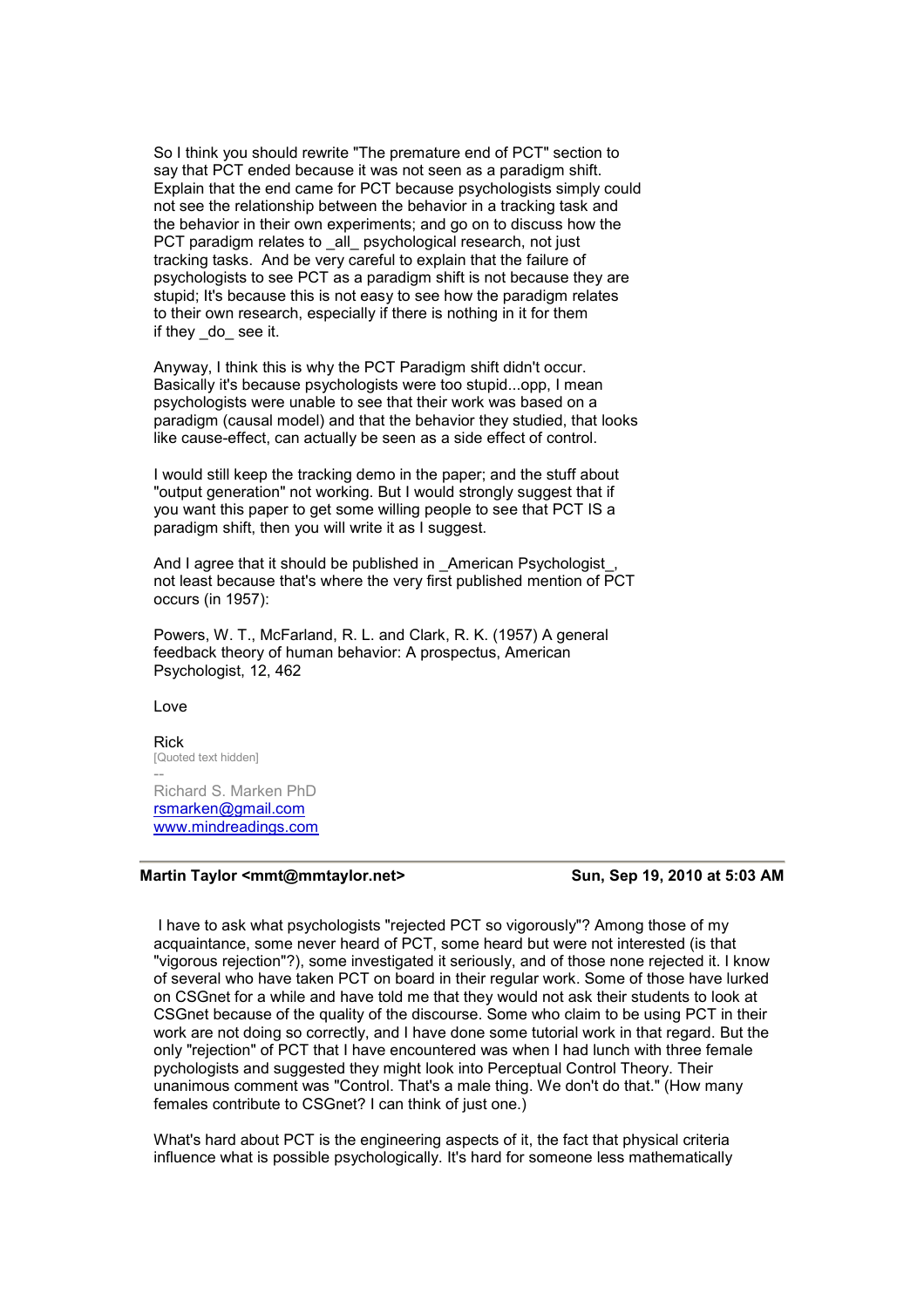So I think you should rewrite "The premature end of PCT" section to say that PCT ended because it was not seen as a paradigm shift. Explain that the end came for PCT because psychologists simply could not see the relationship between the behavior in a tracking task and the behavior in their own experiments; and go on to discuss how the PCT paradigm relates to _all_ psychological research, not just tracking tasks. And be very careful to explain that the failure of psychologists to see PCT as a paradigm shift is not because they are stupid; It's because this is not easy to see how the paradigm relates to their own research, especially if there is nothing in it for them if they _do_ see it.

Anyway, I think this is why the PCT Paradigm shift didn't occur. Basically it's because psychologists were too stupid...opp, I mean psychologists were unable to see that their work was based on a paradigm (causal model) and that the behavior they studied, that looks like cause-effect, can actually be seen as a side effect of control.

I would still keep the tracking demo in the paper; and the stuff about "output generation" not working. But I would strongly suggest that if you want this paper to get some willing people to see that PCT IS a paradigm shift, then you will write it as I suggest.

And I agree that it should be published in _American Psychologist_, not least because that's where the very first published mention of PCT occurs (in 1957):

Powers, W. T., McFarland, R. L. and Clark, R. K. (1957) A general feedback theory of human behavior: A prospectus, American Psychologist, 12, 462

Love

Rick
[Quoted text hidden]
--
Richard S. Marken PhD
rsmarken@gmail.com
www.mindreadings.com

---

**Martin Taylor <mmt@mmtaylor.net>** **Sun, Sep 19, 2010 at 5:03 AM**

I have to ask what psychologists "rejected PCT so vigorously"? Among those of my acquaintance, some never heard of PCT, some heard but were not interested (is that "vigorous rejection"?), some investigated it seriously, and of those none rejected it. I know of several who have taken PCT on board in their regular work. Some of those have lurked on CSGnet for a while and have told me that they would not ask their students to look at CSGnet because of the quality of the discourse. Some who claim to be using PCT in their work are not doing so correctly, and I have done some tutorial work in that regard. But the only "rejection" of PCT that I have encountered was when I had lunch with three female pychologists and suggested they might look into Perceptual Control Theory. Their unanimous comment was "Control. That's a male thing. We don't do that." (How many females contribute to CSGnet? I can think of just one.)

What's hard about PCT is the engineering aspects of it, the fact that physical criteria influence what is possible psychologically. It's hard for someone less mathematically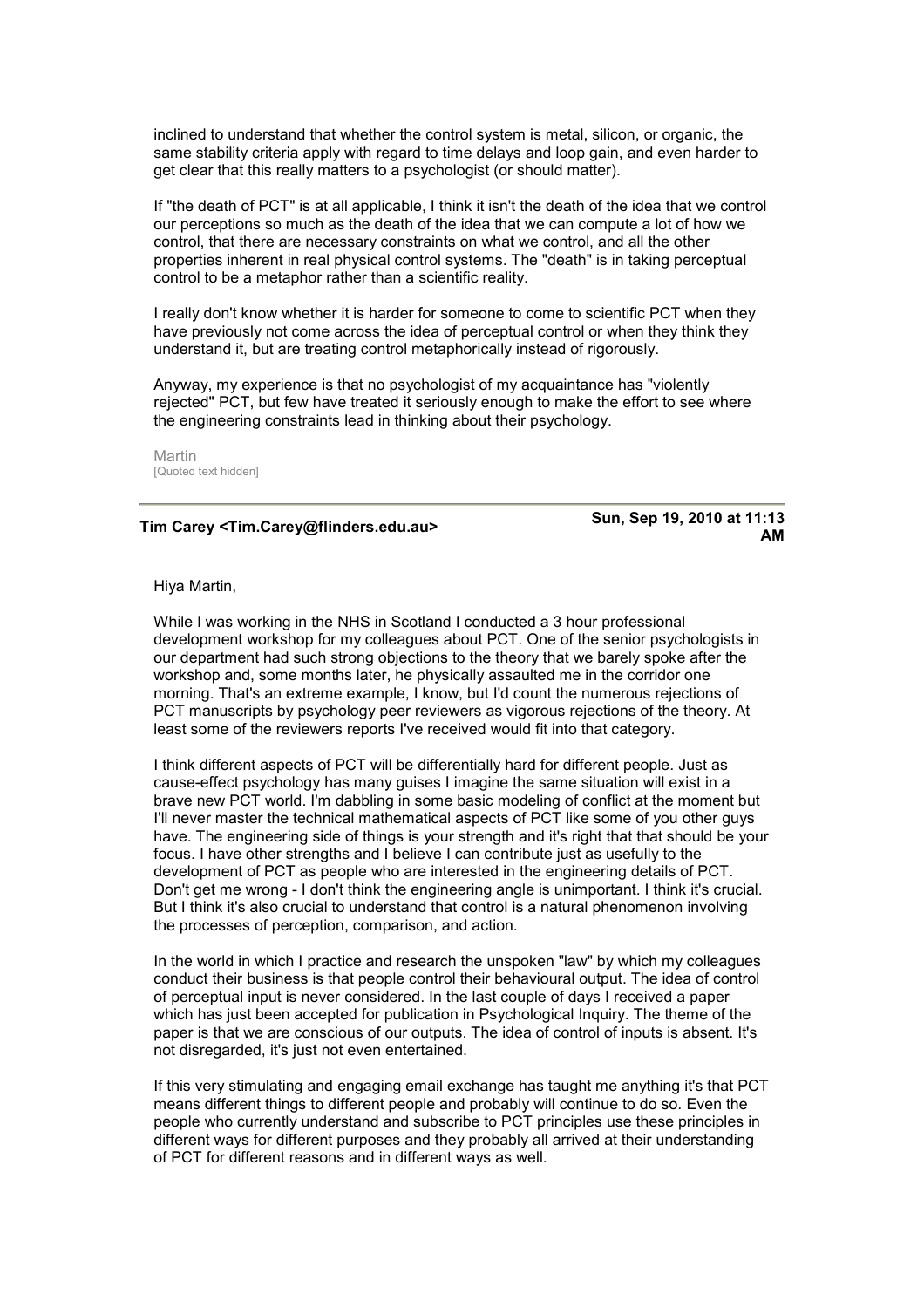inclined to understand that whether the control system is metal, silicon, or organic, the same stability criteria apply with regard to time delays and loop gain, and even harder to get clear that this really matters to a psychologist (or should matter).

If "the death of PCT" is at all applicable, I think it isn't the death of the idea that we control our perceptions so much as the death of the idea that we can compute a lot of how we control, that there are necessary constraints on what we control, and all the other properties inherent in real physical control systems. The "death" is in taking perceptual control to be a metaphor rather than a scientific reality.

I really don't know whether it is harder for someone to come to scientific PCT when they have previously not come across the idea of perceptual control or when they think they understand it, but are treating control metaphorically instead of rigorously.

Anyway, my experience is that no psychologist of my acquaintance has "violently rejected" PCT, but few have treated it seriously enough to make the effort to see where the engineering constraints lead in thinking about their psychology.

Martin
[Quoted text hidden]

---

**Tim Carey <Tim.Carey@flinders.edu.au>** — **Sun, Sep 19, 2010 at 11:13 AM**

Hiya Martin,

While I was working in the NHS in Scotland I conducted a 3 hour professional development workshop for my colleagues about PCT. One of the senior psychologists in our department had such strong objections to the theory that we barely spoke after the workshop and, some months later, he physically assaulted me in the corridor one morning. That's an extreme example, I know, but I'd count the numerous rejections of PCT manuscripts by psychology peer reviewers as vigorous rejections of the theory. At least some of the reviewers reports I've received would fit into that category.

I think different aspects of PCT will be differentially hard for different people. Just as cause-effect psychology has many guises I imagine the same situation will exist in a brave new PCT world. I'm dabbling in some basic modeling of conflict at the moment but I'll never master the technical mathematical aspects of PCT like some of you other guys have. The engineering side of things is your strength and it's right that that should be your focus. I have other strengths and I believe I can contribute just as usefully to the development of PCT as people who are interested in the engineering details of PCT. Don't get me wrong - I don't think the engineering angle is unimportant. I think it's crucial. But I think it's also crucial to understand that control is a natural phenomenon involving the processes of perception, comparison, and action.

In the world in which I practice and research the unspoken "law" by which my colleagues conduct their business is that people control their behavioural output. The idea of control of perceptual input is never considered. In the last couple of days I received a paper which has just been accepted for publication in Psychological Inquiry. The theme of the paper is that we are conscious of our outputs. The idea of control of inputs is absent. It's not disregarded, it's just not even entertained.

If this very stimulating and engaging email exchange has taught me anything it's that PCT means different things to different people and probably will continue to do so. Even the people who currently understand and subscribe to PCT principles use these principles in different ways for different purposes and they probably all arrived at their understanding of PCT for different reasons and in different ways as well.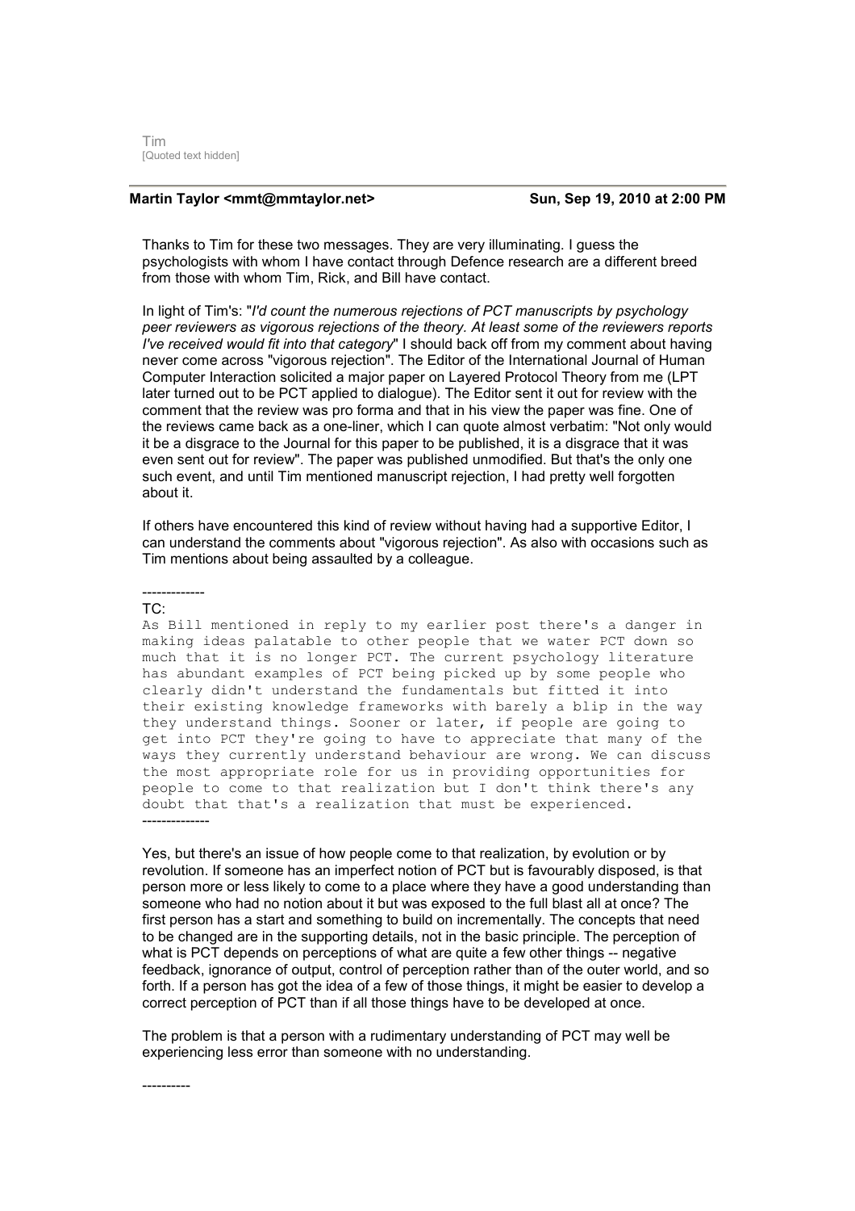Tim
[Quoted text hidden]

---

**Martin Taylor <mmt@mmtaylor.net>** **Sun, Sep 19, 2010 at 2:00 PM**

Thanks to Tim for these two messages. They are very illuminating. I guess the psychologists with whom I have contact through Defence research are a different breed from those with whom Tim, Rick, and Bill have contact.

In light of Tim's: "*I'd count the numerous rejections of PCT manuscripts by psychology peer reviewers as vigorous rejections of the theory. At least some of the reviewers reports I've received would fit into that category*" I should back off from my comment about having never come across "vigorous rejection". The Editor of the International Journal of Human Computer Interaction solicited a major paper on Layered Protocol Theory from me (LPT later turned out to be PCT applied to dialogue). The Editor sent it out for review with the comment that the review was pro forma and that in his view the paper was fine. One of the reviews came back as a one-liner, which I can quote almost verbatim: "Not only would it be a disgrace to the Journal for this paper to be published, it is a disgrace that it was even sent out for review". The paper was published unmodified. But that's the only one such event, and until Tim mentioned manuscript rejection, I had pretty well forgotten about it.

If others have encountered this kind of review without having had a supportive Editor, I can understand the comments about "vigorous rejection". As also with occasions such as Tim mentions about being assaulted by a colleague.

-------------
TC:

```
As Bill mentioned in reply to my earlier post there's a danger in
making ideas palatable to other people that we water PCT down so
much that it is no longer PCT. The current psychology literature
has abundant examples of PCT being picked up by some people who
clearly didn't understand the fundamentals but fitted it into
their existing knowledge frameworks with barely a blip in the way
they understand things. Sooner or later, if people are going to
get into PCT they're going to have to appreciate that many of the
ways they currently understand behaviour are wrong. We can discuss
the most appropriate role for us in providing opportunities for
people to come to that realization but I don't think there's any
doubt that that's a realization that must be experienced.
```

--------------

Yes, but there's an issue of how people come to that realization, by evolution or by revolution. If someone has an imperfect notion of PCT but is favourably disposed, is that person more or less likely to come to a place where they have a good understanding than someone who had no notion about it but was exposed to the full blast all at once? The first person has a start and something to build on incrementally. The concepts that need to be changed are in the supporting details, not in the basic principle. The perception of what is PCT depends on perceptions of what are quite a few other things -- negative feedback, ignorance of output, control of perception rather than of the outer world, and so forth. If a person has got the idea of a few of those things, it might be easier to develop a correct perception of PCT than if all those things have to be developed at once.

The problem is that a person with a rudimentary understanding of PCT may well be experiencing less error than someone with no understanding.

----------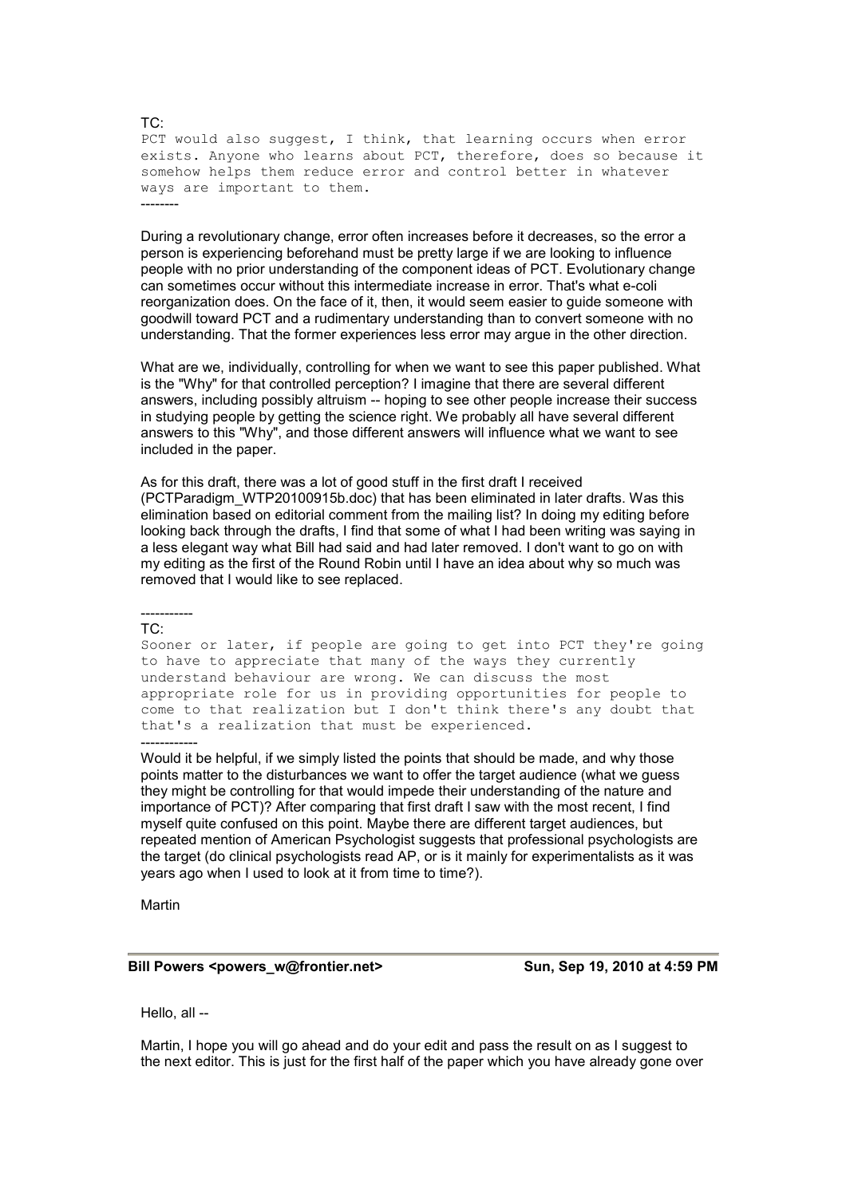TC:

```
PCT would also suggest, I think, that learning occurs when error
exists. Anyone who learns about PCT, therefore, does so because it
somehow helps them reduce error and control better in whatever
ways are important to them.
--------
```

During a revolutionary change, error often increases before it decreases, so the error a person is experiencing beforehand must be pretty large if we are looking to influence people with no prior understanding of the component ideas of PCT. Evolutionary change can sometimes occur without this intermediate increase in error. That's what e-coli reorganization does. On the face of it, then, it would seem easier to guide someone with goodwill toward PCT and a rudimentary understanding than to convert someone with no understanding. That the former experiences less error may argue in the other direction.

What are we, individually, controlling for when we want to see this paper published. What is the "Why" for that controlled perception? I imagine that there are several different answers, including possibly altruism -- hoping to see other people increase their success in studying people by getting the science right. We probably all have several different answers to this "Why", and those different answers will influence what we want to see included in the paper.

As for this draft, there was a lot of good stuff in the first draft I received (PCTParadigm_WTP20100915b.doc) that has been eliminated in later drafts. Was this elimination based on editorial comment from the mailing list? In doing my editing before looking back through the drafts, I find that some of what I had been writing was saying in a less elegant way what Bill had said and had later removed. I don't want to go on with my editing as the first of the Round Robin until I have an idea about why so much was removed that I would like to see replaced.

-----------

TC:

```
Sooner or later, if people are going to get into PCT they're going
to have to appreciate that many of the ways they currently
understand behaviour are wrong. We can discuss the most
appropriate role for us in providing opportunities for people to
come to that realization but I don't think there's any doubt that
that's a realization that must be experienced.
------------
```

Would it be helpful, if we simply listed the points that should be made, and why those points matter to the disturbances we want to offer the target audience (what we guess they might be controlling for that would impede their understanding of the nature and importance of PCT)? After comparing that first draft I saw with the most recent, I find myself quite confused on this point. Maybe there are different target audiences, but repeated mention of American Psychologist suggests that professional psychologists are the target (do clinical psychologists read AP, or is it mainly for experimentalists as it was years ago when I used to look at it from time to time?).

Martin

---

**Bill Powers <powers_w@frontier.net>** **Sun, Sep 19, 2010 at 4:59 PM**

Hello, all --

Martin, I hope you will go ahead and do your edit and pass the result on as I suggest to the next editor. This is just for the first half of the paper which you have already gone over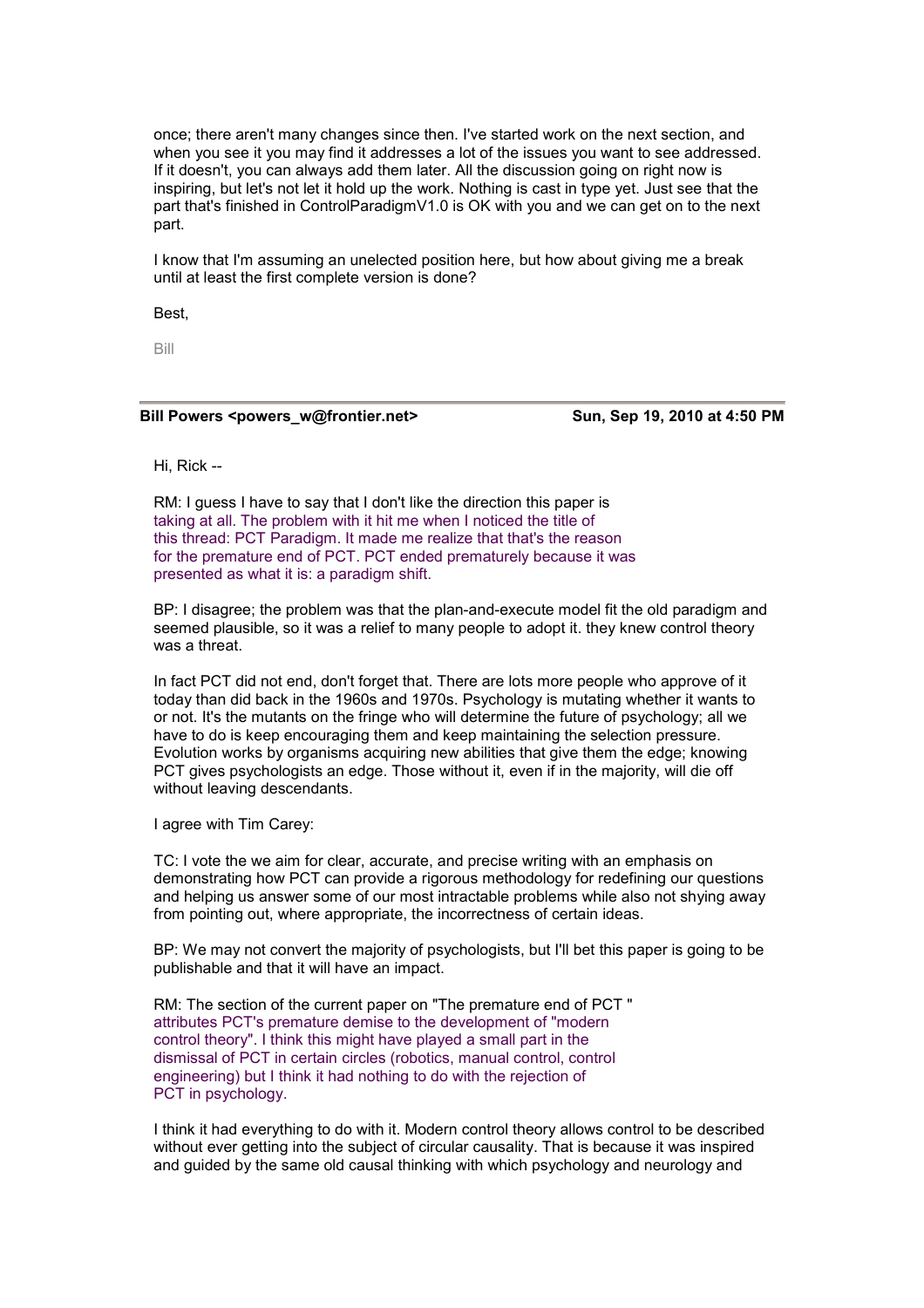once; there aren't many changes since then. I've started work on the next section, and when you see it you may find it addresses a lot of the issues you want to see addressed. If it doesn't, you can always add them later. All the discussion going on right now is inspiring, but let's not let it hold up the work. Nothing is cast in type yet. Just see that the part that's finished in ControlParadigmV1.0 is OK with you and we can get on to the next part.

I know that I'm assuming an unelected position here, but how about giving me a break until at least the first complete version is done?

Best,

Bill

---

**Bill Powers <powers_w@frontier.net>** **Sun, Sep 19, 2010 at 4:50 PM**

Hi, Rick --

RM: I guess I have to say that I don't like the direction this paper is taking at all. The problem with it hit me when I noticed the title of this thread: PCT Paradigm. It made me realize that that's the reason for the premature end of PCT. PCT ended prematurely because it was presented as what it is: a paradigm shift.

BP: I disagree; the problem was that the plan-and-execute model fit the old paradigm and seemed plausible, so it was a relief to many people to adopt it. they knew control theory was a threat.

In fact PCT did not end, don't forget that. There are lots more people who approve of it today than did back in the 1960s and 1970s. Psychology is mutating whether it wants to or not. It's the mutants on the fringe who will determine the future of psychology; all we have to do is keep encouraging them and keep maintaining the selection pressure. Evolution works by organisms acquiring new abilities that give them the edge; knowing PCT gives psychologists an edge. Those without it, even if in the majority, will die off without leaving descendants.

I agree with Tim Carey:

TC: I vote the we aim for clear, accurate, and precise writing with an emphasis on demonstrating how PCT can provide a rigorous methodology for redefining our questions and helping us answer some of our most intractable problems while also not shying away from pointing out, where appropriate, the incorrectness of certain ideas.

BP: We may not convert the majority of psychologists, but I'll bet this paper is going to be publishable and that it will have an impact.

RM: The section of the current paper on "The premature end of PCT " attributes PCT's premature demise to the development of "modern control theory". I think this might have played a small part in the dismissal of PCT in certain circles (robotics, manual control, control engineering) but I think it had nothing to do with the rejection of PCT in psychology.

I think it had everything to do with it. Modern control theory allows control to be described without ever getting into the subject of circular causality. That is because it was inspired and guided by the same old causal thinking with which psychology and neurology and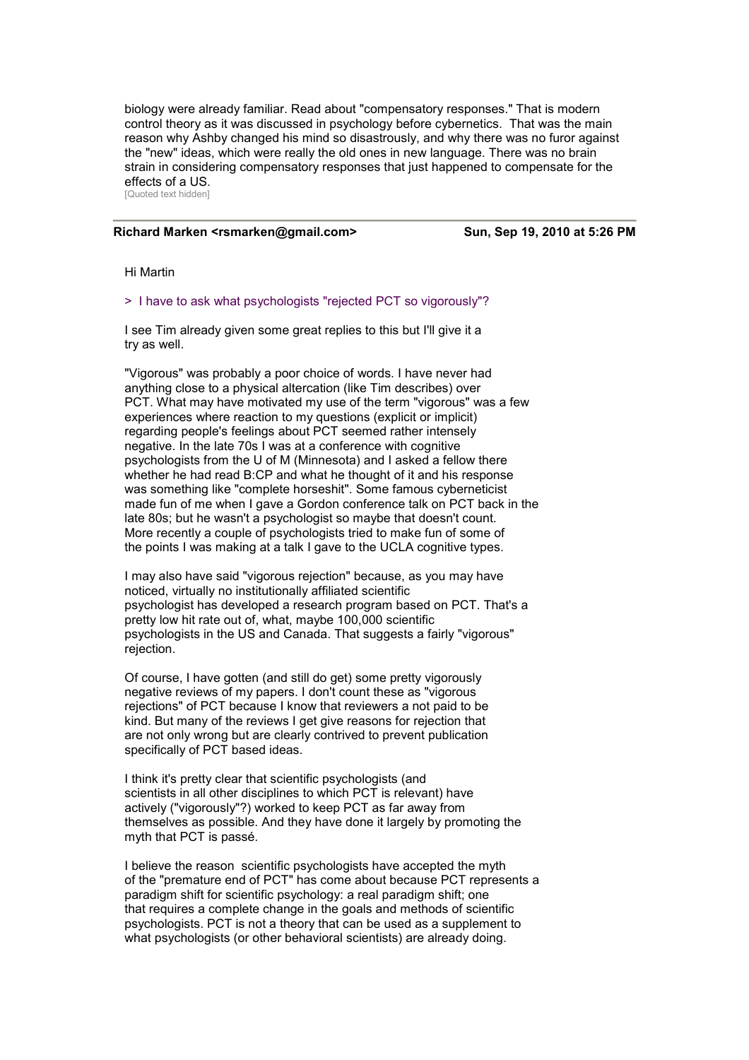biology were already familiar. Read about "compensatory responses." That is modern control theory as it was discussed in psychology before cybernetics. That was the main reason why Ashby changed his mind so disastrously, and why there was no furor against the "new" ideas, which were really the old ones in new language. There was no brain strain in considering compensatory responses that just happened to compensate for the effects of a US.

[Quoted text hidden]

---

**Richard Marken <rsmarken@gmail.com>** **Sun, Sep 19, 2010 at 5:26 PM**

Hi Martin

> I have to ask what psychologists "rejected PCT so vigorously"?

I see Tim already given some great replies to this but I'll give it a try as well.

"Vigorous" was probably a poor choice of words. I have never had anything close to a physical altercation (like Tim describes) over PCT. What may have motivated my use of the term "vigorous" was a few experiences where reaction to my questions (explicit or implicit) regarding people's feelings about PCT seemed rather intensely negative. In the late 70s I was at a conference with cognitive psychologists from the U of M (Minnesota) and I asked a fellow there whether he had read B:CP and what he thought of it and his response was something like "complete horseshit". Some famous cyberneticist made fun of me when I gave a Gordon conference talk on PCT back in the late 80s; but he wasn't a psychologist so maybe that doesn't count. More recently a couple of psychologists tried to make fun of some of the points I was making at a talk I gave to the UCLA cognitive types.

I may also have said "vigorous rejection" because, as you may have noticed, virtually no institutionally affiliated scientific psychologist has developed a research program based on PCT. That's a pretty low hit rate out of, what, maybe 100,000 scientific psychologists in the US and Canada. That suggests a fairly "vigorous" rejection.

Of course, I have gotten (and still do get) some pretty vigorously negative reviews of my papers. I don't count these as "vigorous rejections" of PCT because I know that reviewers a not paid to be kind. But many of the reviews I get give reasons for rejection that are not only wrong but are clearly contrived to prevent publication specifically of PCT based ideas.

I think it's pretty clear that scientific psychologists (and scientists in all other disciplines to which PCT is relevant) have actively ("vigorously"?) worked to keep PCT as far away from themselves as possible. And they have done it largely by promoting the myth that PCT is passé.

I believe the reason scientific psychologists have accepted the myth of the "premature end of PCT" has come about because PCT represents a paradigm shift for scientific psychology: a real paradigm shift; one that requires a complete change in the goals and methods of scientific psychologists. PCT is not a theory that can be used as a supplement to what psychologists (or other behavioral scientists) are already doing.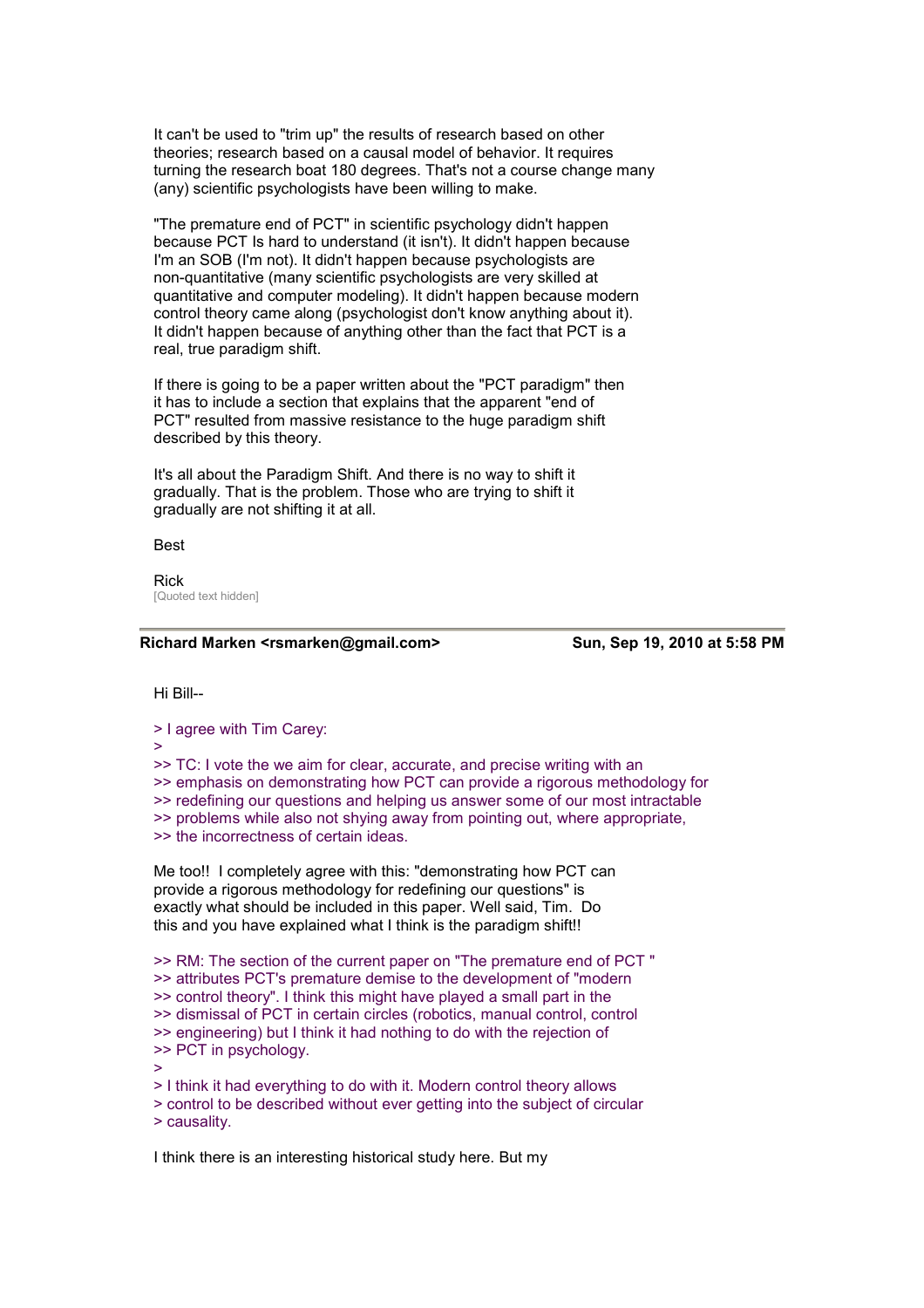It can't be used to "trim up" the results of research based on other theories; research based on a causal model of behavior. It requires turning the research boat 180 degrees. That's not a course change many (any) scientific psychologists have been willing to make.

"The premature end of PCT" in scientific psychology didn't happen because PCT Is hard to understand (it isn't). It didn't happen because I'm an SOB (I'm not). It didn't happen because psychologists are non-quantitative (many scientific psychologists are very skilled at quantitative and computer modeling). It didn't happen because modern control theory came along (psychologist don't know anything about it). It didn't happen because of anything other than the fact that PCT is a real, true paradigm shift.

If there is going to be a paper written about the "PCT paradigm" then it has to include a section that explains that the apparent "end of PCT" resulted from massive resistance to the huge paradigm shift described by this theory.

It's all about the Paradigm Shift. And there is no way to shift it gradually. That is the problem. Those who are trying to shift it gradually are not shifting it at all.

Best

Rick
[Quoted text hidden]

---

**Richard Marken <rsmarken@gmail.com>** **Sun, Sep 19, 2010 at 5:58 PM**

Hi Bill--

> I agree with Tim Carey:
>
>> TC: I vote the we aim for clear, accurate, and precise writing with an
>> emphasis on demonstrating how PCT can provide a rigorous methodology for
>> redefining our questions and helping us answer some of our most intractable
>> problems while also not shying away from pointing out, where appropriate,
>> the incorrectness of certain ideas.

Me too!! I completely agree with this: "demonstrating how PCT can provide a rigorous methodology for redefining our questions" is exactly what should be included in this paper. Well said, Tim. Do this and you have explained what I think is the paradigm shift!!

>> RM: The section of the current paper on "The premature end of PCT "
>> attributes PCT's premature demise to the development of "modern
>> control theory". I think this might have played a small part in the
>> dismissal of PCT in certain circles (robotics, manual control, control
>> engineering) but I think it had nothing to do with the rejection of
>> PCT in psychology.
>
> I think it had everything to do with it. Modern control theory allows
> control to be described without ever getting into the subject of circular
> causality.

I think there is an interesting historical study here. But my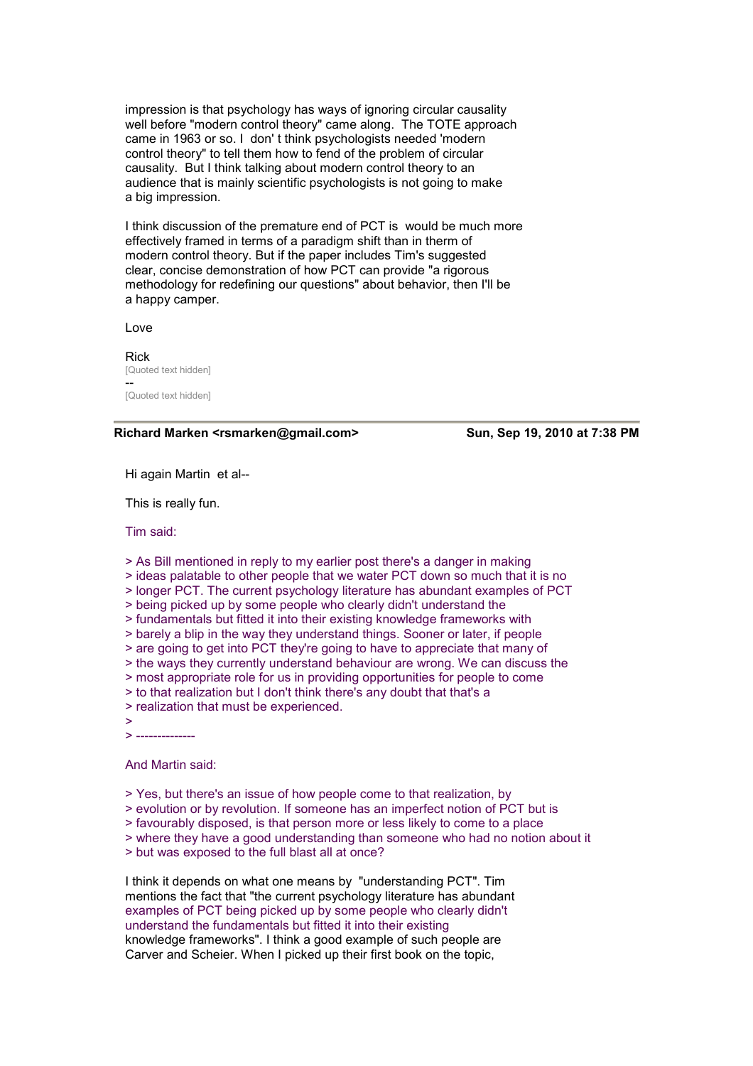impression is that psychology has ways of ignoring circular causality well before "modern control theory" came along. The TOTE approach came in 1963 or so. I don' t think psychologists needed 'modern control theory" to tell them how to fend of the problem of circular causality. But I think talking about modern control theory to an audience that is mainly scientific psychologists is not going to make a big impression.

I think discussion of the premature end of PCT is would be much more effectively framed in terms of a paradigm shift than in therm of modern control theory. But if the paper includes Tim's suggested clear, concise demonstration of how PCT can provide "a rigorous methodology for redefining our questions" about behavior, then I'll be a happy camper.

Love

Rick
[Quoted text hidden]
--
[Quoted text hidden]

---

**Richard Marken <rsmarken@gmail.com>** **Sun, Sep 19, 2010 at 7:38 PM**

Hi again Martin et al--

This is really fun.

Tim said:

> As Bill mentioned in reply to my earlier post there's a danger in making
> ideas palatable to other people that we water PCT down so much that it is no
> longer PCT. The current psychology literature has abundant examples of PCT
> being picked up by some people who clearly didn't understand the
> fundamentals but fitted it into their existing knowledge frameworks with
> barely a blip in the way they understand things. Sooner or later, if people
> are going to get into PCT they're going to have to appreciate that many of
> the ways they currently understand behavior are wrong. We can discuss the
> most appropriate role for us in providing opportunities for people to come
> to that realization but I don't think there's any doubt that that's a
> realization that must be experienced.
>
> --------------

And Martin said:

> Yes, but there's an issue of how people come to that realization, by
> evolution or by revolution. If someone has an imperfect notion of PCT but is
> favourably disposed, is that person more or less likely to come to a place
> where they have a good understanding than someone who had no notion about it
> but was exposed to the full blast all at once?

I think it depends on what one means by "understanding PCT". Tim mentions the fact that "the current psychology literature has abundant examples of PCT being picked up by some people who clearly didn't understand the fundamentals but fitted it into their existing knowledge frameworks". I think a good example of such people are Carver and Scheier. When I picked up their first book on the topic,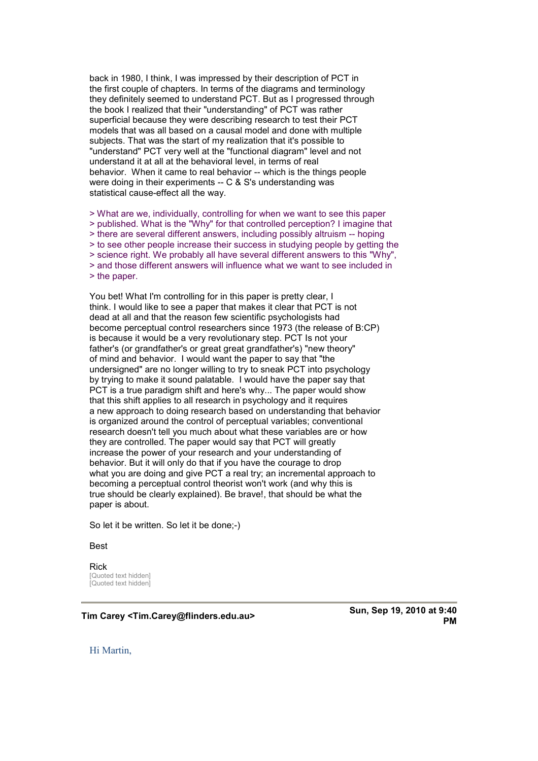back in 1980, I think, I was impressed by their description of PCT in the first couple of chapters. In terms of the diagrams and terminology they definitely seemed to understand PCT. But as I progressed through the book I realized that their "understanding" of PCT was rather superficial because they were describing research to test their PCT models that was all based on a causal model and done with multiple subjects. That was the start of my realization that it's possible to "understand" PCT very well at the "functional diagram" level and not understand it at all at the behavioral level, in terms of real behavior. When it came to real behavior -- which is the things people were doing in their experiments -- C & S's understanding was statistical cause-effect all the way.

> What are we, individually, controlling for when we want to see this paper
> published. What is the "Why" for that controlled perception? I imagine that
> there are several different answers, including possibly altruism -- hoping
> to see other people increase their success in studying people by getting the
> science right. We probably all have several different answers to this "Why",
> and those different answers will influence what we want to see included in
> the paper.

You bet! What I'm controlling for in this paper is pretty clear, I think. I would like to see a paper that makes it clear that PCT is not dead at all and that the reason few scientific psychologists had become perceptual control researchers since 1973 (the release of B:CP) is because it would be a very revolutionary step. PCT Is not your father's (or grandfather's or great great grandfather's) "new theory" of mind and behavior. I would want the paper to say that "the undersigned" are no longer willing to try to sneak PCT into psychology by trying to make it sound palatable. I would have the paper say that PCT is a true paradigm shift and here's why... The paper would show that this shift applies to all research in psychology and it requires a new approach to doing research based on understanding that behavior is organized around the control of perceptual variables; conventional research doesn't tell you much about what these variables are or how they are controlled. The paper would say that PCT will greatly increase the power of your research and your understanding of behavior. But it will only do that if you have the courage to drop what you are doing and give PCT a real try; an incremental approach to becoming a perceptual control theorist won't work (and why this is true should be clearly explained). Be brave!, that should be what the paper is about.

So let it be written. So let it be done;-)

Best

Rick
[Quoted text hidden]
[Quoted text hidden]

---

**Tim Carey <Tim.Carey@flinders.edu.au>** **Sun, Sep 19, 2010 at 9:40 PM**

Hi Martin,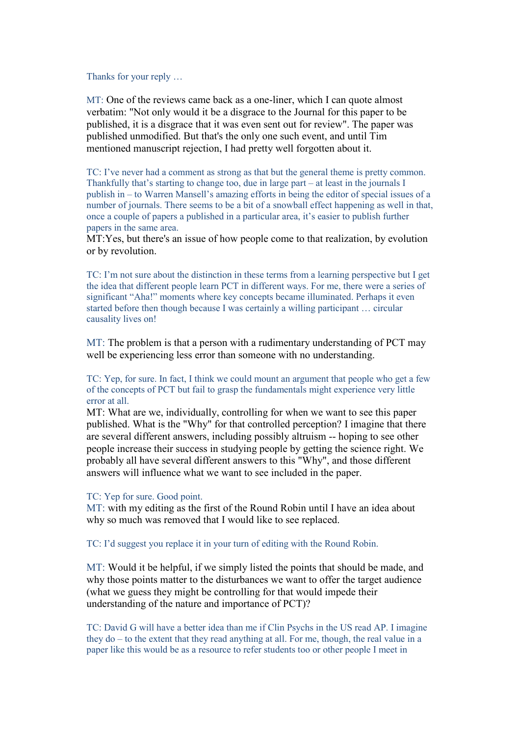Thanks for your reply …

MT: One of the reviews came back as a one-liner, which I can quote almost verbatim: "Not only would it be a disgrace to the Journal for this paper to be published, it is a disgrace that it was even sent out for review". The paper was published unmodified. But that's the only one such event, and until Tim mentioned manuscript rejection, I had pretty well forgotten about it.

TC: I've never had a comment as strong as that but the general theme is pretty common. Thankfully that's starting to change too, due in large part – at least in the journals I publish in – to Warren Mansell's amazing efforts in being the editor of special issues of a number of journals. There seems to be a bit of a snowball effect happening as well in that, once a couple of papers a published in a particular area, it's easier to publish further papers in the same area.

MT:Yes, but there's an issue of how people come to that realization, by evolution or by revolution.

TC: I'm not sure about the distinction in these terms from a learning perspective but I get the idea that different people learn PCT in different ways. For me, there were a series of significant "Aha!" moments where key concepts became illuminated. Perhaps it even started before then though because I was certainly a willing participant … circular causality lives on!

MT: The problem is that a person with a rudimentary understanding of PCT may well be experiencing less error than someone with no understanding.

TC: Yep, for sure. In fact, I think we could mount an argument that people who get a few of the concepts of PCT but fail to grasp the fundamentals might experience very little error at all.

MT: What are we, individually, controlling for when we want to see this paper published. What is the "Why" for that controlled perception? I imagine that there are several different answers, including possibly altruism -- hoping to see other people increase their success in studying people by getting the science right. We probably all have several different answers to this "Why", and those different answers will influence what we want to see included in the paper.

TC: Yep for sure. Good point.

MT: with my editing as the first of the Round Robin until I have an idea about why so much was removed that I would like to see replaced.

TC: I'd suggest you replace it in your turn of editing with the Round Robin.

MT: Would it be helpful, if we simply listed the points that should be made, and why those points matter to the disturbances we want to offer the target audience (what we guess they might be controlling for that would impede their understanding of the nature and importance of PCT)?

TC: David G will have a better idea than me if Clin Psychs in the US read AP. I imagine they do – to the extent that they read anything at all. For me, though, the real value in a paper like this would be as a resource to refer students too or other people I meet in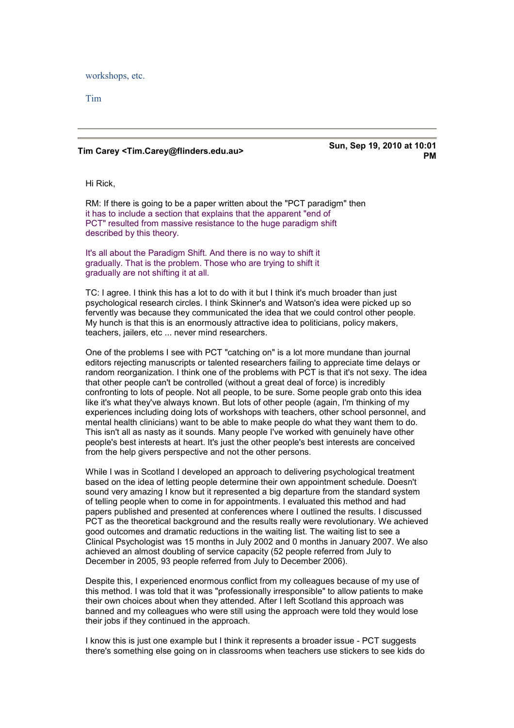workshops, etc.

Tim

---

**Tim Carey <Tim.Carey@flinders.edu.au>** **Sun, Sep 19, 2010 at 10:01 PM**

Hi Rick,

RM: If there is going to be a paper written about the "PCT paradigm" then it has to include a section that explains that the apparent "end of PCT" resulted from massive resistance to the huge paradigm shift described by this theory.

It's all about the Paradigm Shift. And there is no way to shift it gradually. That is the problem. Those who are trying to shift it gradually are not shifting it at all.

TC: I agree. I think this has a lot to do with it but I think it's much broader than just psychological research circles. I think Skinner's and Watson's idea were picked up so fervently was because they communicated the idea that we could control other people. My hunch is that this is an enormously attractive idea to politicians, policy makers, teachers, jailers, etc ... never mind researchers.

One of the problems I see with PCT "catching on" is a lot more mundane than journal editors rejecting manuscripts or talented researchers failing to appreciate time delays or random reorganization. I think one of the problems with PCT is that it's not sexy. The idea that other people can't be controlled (without a great deal of force) is incredibly confronting to lots of people. Not all people, to be sure. Some people grab onto this idea like it's what they've always known. But lots of other people (again, I'm thinking of my experiences including doing lots of workshops with teachers, other school personnel, and mental health clinicians) want to be able to make people do what they want them to do. This isn't all as nasty as it sounds. Many people I've worked with genuinely have other people's best interests at heart. It's just the other people's best interests are conceived from the help givers perspective and not the other persons.

While I was in Scotland I developed an approach to delivering psychological treatment based on the idea of letting people determine their own appointment schedule. Doesn't sound very amazing I know but it represented a big departure from the standard system of telling people when to come in for appointments. I evaluated this method and had papers published and presented at conferences where I outlined the results. I discussed PCT as the theoretical background and the results really were revolutionary. We achieved good outcomes and dramatic reductions in the waiting list. The waiting list to see a Clinical Psychologist was 15 months in July 2002 and 0 months in January 2007. We also achieved an almost doubling of service capacity (52 people referred from July to December in 2005, 93 people referred from July to December 2006).

Despite this, I experienced enormous conflict from my colleagues because of my use of this method. I was told that it was "professionally irresponsible" to allow patients to make their own choices about when they attended. After I left Scotland this approach was banned and my colleagues who were still using the approach were told they would lose their jobs if they continued in the approach.

I know this is just one example but I think it represents a broader issue - PCT suggests there's something else going on in classrooms when teachers use stickers to see kids do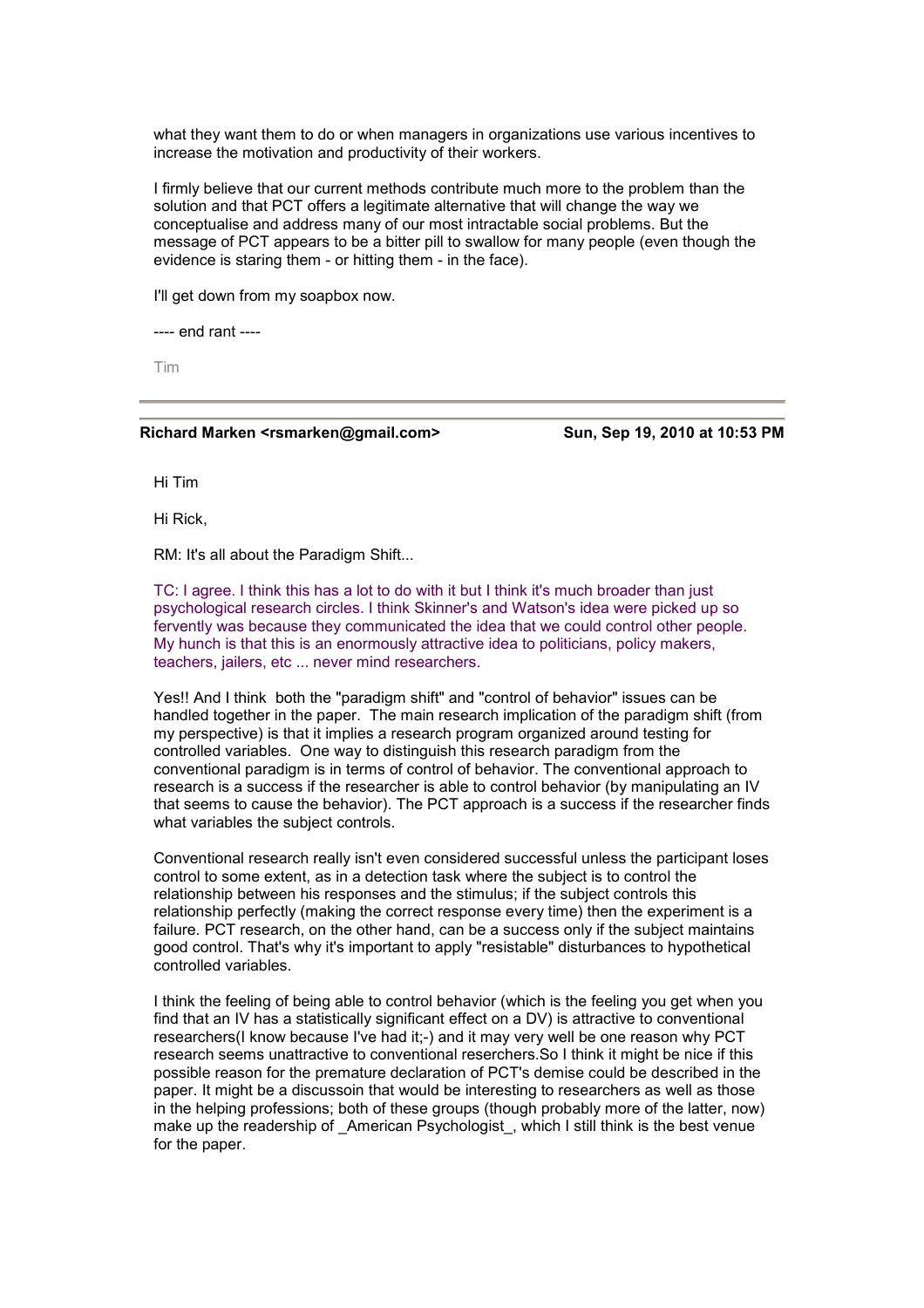what they want them to do or when managers in organizations use various incentives to increase the motivation and productivity of their workers.

I firmly believe that our current methods contribute much more to the problem than the solution and that PCT offers a legitimate alternative that will change the way we conceptualise and address many of our most intractable social problems. But the message of PCT appears to be a bitter pill to swallow for many people (even though the evidence is staring them - or hitting them - in the face).

I'll get down from my soapbox now.

---- end rant ----

Tim

---

**Richard Marken <rsmarken@gmail.com>** **Sun, Sep 19, 2010 at 10:53 PM**

Hi Tim

Hi Rick,

RM: It's all about the Paradigm Shift...

TC: I agree. I think this has a lot to do with it but I think it's much broader than just psychological research circles. I think Skinner's and Watson's idea were picked up so fervently was because they communicated the idea that we could control other people. My hunch is that this is an enormously attractive idea to politicians, policy makers, teachers, jailers, etc ... never mind researchers.

Yes!! And I think both the "paradigm shift" and "control of behavior" issues can be handled together in the paper. The main research implication of the paradigm shift (from my perspective) is that it implies a research program organized around testing for controlled variables. One way to distinguish this research paradigm from the conventional paradigm is in terms of control of behavior. The conventional approach to research is a success if the researcher is able to control behavior (by manipulating an IV that seems to cause the behavior). The PCT approach is a success if the researcher finds what variables the subject controls.

Conventional research really isn't even considered successful unless the participant loses control to some extent, as in a detection task where the subject is to control the relationship between his responses and the stimulus; if the subject controls this relationship perfectly (making the correct response every time) then the experiment is a failure. PCT research, on the other hand, can be a success only if the subject maintains good control. That's why it's important to apply "resistable" disturbances to hypothetical controlled variables.

I think the feeling of being able to control behavior (which is the feeling you get when you find that an IV has a statistically significant effect on a DV) is attractive to conventional researchers(I know because I've had it;-) and it may very well be one reason why PCT research seems unattractive to conventional reserchers.So I think it might be nice if this possible reason for the premature declaration of PCT's demise could be described in the paper. It might be a discussoin that would be interesting to researchers as well as those in the helping professions; both of these groups (though probably more of the latter, now) make up the readership of _American Psychologist_, which I still think is the best venue for the paper.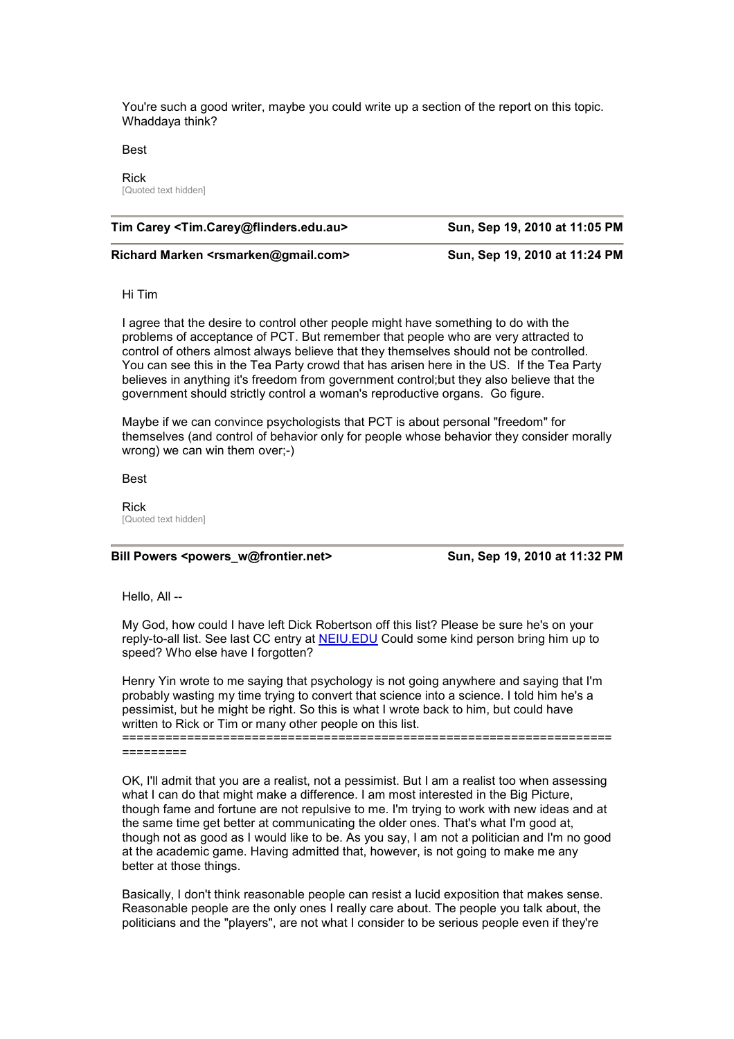You're such a good writer, maybe you could write up a section of the report on this topic. Whaddaya think?

Best

Rick

[Quoted text hidden]

---

**Tim Carey <Tim.Carey@flinders.edu.au>** **Sun, Sep 19, 2010 at 11:05 PM**

---

**Richard Marken <rsmarken@gmail.com>** **Sun, Sep 19, 2010 at 11:24 PM**

Hi Tim

I agree that the desire to control other people might have something to do with the problems of acceptance of PCT. But remember that people who are very attracted to control of others almost always believe that they themselves should not be controlled. You can see this in the Tea Party crowd that has arisen here in the US. If the Tea Party believes in anything it's freedom from government control;but they also believe that the government should strictly control a woman's reproductive organs. Go figure.

Maybe if we can convince psychologists that PCT is about personal "freedom" for themselves (and control of behavior only for people whose behavior they consider morally wrong) we can win them over;-)

Best

Rick

[Quoted text hidden]

---

**Bill Powers <powers_w@frontier.net>** **Sun, Sep 19, 2010 at 11:32 PM**

Hello, All --

My God, how could I have left Dick Robertson off this list? Please be sure he's on your reply-to-all list. See last CC entry at NEIU.EDU Could some kind person bring him up to speed? Who else have I forgotten?

Henry Yin wrote to me saying that psychology is not going anywhere and saying that I'm probably wasting my time trying to convert that science into a science. I told him he's a pessimist, but he might be right. So this is what I wrote back to him, but could have written to Rick or Tim or many other people on this list.

=========================================================================

OK, I'll admit that you are a realist, not a pessimist. But I am a realist too when assessing what I can do that might make a difference. I am most interested in the Big Picture, though fame and fortune are not repulsive to me. I'm trying to work with new ideas and at the same time get better at communicating the older ones. That's what I'm good at, though not as good as I would like to be. As you say, I am not a politician and I'm no good at the academic game. Having admitted that, however, is not going to make me any better at those things.

Basically, I don't think reasonable people can resist a lucid exposition that makes sense. Reasonable people are the only ones I really care about. The people you talk about, the politicians and the "players", are not what I consider to be serious people even if they're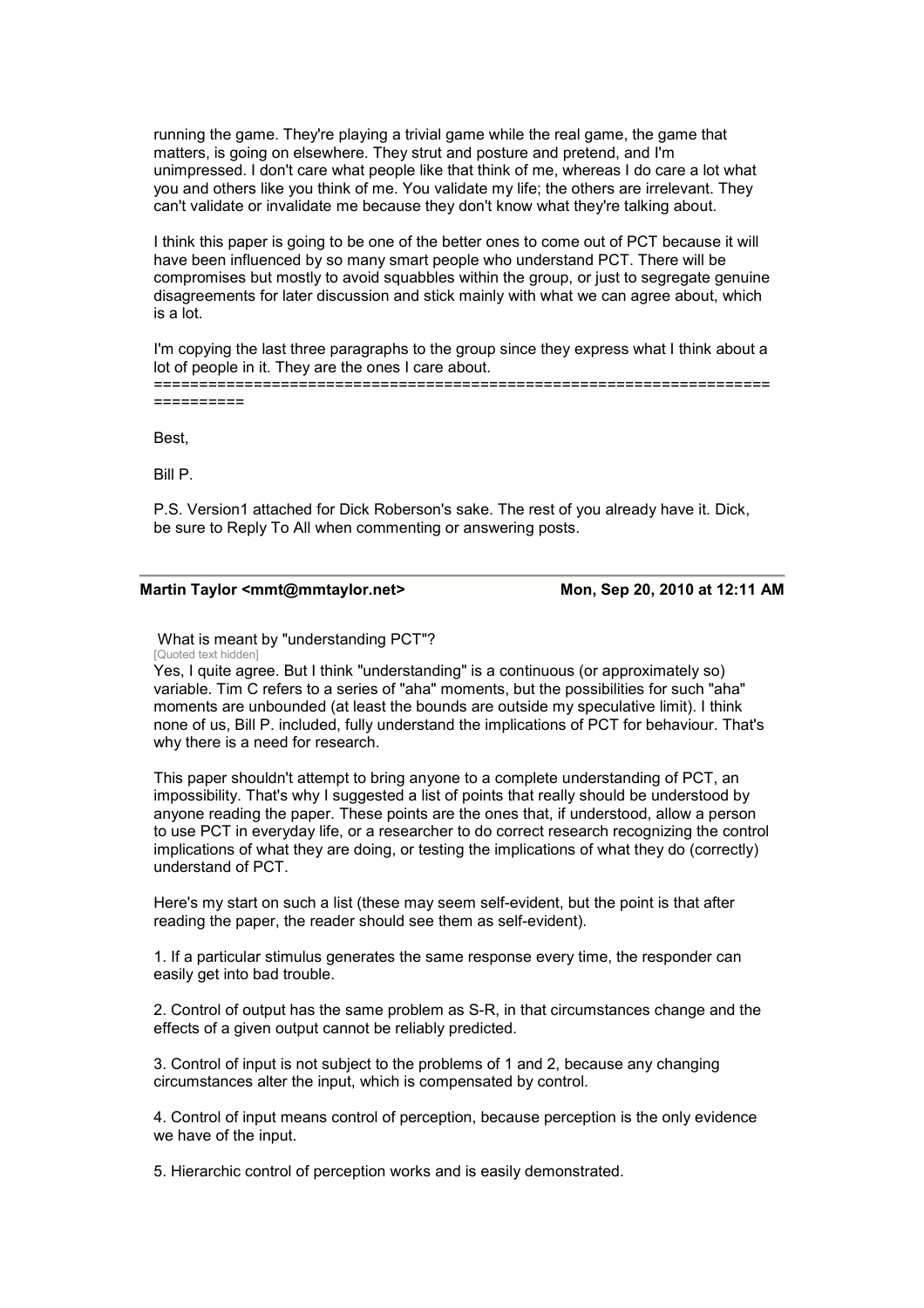running the game. They're playing a trivial game while the real game, the game that matters, is going on elsewhere. They strut and posture and pretend, and I'm unimpressed. I don't care what people like that think of me, whereas I do care a lot what you and others like you think of me. You validate my life; the others are irrelevant. They can't validate or invalidate me because they don't know what they're talking about.

I think this paper is going to be one of the better ones to come out of PCT because it will have been influenced by so many smart people who understand PCT. There will be compromises but mostly to avoid squabbles within the group, or just to segregate genuine disagreements for later discussion and stick mainly with what we can agree about, which is a lot.

I'm copying the last three paragraphs to the group since they express what I think about a lot of people in it. They are the ones I care about.
==============================================================================

Best,

Bill P.

P.S. Version1 attached for Dick Roberson's sake. The rest of you already have it. Dick, be sure to Reply To All when commenting or answering posts.

---

**Martin Taylor <mmt@mmtaylor.net>** **Mon, Sep 20, 2010 at 12:11 AM**

What is meant by "understanding PCT"?

[Quoted text hidden]

Yes, I quite agree. But I think "understanding" is a continuous (or approximately so) variable. Tim C refers to a series of "aha" moments, but the possibilities for such "aha" moments are unbounded (at least the bounds are outside my speculative limit). I think none of us, Bill P. included, fully understand the implications of PCT for behaviour. That's why there is a need for research.

This paper shouldn't attempt to bring anyone to a complete understanding of PCT, an impossibility. That's why I suggested a list of points that really should be understood by anyone reading the paper. These points are the ones that, if understood, allow a person to use PCT in everyday life, or a researcher to do correct research recognizing the control implications of what they are doing, or testing the implications of what they do (correctly) understand of PCT.

Here's my start on such a list (these may seem self-evident, but the point is that after reading the paper, the reader should see them as self-evident).

1. If a particular stimulus generates the same response every time, the responder can easily get into bad trouble.

2. Control of output has the same problem as S-R, in that circumstances change and the effects of a given output cannot be reliably predicted.

3. Control of input is not subject to the problems of 1 and 2, because any changing circumstances alter the input, which is compensated by control.

4. Control of input means control of perception, because perception is the only evidence we have of the input.

5. Hierarchic control of perception works and is easily demonstrated.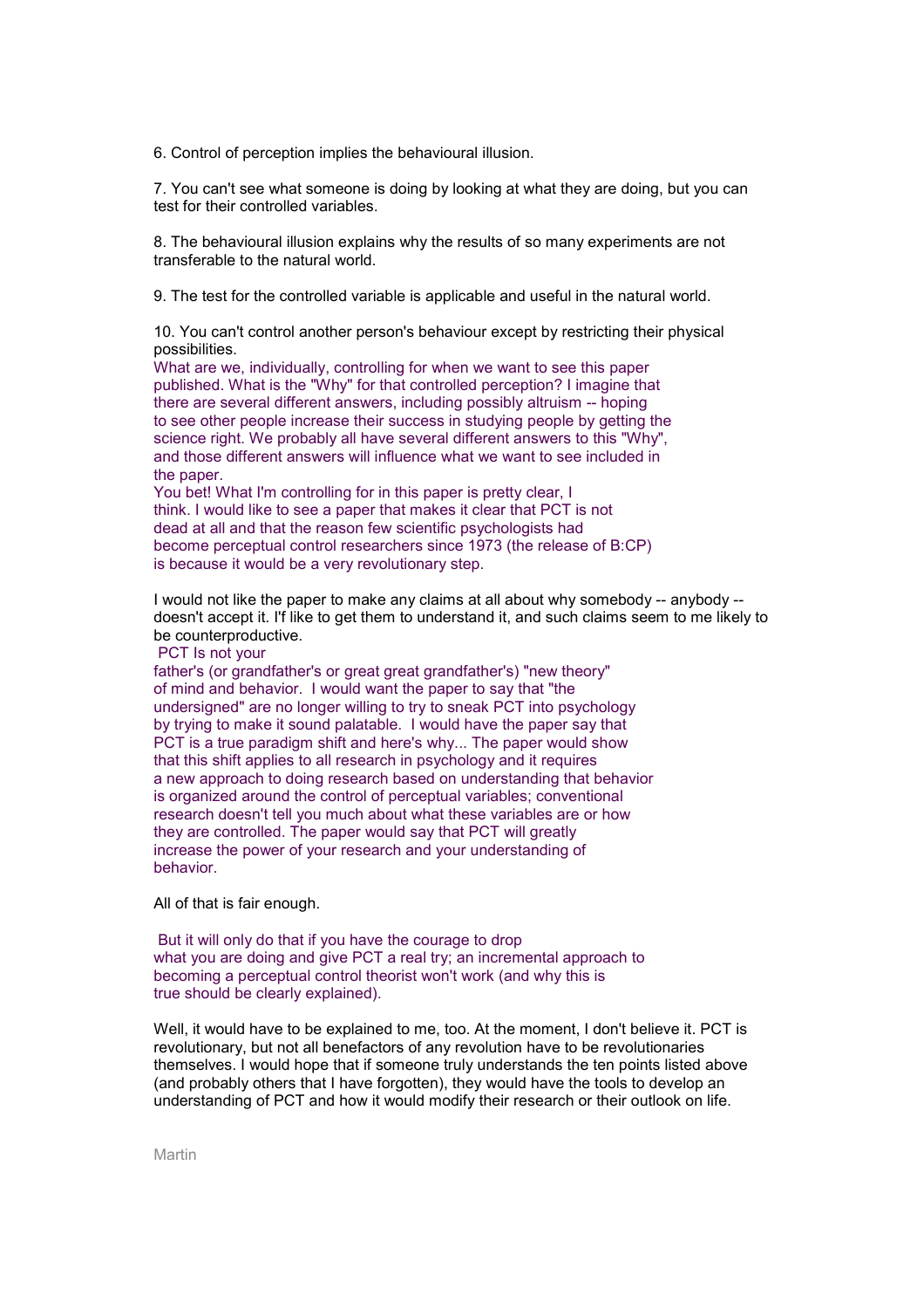6. Control of perception implies the behavioural illusion.

7. You can't see what someone is doing by looking at what they are doing, but you can test for their controlled variables.

8. The behavioural illusion explains why the results of so many experiments are not transferable to the natural world.

9. The test for the controlled variable is applicable and useful in the natural world.

10. You can't control another person's behaviour except by restricting their physical possibilities.

What are we, individually, controlling for when we want to see this paper published. What is the "Why" for that controlled perception? I imagine that there are several different answers, including possibly altruism -- hoping to see other people increase their success in studying people by getting the science right. We probably all have several different answers to this "Why", and those different answers will influence what we want to see included in the paper.

You bet! What I'm controlling for in this paper is pretty clear, I think. I would like to see a paper that makes it clear that PCT is not dead at all and that the reason few scientific psychologists had become perceptual control researchers since 1973 (the release of B:CP) is because it would be a very revolutionary step.

I would not like the paper to make any claims at all about why somebody -- anybody -- doesn't accept it. I'f like to get them to understand it, and such claims seem to me likely to be counterproductive.

PCT Is not your father's (or grandfather's or great great grandfather's) "new theory" of mind and behavior. I would want the paper to say that "the undersigned" are no longer willing to try to sneak PCT into psychology by trying to make it sound palatable. I would have the paper say that PCT is a true paradigm shift and here's why... The paper would show that this shift applies to all research in psychology and it requires a new approach to doing research based on understanding that behavior is organized around the control of perceptual variables; conventional research doesn't tell you much about what these variables are or how they are controlled. The paper would say that PCT will greatly increase the power of your research and your understanding of behavior.

All of that is fair enough.

But it will only do that if you have the courage to drop what you are doing and give PCT a real try; an incremental approach to becoming a perceptual control theorist won't work (and why this is true should be clearly explained).

Well, it would have to be explained to me, too. At the moment, I don't believe it. PCT is revolutionary, but not all benefactors of any revolution have to be revolutionaries themselves. I would hope that if someone truly understands the ten points listed above (and probably others that I have forgotten), they would have the tools to develop an understanding of PCT and how it would modify their research or their outlook on life.

Martin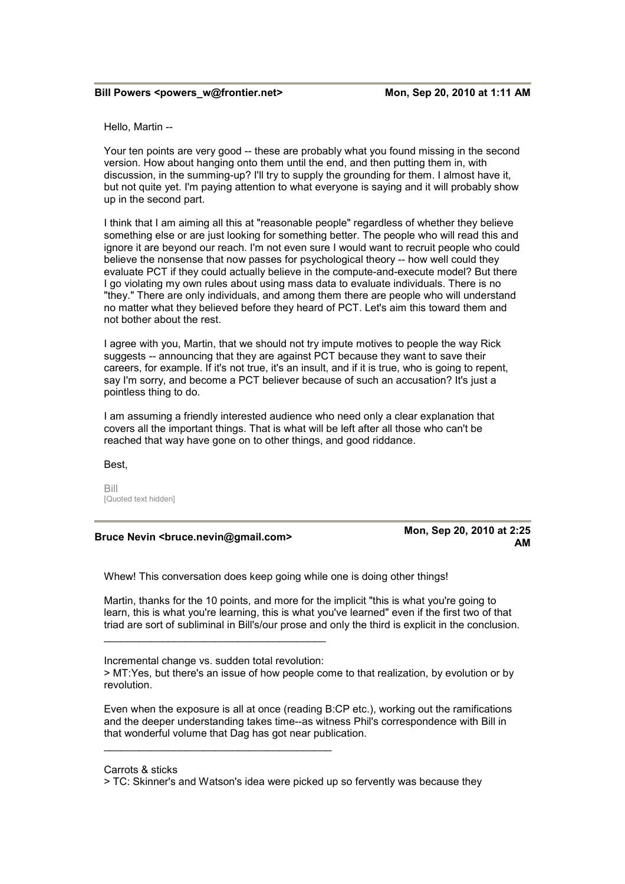**Bill Powers <powers_w@frontier.net>** **Mon, Sep 20, 2010 at 1:11 AM**

Hello, Martin --

Your ten points are very good -- these are probably what you found missing in the second version. How about hanging onto them until the end, and then putting them in, with discussion, in the summing-up? I'll try to supply the grounding for them. I almost have it, but not quite yet. I'm paying attention to what everyone is saying and it will probably show up in the second part.

I think that I am aiming all this at "reasonable people" regardless of whether they believe something else or are just looking for something better. The people who will read this and ignore it are beyond our reach. I'm not even sure I would want to recruit people who could believe the nonsense that now passes for psychological theory -- how well could they evaluate PCT if they could actually believe in the compute-and-execute model? But there I go violating my own rules about using mass data to evaluate individuals. There is no "they." There are only individuals, and among them there are people who will understand no matter what they believed before they heard of PCT. Let's aim this toward them and not bother about the rest.

I agree with you, Martin, that we should not try impute motives to people the way Rick suggests -- announcing that they are against PCT because they want to save their careers, for example. If it's not true, it's an insult, and if it is true, who is going to repent, say I'm sorry, and become a PCT believer because of such an accusation? It's just a pointless thing to do.

I am assuming a friendly interested audience who need only a clear explanation that covers all the important things. That is what will be left after all those who can't be reached that way have gone on to other things, and good riddance.

Best,

Bill
[Quoted text hidden]

---

**Bruce Nevin <bruce.nevin@gmail.com>** **Mon, Sep 20, 2010 at 2:25 AM**

Whew! This conversation does keep going while one is doing other things!

Martin, thanks for the 10 points, and more for the implicit "this is what you're going to learn, this is what you're learning, this is what you've learned" even if the first two of that triad are sort of subliminal in Bill's/our prose and only the third is explicit in the conclusion.

---

Incremental change vs. sudden total revolution:
> MT:Yes, but there's an issue of how people come to that realization, by evolution or by revolution.

Even when the exposure is all at once (reading B:CP etc.), working out the ramifications and the deeper understanding takes time--as witness Phil's correspondence with Bill in that wonderful volume that Dag has got near publication.

---

Carrots & sticks
> TC: Skinner's and Watson's idea were picked up so fervently was because they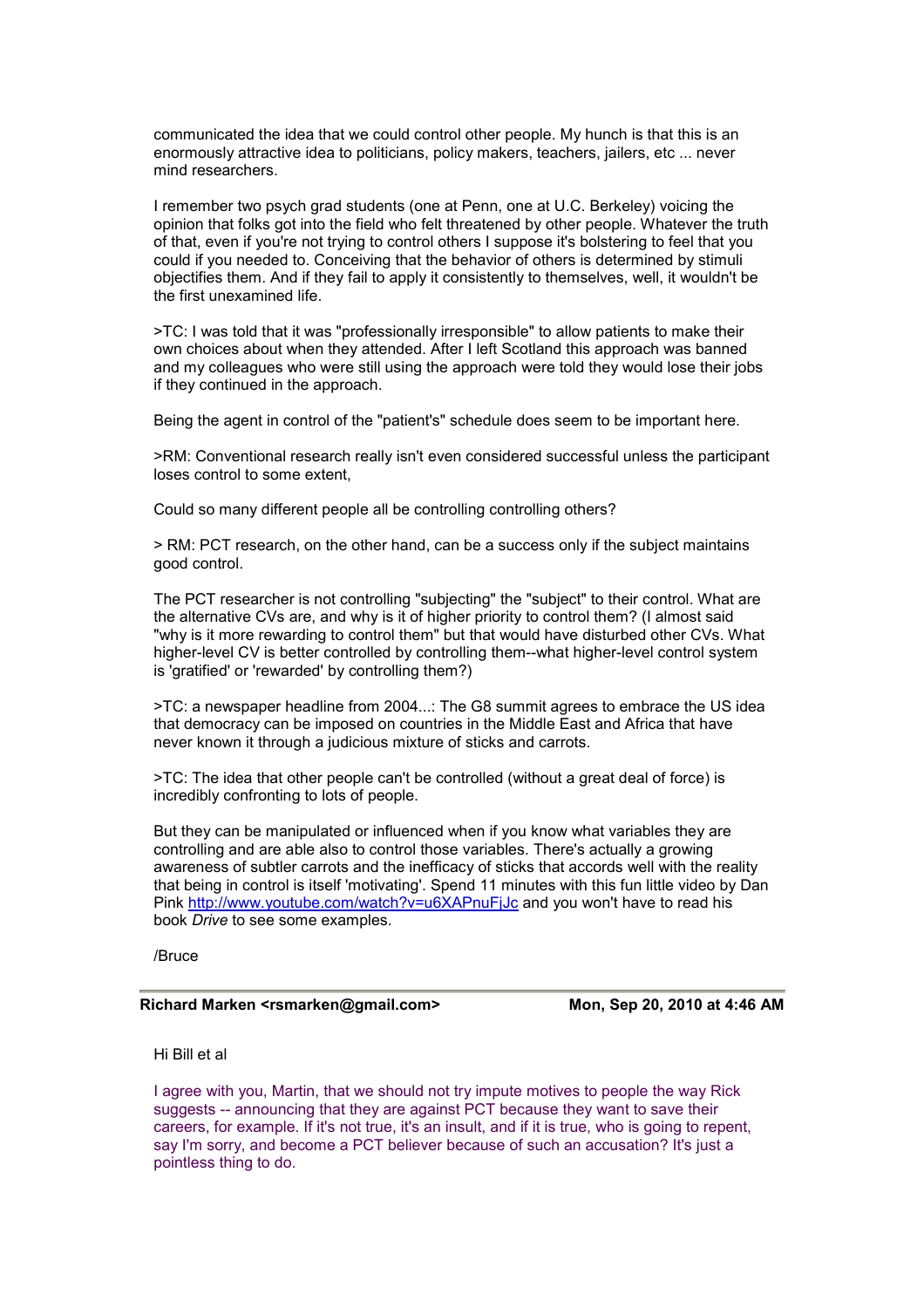communicated the idea that we could control other people. My hunch is that this is an enormously attractive idea to politicians, policy makers, teachers, jailers, etc ... never mind researchers.

I remember two psych grad students (one at Penn, one at U.C. Berkeley) voicing the opinion that folks got into the field who felt threatened by other people. Whatever the truth of that, even if you're not trying to control others I suppose it's bolstering to feel that you could if you needed to. Conceiving that the behavior of others is determined by stimuli objectifies them. And if they fail to apply it consistently to themselves, well, it wouldn't be the first unexamined life.

>TC: I was told that it was "professionally irresponsible" to allow patients to make their own choices about when they attended. After I left Scotland this approach was banned and my colleagues who were still using the approach were told they would lose their jobs if they continued in the approach.

Being the agent in control of the "patient's" schedule does seem to be important here.

>RM: Conventional research really isn't even considered successful unless the participant loses control to some extent,

Could so many different people all be controlling controlling others?

> RM: PCT research, on the other hand, can be a success only if the subject maintains good control.

The PCT researcher is not controlling "subjecting" the "subject" to their control. What are the alternative CVs are, and why is it of higher priority to control them? (I almost said "why is it more rewarding to control them" but that would have disturbed other CVs. What higher-level CV is better controlled by controlling them--what higher-level control system is 'gratified' or 'rewarded' by controlling them?)

>TC: a newspaper headline from 2004...: The G8 summit agrees to embrace the US idea that democracy can be imposed on countries in the Middle East and Africa that have never known it through a judicious mixture of sticks and carrots.

>TC: The idea that other people can't be controlled (without a great deal of force) is incredibly confronting to lots of people.

But they can be manipulated or influenced when if you know what variables they are controlling and are able also to control those variables. There's actually a growing awareness of subtler carrots and the inefficacy of sticks that accords well with the reality that being in control is itself 'motivating'. Spend 11 minutes with this fun little video by Dan Pink http://www.youtube.com/watch?v=u6XAPnuFjJc and you won't have to read his book *Drive* to see some examples.

/Bruce

---

**Richard Marken <rsmarken@gmail.com>** — **Mon, Sep 20, 2010 at 4:46 AM**

Hi Bill et al

I agree with you, Martin, that we should not try impute motives to people the way Rick suggests -- announcing that they are against PCT because they want to save their careers, for example. If it's not true, it's an insult, and if it is true, who is going to repent, say I'm sorry, and become a PCT believer because of such an accusation? It's just a pointless thing to do.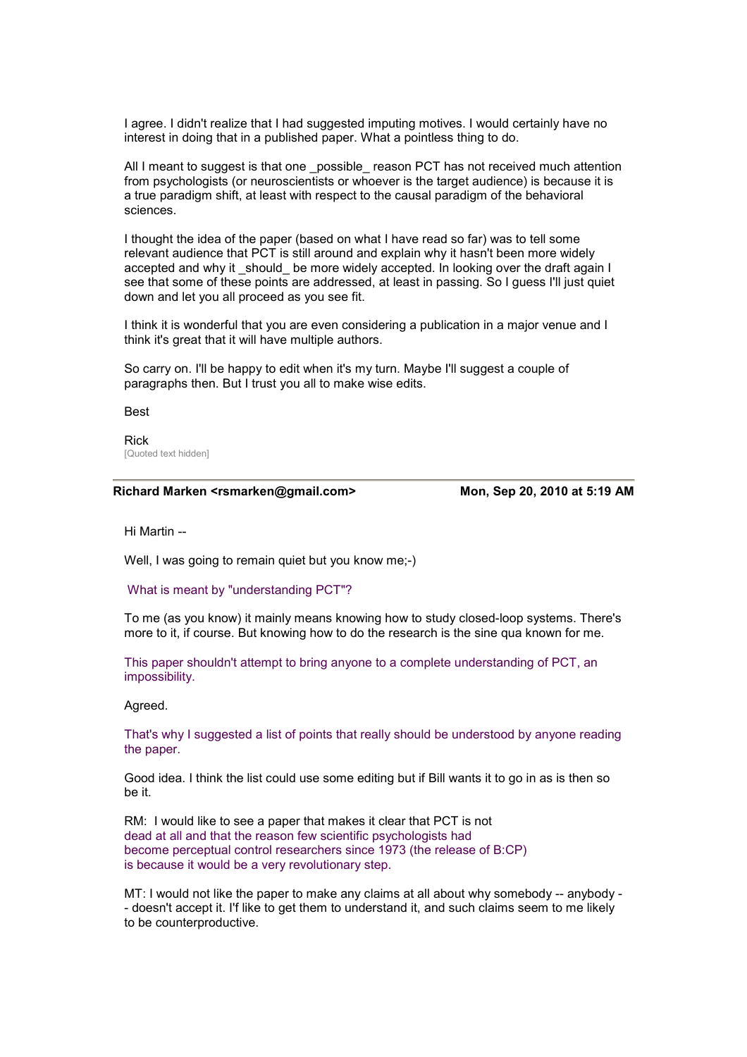I agree. I didn't realize that I had suggested imputing motives. I would certainly have no interest in doing that in a published paper. What a pointless thing to do.

All I meant to suggest is that one _possible_ reason PCT has not received much attention from psychologists (or neuroscientists or whoever is the target audience) is because it is a true paradigm shift, at least with respect to the causal paradigm of the behavioral sciences.

I thought the idea of the paper (based on what I have read so far) was to tell some relevant audience that PCT is still around and explain why it hasn't been more widely accepted and why it _should_ be more widely accepted. In looking over the draft again I see that some of these points are addressed, at least in passing. So I guess I'll just quiet down and let you all proceed as you see fit.

I think it is wonderful that you are even considering a publication in a major venue and I think it's great that it will have multiple authors.

So carry on. I'll be happy to edit when it's my turn. Maybe I'll suggest a couple of paragraphs then. But I trust you all to make wise edits.

Best

Rick

[Quoted text hidden]

---

**Richard Marken <rsmarken@gmail.com>** — **Mon, Sep 20, 2010 at 5:19 AM**

Hi Martin --

Well, I was going to remain quiet but you know me;-)

What is meant by "understanding PCT"?

To me (as you know) it mainly means knowing how to study closed-loop systems. There's more to it, if course. But knowing how to do the research is the sine qua known for me.

This paper shouldn't attempt to bring anyone to a complete understanding of PCT, an impossibility.

Agreed.

That's why I suggested a list of points that really should be understood by anyone reading the paper.

Good idea. I think the list could use some editing but if Bill wants it to go in as is then so be it.

RM: I would like to see a paper that makes it clear that PCT is not
dead at all and that the reason few scientific psychologists had
become perceptual control researchers since 1973 (the release of B:CP)
is because it would be a very revolutionary step.

MT: I would not like the paper to make any claims at all about why somebody -- anybody -- doesn't accept it. I'f like to get them to understand it, and such claims seem to me likely to be counterproductive.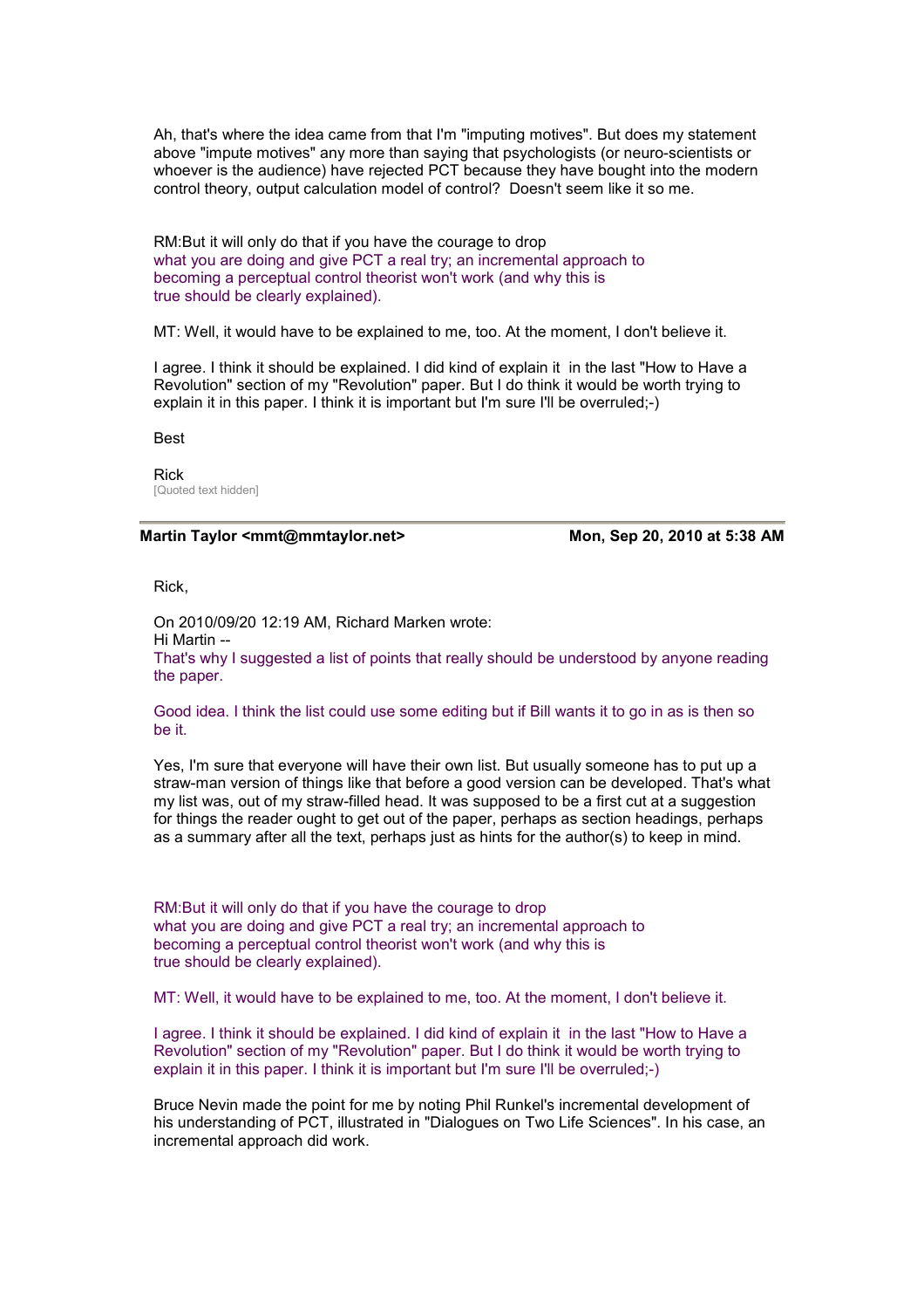Ah, that's where the idea came from that I'm "imputing motives". But does my statement above "impute motives" any more than saying that psychologists (or neuro-scientists or whoever is the audience) have rejected PCT because they have bought into the modern control theory, output calculation model of control? Doesn't seem like it so me.

RM:But it will only do that if you have the courage to drop
what you are doing and give PCT a real try; an incremental approach to
becoming a perceptual control theorist won't work (and why this is
true should be clearly explained).

MT: Well, it would have to be explained to me, too. At the moment, I don't believe it.

I agree. I think it should be explained. I did kind of explain it in the last "How to Have a Revolution" section of my "Revolution" paper. But I do think it would be worth trying to explain it in this paper. I think it is important but I'm sure I'll be overruled;-)

Best

Rick
[Quoted text hidden]

---

**Martin Taylor <mmt@mmtaylor.net>** **Mon, Sep 20, 2010 at 5:38 AM**

Rick,

On 2010/09/20 12:19 AM, Richard Marken wrote:
Hi Martin --
That's why I suggested a list of points that really should be understood by anyone reading the paper.

Good idea. I think the list could use some editing but if Bill wants it to go in as is then so be it.

Yes, I'm sure that everyone will have their own list. But usually someone has to put up a straw-man version of things like that before a good version can be developed. That's what my list was, out of my straw-filled head. It was supposed to be a first cut at a suggestion for things the reader ought to get out of the paper, perhaps as section headings, perhaps as a summary after all the text, perhaps just as hints for the author(s) to keep in mind.

RM:But it will only do that if you have the courage to drop
what you are doing and give PCT a real try; an incremental approach to
becoming a perceptual control theorist won't work (and why this is
true should be clearly explained).

MT: Well, it would have to be explained to me, too. At the moment, I don't believe it.

I agree. I think it should be explained. I did kind of explain it in the last "How to Have a Revolution" section of my "Revolution" paper. But I do think it would be worth trying to explain it in this paper. I think it is important but I'm sure I'll be overruled;-)

Bruce Nevin made the point for me by noting Phil Runkel's incremental development of his understanding of PCT, illustrated in "Dialogues on Two Life Sciences". In his case, an incremental approach did work.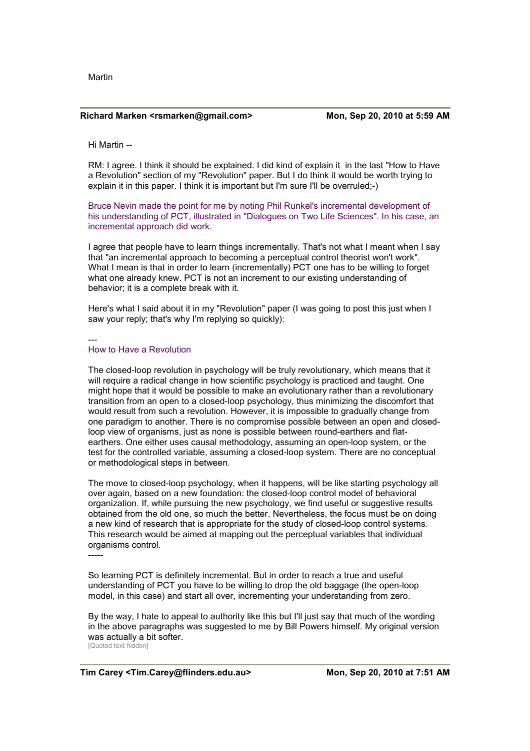Martin

---

**Richard Marken <rsmarken@gmail.com>** **Mon, Sep 20, 2010 at 5:59 AM**

Hi Martin --

RM: I agree. I think it should be explained. I did kind of explain it in the last "How to Have a Revolution" section of my "Revolution" paper. But I do think it would be worth trying to explain it in this paper. I think it is important but I'm sure I'll be overruled;-)

Bruce Nevin made the point for me by noting Phil Runkel's incremental development of his understanding of PCT, illustrated in "Dialogues on Two Life Sciences". In his case, an incremental approach did work.

I agree that people have to learn things incrementally. That's not what I meant when I say that "an incremental approach to becoming a perceptual control theorist won't work". What I mean is that in order to learn (incrementally) PCT one has to be willing to forget what one already knew. PCT is not an increment to our existing understanding of behavior; it is a complete break with it.

Here's what I said about it in my "Revolution" paper (I was going to post this just when I saw your reply; that's why I'm replying so quickly):

---
How to Have a Revolution

The closed-loop revolution in psychology will be truly revolutionary, which means that it will require a radical change in how scientific psychology is practiced and taught. One might hope that it would be possible to make an evolutionary rather than a revolutionary transition from an open to a closed-loop psychology, thus minimizing the discomfort that would result from such a revolution. However, it is impossible to gradually change from one paradigm to another. There is no compromise possible between an open and closed-loop view of organisms, just as none is possible between round-earthers and flat-earthers. One either uses causal methodology, assuming an open-loop system, or the test for the controlled variable, assuming a closed-loop system. There are no conceptual or methodological steps in between.

The move to closed-loop psychology, when it happens, will be like starting psychology all over again, based on a new foundation: the closed-loop control model of behavioral organization. If, while pursuing the new psychology, we find useful or suggestive results obtained from the old one, so much the better. Nevertheless, the focus must be on doing a new kind of research that is appropriate for the study of closed-loop control systems. This research would be aimed at mapping out the perceptual variables that individual organisms control.
-----

So learning PCT is definitely incremental. But in order to reach a true and useful understanding of PCT you have to be willing to drop the old baggage (the open-loop model, in this case) and start all over, incrementing your understanding from zero.

By the way, I hate to appeal to authority like this but I'll just say that much of the wording in the above paragraphs was suggested to me by Bill Powers himself. My original version was actually a bit softer.
[Quoted text hidden]

---

**Tim Carey <Tim.Carey@flinders.edu.au>** **Mon, Sep 20, 2010 at 7:51 AM**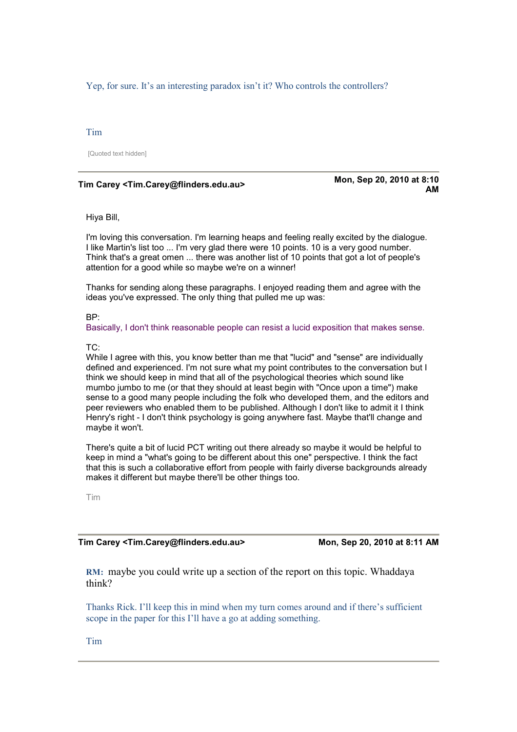Yep, for sure. It's an interesting paradox isn't it? Who controls the controllers?

Tim

[Quoted text hidden]

---

**Tim Carey <Tim.Carey@flinders.edu.au>** **Mon, Sep 20, 2010 at 8:10 AM**

Hiya Bill,

I'm loving this conversation. I'm learning heaps and feeling really excited by the dialogue. I like Martin's list too ... I'm very glad there were 10 points. 10 is a very good number. Think that's a great omen ... there was another list of 10 points that got a lot of people's attention for a good while so maybe we're on a winner!

Thanks for sending along these paragraphs. I enjoyed reading them and agree with the ideas you've expressed. The only thing that pulled me up was:

BP:
Basically, I don't think reasonable people can resist a lucid exposition that makes sense.

TC:
While I agree with this, you know better than me that "lucid" and "sense" are individually defined and experienced. I'm not sure what my point contributes to the conversation but I think we should keep in mind that all of the psychological theories which sound like mumbo jumbo to me (or that they should at least begin with "Once upon a time") make sense to a good many people including the folk who developed them, and the editors and peer reviewers who enabled them to be published. Although I don't like to admit it I think Henry's right - I don't think psychology is going anywhere fast. Maybe that'll change and maybe it won't.

There's quite a bit of lucid PCT writing out there already so maybe it would be helpful to keep in mind a "what's going to be different about this one" perspective. I think the fact that this is such a collaborative effort from people with fairly diverse backgrounds already makes it different but maybe there'll be other things too.

Tim

---

**Tim Carey <Tim.Carey@flinders.edu.au>** **Mon, Sep 20, 2010 at 8:11 AM**

**RM:** maybe you could write up a section of the report on this topic. Whaddaya think?

Thanks Rick. I'll keep this in mind when my turn comes around and if there's sufficient scope in the paper for this I'll have a go at adding something.

Tim

---